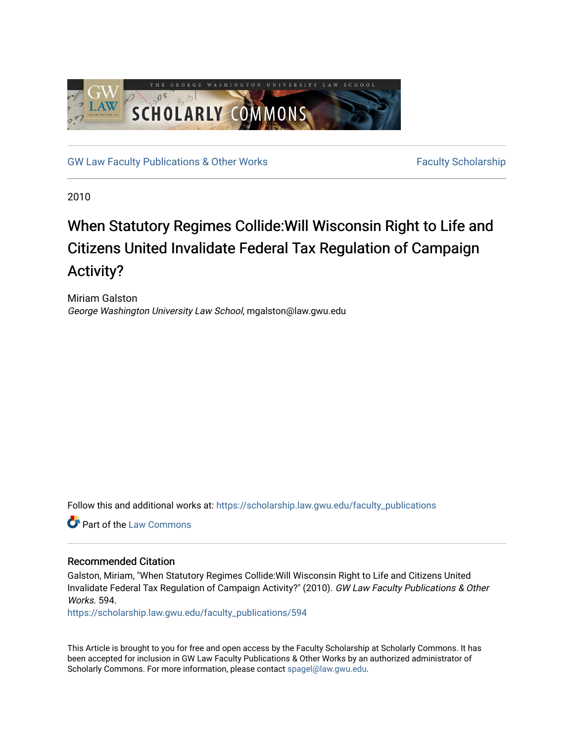GW Law Faculty Publications & Other Works | Faculty Scholarship

2010

# When Statutory Regimes Collide:Will Wisconsin Right to Life and Citizens United Invalidate Federal Tax Regulation of Campaign Activity?

Miriam Galston
*George Washington University Law School*, mgalston@law.gwu.edu

Follow this and additional works at: https://scholarship.law.gwu.edu/faculty_publications

Part of the Law Commons

## Recommended Citation

Galston, Miriam, "When Statutory Regimes Collide:Will Wisconsin Right to Life and Citizens United Invalidate Federal Tax Regulation of Campaign Activity?" (2010). *GW Law Faculty Publications & Other Works*. 594.
https://scholarship.law.gwu.edu/faculty_publications/594

This Article is brought to you for free and open access by the Faculty Scholarship at Scholarly Commons. It has been accepted for inclusion in GW Law Faculty Publications & Other Works by an authorized administrator of Scholarly Commons. For more information, please contact spagel@law.gwu.edu.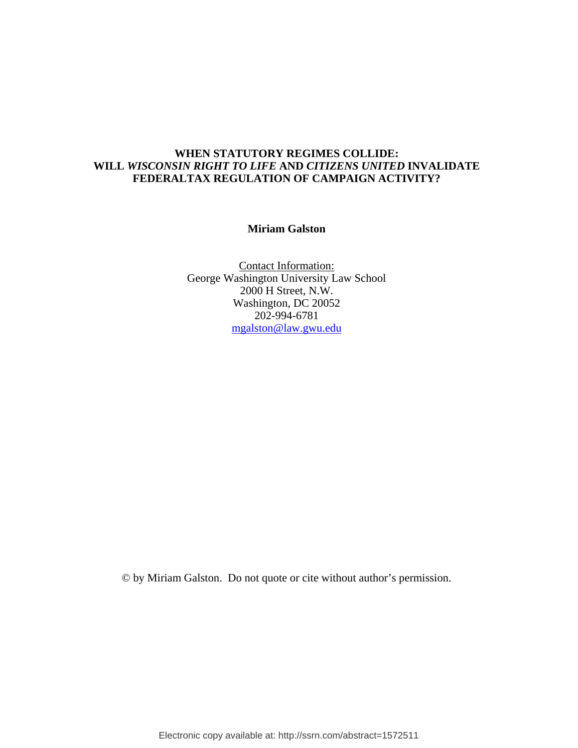**WHEN STATUTORY REGIMES COLLIDE:**
**WILL *WISCONSIN RIGHT TO LIFE* AND *CITIZENS UNITED* INVALIDATE FEDERALTAX REGULATION OF CAMPAIGN ACTIVITY?**

**Miriam Galston**

Contact Information:
George Washington University Law School
2000 H Street, N.W.
Washington, DC 20052
202-994-6781
mgalston@law.gwu.edu

© by Miriam Galston. Do not quote or cite without author's permission.

Electronic copy available at: http://ssrn.com/abstract=1572511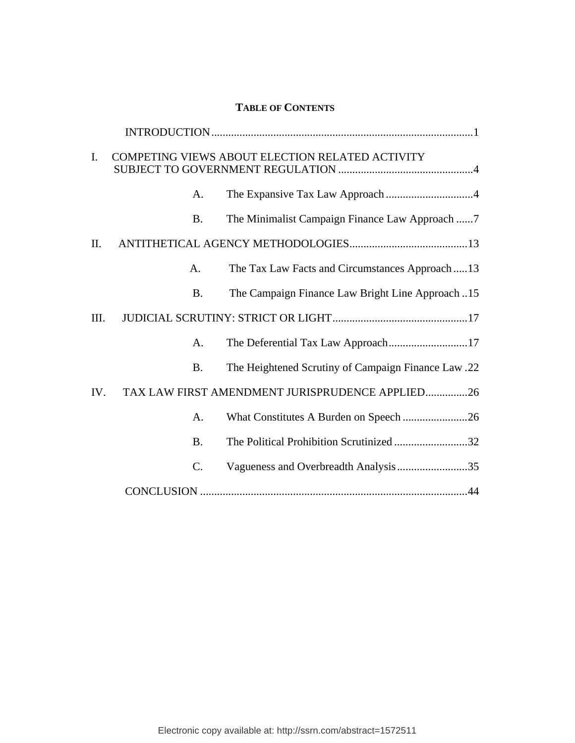# TABLE OF CONTENTS

INTRODUCTION ........................................................................................ 1

I. COMPETING VIEWS ABOUT ELECTION RELATED ACTIVITY SUBJECT TO GOVERNMENT REGULATION ................................................ 4

- A. The Expansive Tax Law Approach ............................... 4
- B. The Minimalist Campaign Finance Law Approach ...... 7

II. ANTITHETICAL AGENCY METHODOLOGIES .......................................... 13

- A. The Tax Law Facts and Circumstances Approach ..... 13
- B. The Campaign Finance Law Bright Line Approach .. 15

III. JUDICIAL SCRUTINY: STRICT OR LIGHT ................................................ 17

- A. The Deferential Tax Law Approach ............................ 17
- B. The Heightened Scrutiny of Campaign Finance Law . 22

IV. TAX LAW FIRST AMENDMENT JURISPRUDENCE APPLIED ............... 26

- A. What Constitutes A Burden on Speech ....................... 26
- B. The Political Prohibition Scrutinized .......................... 32
- C. Vagueness and Overbreadth Analysis ......................... 35

CONCLUSION .............................................................................................. 44

Electronic copy available at: http://ssrn.com/abstract=1572511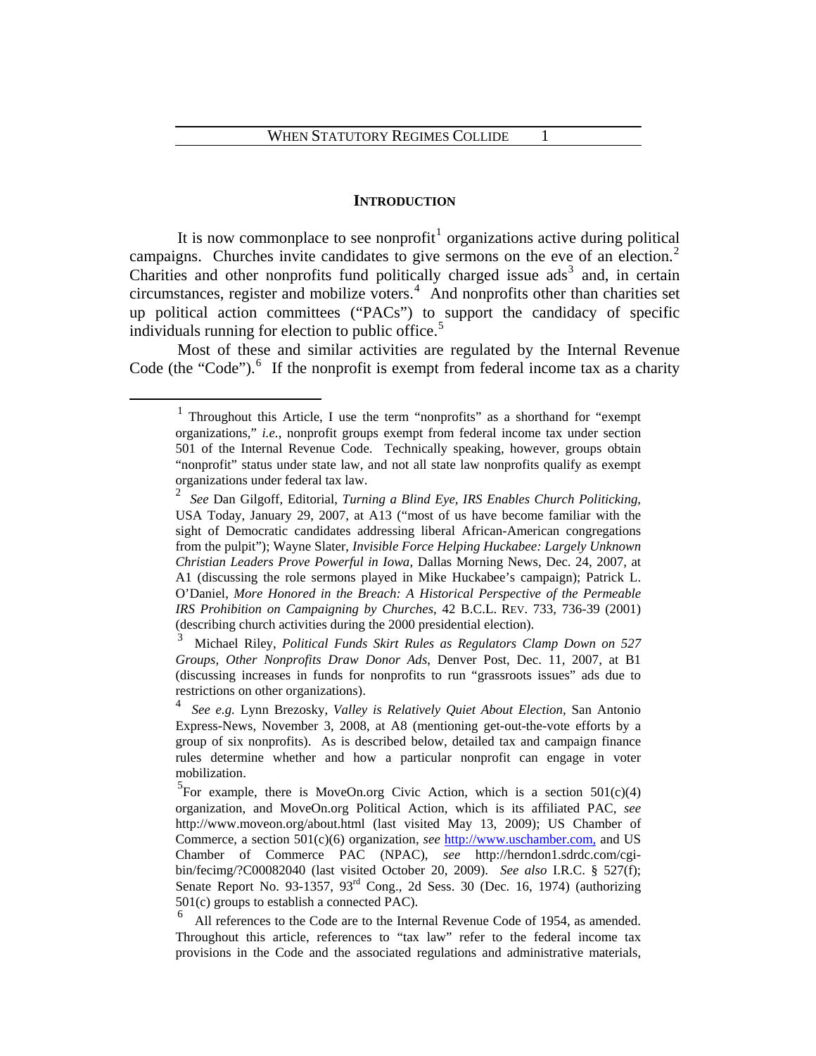## INTRODUCTION

It is now commonplace to see nonprofit[1] organizations active during political campaigns. Churches invite candidates to give sermons on the eve of an election.[2] Charities and other nonprofits fund politically charged issue ads[3] and, in certain circumstances, register and mobilize voters.[4] And nonprofits other than charities set up political action committees ("PACs") to support the candidacy of specific individuals running for election to public office.[5]

Most of these and similar activities are regulated by the Internal Revenue Code (the "Code").[6] If the nonprofit is exempt from federal income tax as a charity

---

[1] Throughout this Article, I use the term "nonprofits" as a shorthand for "exempt organizations," *i.e.*, nonprofit groups exempt from federal income tax under section 501 of the Internal Revenue Code. Technically speaking, however, groups obtain "nonprofit" status under state law, and not all state law nonprofits qualify as exempt organizations under federal tax law.

[2] *See* Dan Gilgoff, Editorial, *Turning a Blind Eye, IRS Enables Church Politicking*, USA Today, January 29, 2007, at A13 ("most of us have become familiar with the sight of Democratic candidates addressing liberal African-American congregations from the pulpit"); Wayne Slater, *Invisible Force Helping Huckabee: Largely Unknown Christian Leaders Prove Powerful in Iowa*, Dallas Morning News, Dec. 24, 2007, at A1 (discussing the role sermons played in Mike Huckabee's campaign); Patrick L. O'Daniel, *More Honored in the Breach: A Historical Perspective of the Permeable IRS Prohibition on Campaigning by Churches*, 42 B.C.L. REV. 733, 736-39 (2001) (describing church activities during the 2000 presidential election).

[3] Michael Riley, *Political Funds Skirt Rules as Regulators Clamp Down on 527 Groups, Other Nonprofits Draw Donor Ads*, Denver Post, Dec. 11, 2007, at B1 (discussing increases in funds for nonprofits to run "grassroots issues" ads due to restrictions on other organizations).

[4] *See e.g.* Lynn Brezosky, *Valley is Relatively Quiet About Election*, San Antonio Express-News, November 3, 2008, at A8 (mentioning get-out-the-vote efforts by a group of six nonprofits). As is described below, detailed tax and campaign finance rules determine whether and how a particular nonprofit can engage in voter mobilization.

[5] For example, there is MoveOn.org Civic Action, which is a section 501(c)(4) organization, and MoveOn.org Political Action, which is its affiliated PAC, *see* http://www.moveon.org/about.html (last visited May 13, 2009); US Chamber of Commerce, a section 501(c)(6) organization, *see* http://www.uschamber.com, and US Chamber of Commerce PAC (NPAC), *see* http://herndon1.sdrdc.com/cgi-bin/fecimg/?C00082040 (last visited October 20, 2009). *See also* I.R.C. § 527(f); Senate Report No. 93-1357, 93rd Cong., 2d Sess. 30 (Dec. 16, 1974) (authorizing 501(c) groups to establish a connected PAC).

[6] All references to the Code are to the Internal Revenue Code of 1954, as amended. Throughout this article, references to "tax law" refer to the federal income tax provisions in the Code and the associated regulations and administrative materials,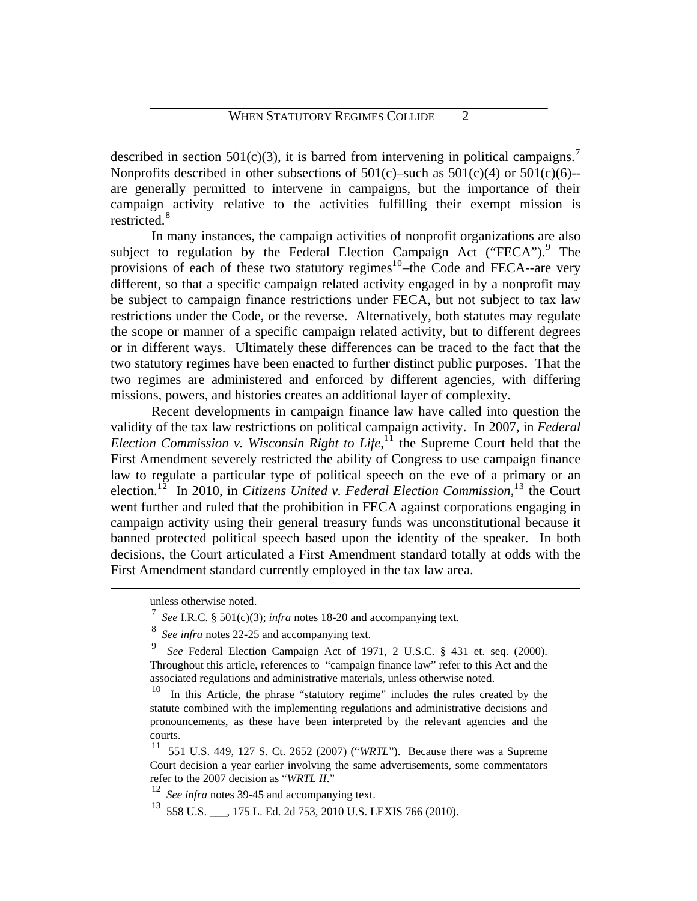described in section 501(c)(3), it is barred from intervening in political campaigns.[7] Nonprofits described in other subsections of 501(c)–such as 501(c)(4) or 501(c)(6)--are generally permitted to intervene in campaigns, but the importance of their campaign activity relative to the activities fulfilling their exempt mission is restricted.[8]

In many instances, the campaign activities of nonprofit organizations are also subject to regulation by the Federal Election Campaign Act ("FECA").[9] The provisions of each of these two statutory regimes[10]–the Code and FECA--are very different, so that a specific campaign related activity engaged in by a nonprofit may be subject to campaign finance restrictions under FECA, but not subject to tax law restrictions under the Code, or the reverse. Alternatively, both statutes may regulate the scope or manner of a specific campaign related activity, but to different degrees or in different ways. Ultimately these differences can be traced to the fact that the two statutory regimes have been enacted to further distinct public purposes. That the two regimes are administered and enforced by different agencies, with differing missions, powers, and histories creates an additional layer of complexity.

Recent developments in campaign finance law have called into question the validity of the tax law restrictions on political campaign activity. In 2007, in *Federal Election Commission v. Wisconsin Right to Life*,[11] the Supreme Court held that the First Amendment severely restricted the ability of Congress to use campaign finance law to regulate a particular type of political speech on the eve of a primary or an election.[12] In 2010, in *Citizens United v. Federal Election Commission*,[13] the Court went further and ruled that the prohibition in FECA against corporations engaging in campaign activity using their general treasury funds was unconstitutional because it banned protected political speech based upon the identity of the speaker. In both decisions, the Court articulated a First Amendment standard totally at odds with the First Amendment standard currently employed in the tax law area.

---

unless otherwise noted.

[7] *See* I.R.C. § 501(c)(3); *infra* notes 18-20 and accompanying text.

[8] *See infra* notes 22-25 and accompanying text.

[9] *See* Federal Election Campaign Act of 1971, 2 U.S.C. § 431 et. seq. (2000). Throughout this article, references to "campaign finance law" refer to this Act and the associated regulations and administrative materials, unless otherwise noted.

[10] In this Article, the phrase "statutory regime" includes the rules created by the statute combined with the implementing regulations and administrative decisions and pronouncements, as these have been interpreted by the relevant agencies and the courts.

[11] 551 U.S. 449, 127 S. Ct. 2652 (2007) ("*WRTL*"). Because there was a Supreme Court decision a year earlier involving the same advertisements, some commentators refer to the 2007 decision as "*WRTL II*."

[12] *See infra* notes 39-45 and accompanying text.

[13] 558 U.S. ___, 175 L. Ed. 2d 753, 2010 U.S. LEXIS 766 (2010).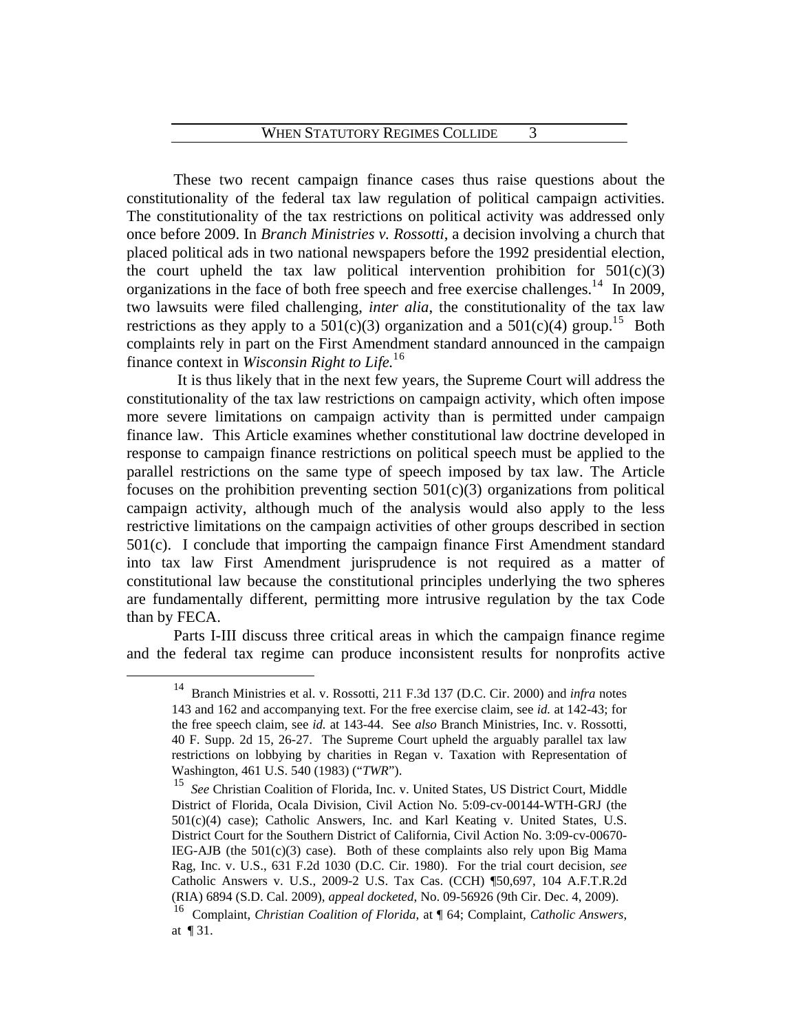These two recent campaign finance cases thus raise questions about the constitutionality of the federal tax law regulation of political campaign activities. The constitutionality of the tax restrictions on political activity was addressed only once before 2009. In *Branch Ministries v. Rossotti*, a decision involving a church that placed political ads in two national newspapers before the 1992 presidential election, the court upheld the tax law political intervention prohibition for 501(c)(3) organizations in the face of both free speech and free exercise challenges.[14] In 2009, two lawsuits were filed challenging, *inter alia*, the constitutionality of the tax law restrictions as they apply to a 501(c)(3) organization and a 501(c)(4) group.[15] Both complaints rely in part on the First Amendment standard announced in the campaign finance context in *Wisconsin Right to Life.*[16]

It is thus likely that in the next few years, the Supreme Court will address the constitutionality of the tax law restrictions on campaign activity, which often impose more severe limitations on campaign activity than is permitted under campaign finance law. This Article examines whether constitutional law doctrine developed in response to campaign finance restrictions on political speech must be applied to the parallel restrictions on the same type of speech imposed by tax law. The Article focuses on the prohibition preventing section 501(c)(3) organizations from political campaign activity, although much of the analysis would also apply to the less restrictive limitations on the campaign activities of other groups described in section 501(c). I conclude that importing the campaign finance First Amendment standard into tax law First Amendment jurisprudence is not required as a matter of constitutional law because the constitutional principles underlying the two spheres are fundamentally different, permitting more intrusive regulation by the tax Code than by FECA.

Parts I-III discuss three critical areas in which the campaign finance regime and the federal tax regime can produce inconsistent results for nonprofits active

---

[14] Branch Ministries et al. v. Rossotti, 211 F.3d 137 (D.C. Cir. 2000) and *infra* notes 143 and 162 and accompanying text. For the free exercise claim, see *id.* at 142-43; for the free speech claim, see *id.* at 143-44. See *also* Branch Ministries, Inc. v. Rossotti, 40 F. Supp. 2d 15, 26-27. The Supreme Court upheld the arguably parallel tax law restrictions on lobbying by charities in Regan v. Taxation with Representation of Washington, 461 U.S. 540 (1983) ("*TWR*").

[15] *See* Christian Coalition of Florida, Inc. v. United States, US District Court, Middle District of Florida, Ocala Division, Civil Action No. 5:09-cv-00144-WTH-GRJ (the 501(c)(4) case); Catholic Answers, Inc. and Karl Keating v. United States, U.S. District Court for the Southern District of California, Civil Action No. 3:09-cv-00670-IEG-AJB (the 501(c)(3) case). Both of these complaints also rely upon Big Mama Rag, Inc. v. U.S., 631 F.2d 1030 (D.C. Cir. 1980). For the trial court decision, *see* Catholic Answers v. U.S., 2009-2 U.S. Tax Cas. (CCH) ¶50,697, 104 A.F.T.R.2d (RIA) 6894 (S.D. Cal. 2009), *appeal docketed*, No. 09-56926 (9th Cir. Dec. 4, 2009).

[16] Complaint, *Christian Coalition of Florida*, at ¶ 64; Complaint, *Catholic Answers*, at ¶ 31.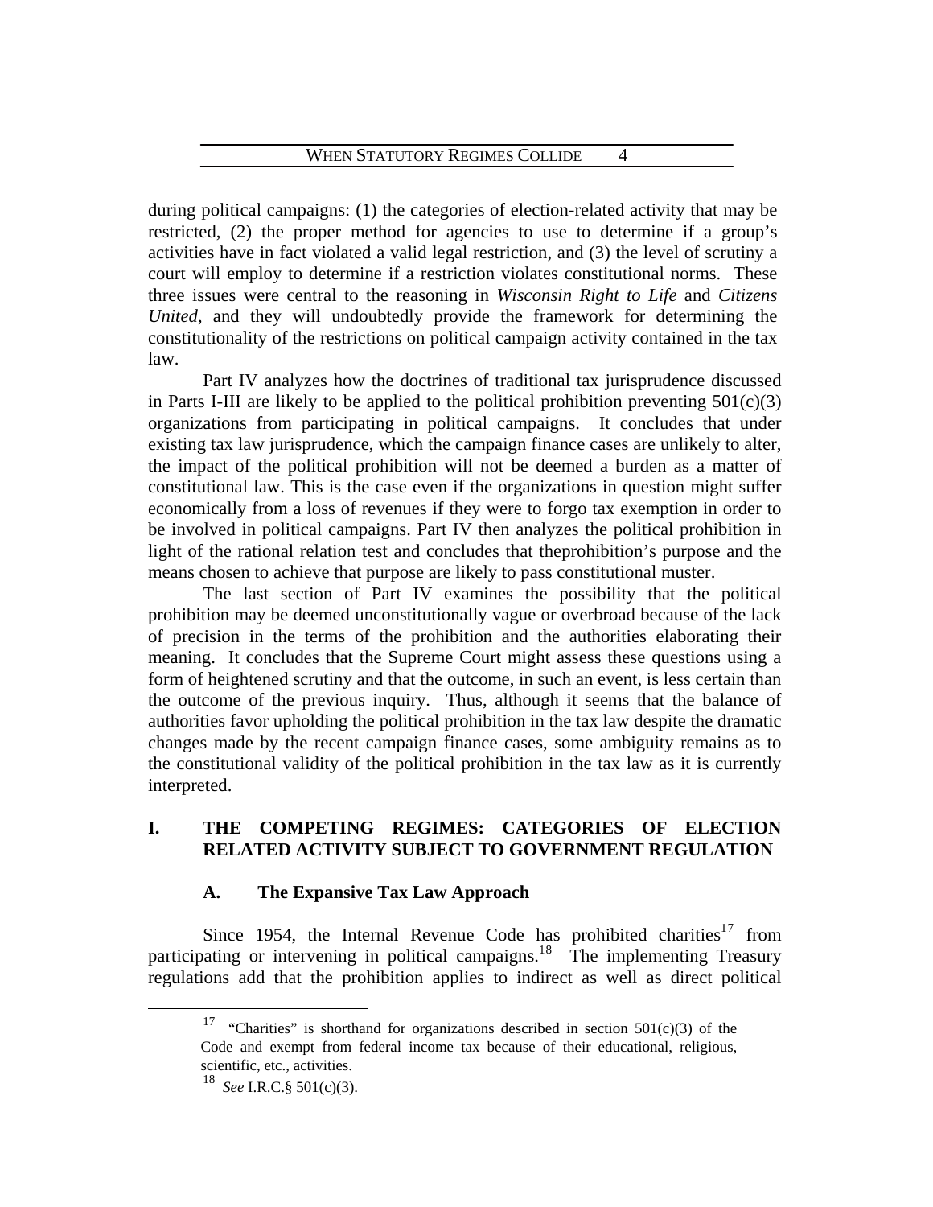during political campaigns: (1) the categories of election-related activity that may be restricted, (2) the proper method for agencies to use to determine if a group's activities have in fact violated a valid legal restriction, and (3) the level of scrutiny a court will employ to determine if a restriction violates constitutional norms. These three issues were central to the reasoning in *Wisconsin Right to Life* and *Citizens United*, and they will undoubtedly provide the framework for determining the constitutionality of the restrictions on political campaign activity contained in the tax law.

Part IV analyzes how the doctrines of traditional tax jurisprudence discussed in Parts I-III are likely to be applied to the political prohibition preventing 501(c)(3) organizations from participating in political campaigns. It concludes that under existing tax law jurisprudence, which the campaign finance cases are unlikely to alter, the impact of the political prohibition will not be deemed a burden as a matter of constitutional law. This is the case even if the organizations in question might suffer economically from a loss of revenues if they were to forgo tax exemption in order to be involved in political campaigns. Part IV then analyzes the political prohibition in light of the rational relation test and concludes that theprohibition's purpose and the means chosen to achieve that purpose are likely to pass constitutional muster.

The last section of Part IV examines the possibility that the political prohibition may be deemed unconstitutionally vague or overbroad because of the lack of precision in the terms of the prohibition and the authorities elaborating their meaning. It concludes that the Supreme Court might assess these questions using a form of heightened scrutiny and that the outcome, in such an event, is less certain than the outcome of the previous inquiry. Thus, although it seems that the balance of authorities favor upholding the political prohibition in the tax law despite the dramatic changes made by the recent campaign finance cases, some ambiguity remains as to the constitutional validity of the political prohibition in the tax law as it is currently interpreted.

# I. THE COMPETING REGIMES: CATEGORIES OF ELECTION RELATED ACTIVITY SUBJECT TO GOVERNMENT REGULATION

## A. The Expansive Tax Law Approach

Since 1954, the Internal Revenue Code has prohibited charities[17] from participating or intervening in political campaigns.[18] The implementing Treasury regulations add that the prohibition applies to indirect as well as direct political

---

[17] "Charities" is shorthand for organizations described in section 501(c)(3) of the Code and exempt from federal income tax because of their educational, religious, scientific, etc., activities.

[18] *See* I.R.C.§ 501(c)(3).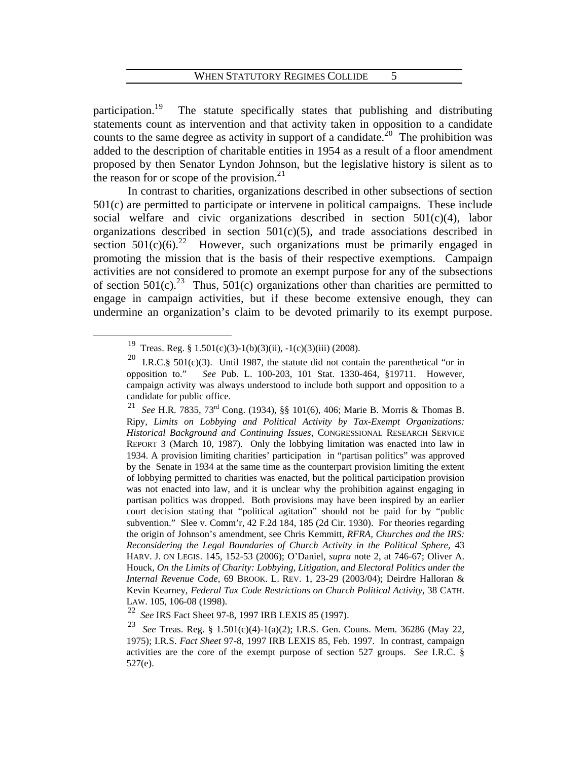participation.[19] The statute specifically states that publishing and distributing statements count as intervention and that activity taken in opposition to a candidate counts to the same degree as activity in support of a candidate.[20] The prohibition was added to the description of charitable entities in 1954 as a result of a floor amendment proposed by then Senator Lyndon Johnson, but the legislative history is silent as to the reason for or scope of the provision.[21]

In contrast to charities, organizations described in other subsections of section 501(c) are permitted to participate or intervene in political campaigns. These include social welfare and civic organizations described in section 501(c)(4), labor organizations described in section 501(c)(5), and trade associations described in section 501(c)(6).[22] However, such organizations must be primarily engaged in promoting the mission that is the basis of their respective exemptions. Campaign activities are not considered to promote an exempt purpose for any of the subsections of section 501(c).[23] Thus, 501(c) organizations other than charities are permitted to engage in campaign activities, but if these become extensive enough, they can undermine an organization's claim to be devoted primarily to its exempt purpose.

---

[19] Treas. Reg. § 1.501(c)(3)-1(b)(3)(ii), -1(c)(3)(iii) (2008).

[20] I.R.C.§ 501(c)(3). Until 1987, the statute did not contain the parenthetical "or in opposition to." *See* Pub. L. 100-203, 101 Stat. 1330-464, §19711. However, campaign activity was always understood to include both support and opposition to a candidate for public office.

[21] *See* H.R. 7835, 73rd Cong. (1934), §§ 101(6), 406; Marie B. Morris & Thomas B. Ripy, *Limits on Lobbying and Political Activity by Tax-Exempt Organizations: Historical Background and Continuing Issues*, CONGRESSIONAL RESEARCH SERVICE REPORT 3 (March 10, 1987). Only the lobbying limitation was enacted into law in 1934. A provision limiting charities' participation in "partisan politics" was approved by the Senate in 1934 at the same time as the counterpart provision limiting the extent of lobbying permitted to charities was enacted, but the political participation provision was not enacted into law, and it is unclear why the prohibition against engaging in partisan politics was dropped. Both provisions may have been inspired by an earlier court decision stating that "political agitation" should not be paid for by "public subvention." Slee v. Comm'r, 42 F.2d 184, 185 (2d Cir. 1930). For theories regarding the origin of Johnson's amendment, see Chris Kemmitt, *RFRA, Churches and the IRS: Reconsidering the Legal Boundaries of Church Activity in the Political Sphere*, 43 HARV. J. ON LEGIS. 145, 152-53 (2006); O'Daniel, *supra* note 2, at 746-67; Oliver A. Houck, *On the Limits of Charity: Lobbying, Litigation, and Electoral Politics under the Internal Revenue Code*, 69 BROOK. L. REV. 1, 23-29 (2003/04); Deirdre Halloran & Kevin Kearney, *Federal Tax Code Restrictions on Church Political Activity*, 38 CATH. LAW. 105, 106-08 (1998).

[22] *See* IRS Fact Sheet 97-8, 1997 IRB LEXIS 85 (1997).

[23] *See* Treas. Reg. § 1.501(c)(4)-1(a)(2); I.R.S. Gen. Couns. Mem. 36286 (May 22, 1975); I.R.S. *Fact Sheet* 97-8, 1997 IRB LEXIS 85, Feb. 1997. In contrast, campaign activities are the core of the exempt purpose of section 527 groups. *See* I.R.C. § 527(e).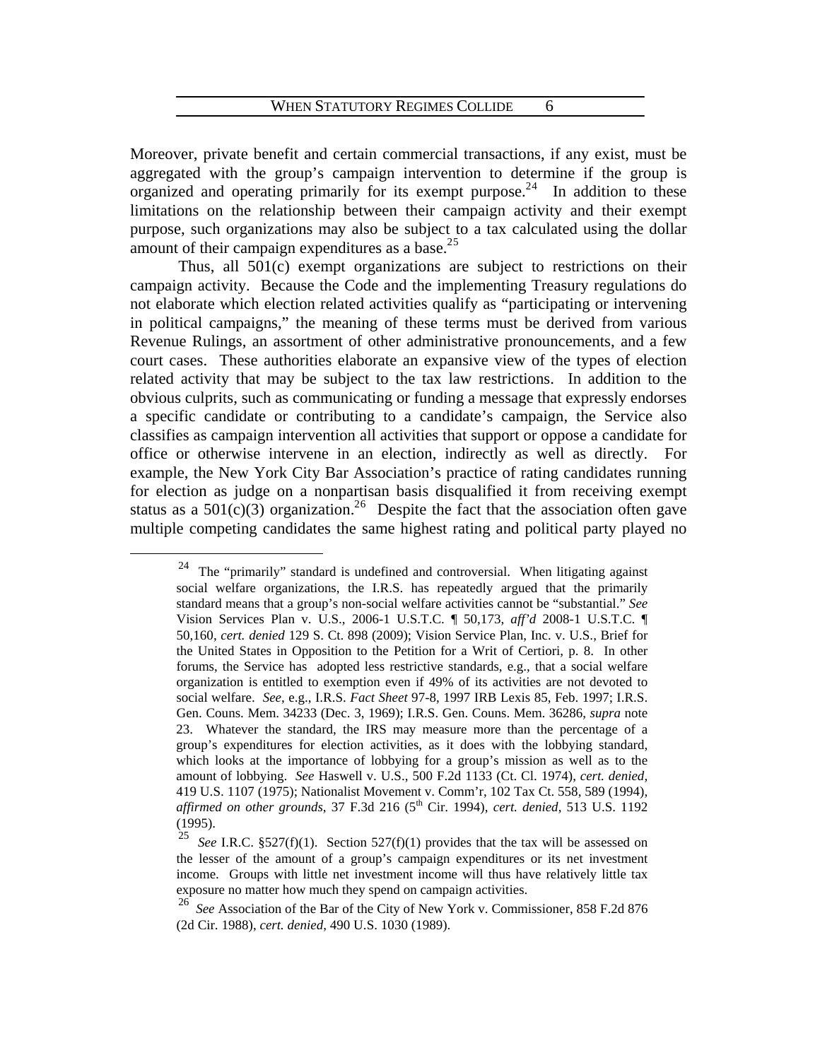Moreover, private benefit and certain commercial transactions, if any exist, must be aggregated with the group's campaign intervention to determine if the group is organized and operating primarily for its exempt purpose.[24] In addition to these limitations on the relationship between their campaign activity and their exempt purpose, such organizations may also be subject to a tax calculated using the dollar amount of their campaign expenditures as a base.[25]

Thus, all 501(c) exempt organizations are subject to restrictions on their campaign activity. Because the Code and the implementing Treasury regulations do not elaborate which election related activities qualify as "participating or intervening in political campaigns," the meaning of these terms must be derived from various Revenue Rulings, an assortment of other administrative pronouncements, and a few court cases. These authorities elaborate an expansive view of the types of election related activity that may be subject to the tax law restrictions. In addition to the obvious culprits, such as communicating or funding a message that expressly endorses a specific candidate or contributing to a candidate's campaign, the Service also classifies as campaign intervention all activities that support or oppose a candidate for office or otherwise intervene in an election, indirectly as well as directly. For example, the New York City Bar Association's practice of rating candidates running for election as judge on a nonpartisan basis disqualified it from receiving exempt status as a 501(c)(3) organization.[26] Despite the fact that the association often gave multiple competing candidates the same highest rating and political party played no

---

[24] The "primarily" standard is undefined and controversial. When litigating against social welfare organizations, the I.R.S. has repeatedly argued that the primarily standard means that a group's non-social welfare activities cannot be "substantial." *See* Vision Services Plan v. U.S., 2006-1 U.S.T.C. ¶ 50,173, *aff'd* 2008-1 U.S.T.C. ¶ 50,160, *cert. denied* 129 S. Ct. 898 (2009); Vision Service Plan, Inc. v. U.S., Brief for the United States in Opposition to the Petition for a Writ of Certiori, p. 8. In other forums, the Service has adopted less restrictive standards, e.g., that a social welfare organization is entitled to exemption even if 49% of its activities are not devoted to social welfare. *See*, e.g., I.R.S. *Fact Sheet* 97-8, 1997 IRB Lexis 85, Feb. 1997; I.R.S. Gen. Couns. Mem. 34233 (Dec. 3, 1969); I.R.S. Gen. Couns. Mem. 36286, *supra* note 23. Whatever the standard, the IRS may measure more than the percentage of a group's expenditures for election activities, as it does with the lobbying standard, which looks at the importance of lobbying for a group's mission as well as to the amount of lobbying. *See* Haswell v. U.S., 500 F.2d 1133 (Ct. Cl. 1974), *cert. denied*, 419 U.S. 1107 (1975); Nationalist Movement v. Comm'r, 102 Tax Ct. 558, 589 (1994), *affirmed on other grounds*, 37 F.3d 216 (5th Cir. 1994), *cert. denied*, 513 U.S. 1192 (1995).

[25] *See* I.R.C. §527(f)(1). Section 527(f)(1) provides that the tax will be assessed on the lesser of the amount of a group's campaign expenditures or its net investment income. Groups with little net investment income will thus have relatively little tax exposure no matter how much they spend on campaign activities.

[26] *See* Association of the Bar of the City of New York v. Commissioner, 858 F.2d 876 (2d Cir. 1988), *cert. denied*, 490 U.S. 1030 (1989).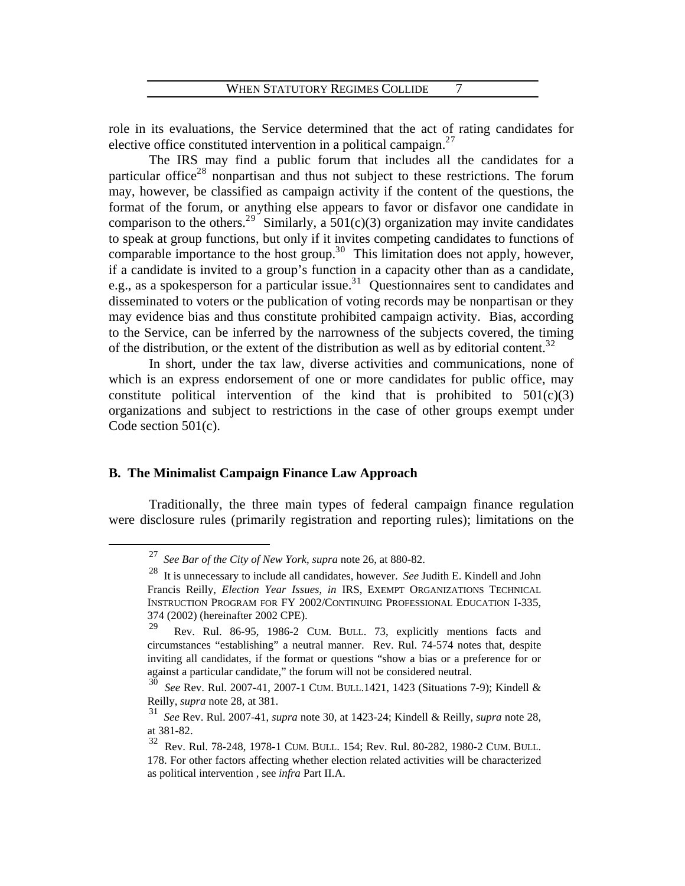role in its evaluations, the Service determined that the act of rating candidates for elective office constituted intervention in a political campaign.[27]

The IRS may find a public forum that includes all the candidates for a particular office[28] nonpartisan and thus not subject to these restrictions. The forum may, however, be classified as campaign activity if the content of the questions, the format of the forum, or anything else appears to favor or disfavor one candidate in comparison to the others.[29] Similarly, a 501(c)(3) organization may invite candidates to speak at group functions, but only if it invites competing candidates to functions of comparable importance to the host group.[30] This limitation does not apply, however, if a candidate is invited to a group's function in a capacity other than as a candidate, e.g., as a spokesperson for a particular issue.[31] Questionnaires sent to candidates and disseminated to voters or the publication of voting records may be nonpartisan or they may evidence bias and thus constitute prohibited campaign activity. Bias, according to the Service, can be inferred by the narrowness of the subjects covered, the timing of the distribution, or the extent of the distribution as well as by editorial content.[32]

In short, under the tax law, diverse activities and communications, none of which is an express endorsement of one or more candidates for public office, may constitute political intervention of the kind that is prohibited to 501(c)(3) organizations and subject to restrictions in the case of other groups exempt under Code section 501(c).

## B. The Minimalist Campaign Finance Law Approach

Traditionally, the three main types of federal campaign finance regulation were disclosure rules (primarily registration and reporting rules); limitations on the

---

[27] *See Bar of the City of New York*, *supra* note 26, at 880-82.

[28] It is unnecessary to include all candidates, however. *See* Judith E. Kindell and John Francis Reilly, *Election Year Issues*, *in* IRS, EXEMPT ORGANIZATIONS TECHNICAL INSTRUCTION PROGRAM FOR FY 2002/CONTINUING PROFESSIONAL EDUCATION I-335, 374 (2002) (hereinafter 2002 CPE).

[29] Rev. Rul. 86-95, 1986-2 CUM. BULL. 73, explicitly mentions facts and circumstances "establishing" a neutral manner. Rev. Rul. 74-574 notes that, despite inviting all candidates, if the format or questions "show a bias or a preference for or against a particular candidate," the forum will not be considered neutral.

[30] *See* Rev. Rul. 2007-41, 2007-1 CUM. BULL.1421, 1423 (Situations 7-9); Kindell & Reilly, *supra* note 28, at 381.

[31] *See* Rev. Rul. 2007-41, *supra* note 30, at 1423-24; Kindell & Reilly, *supra* note 28, at 381-82.

[32] Rev. Rul. 78-248, 1978-1 CUM. BULL. 154; Rev. Rul. 80-282, 1980-2 CUM. BULL. 178. For other factors affecting whether election related activities will be characterized as political intervention , see *infra* Part II.A.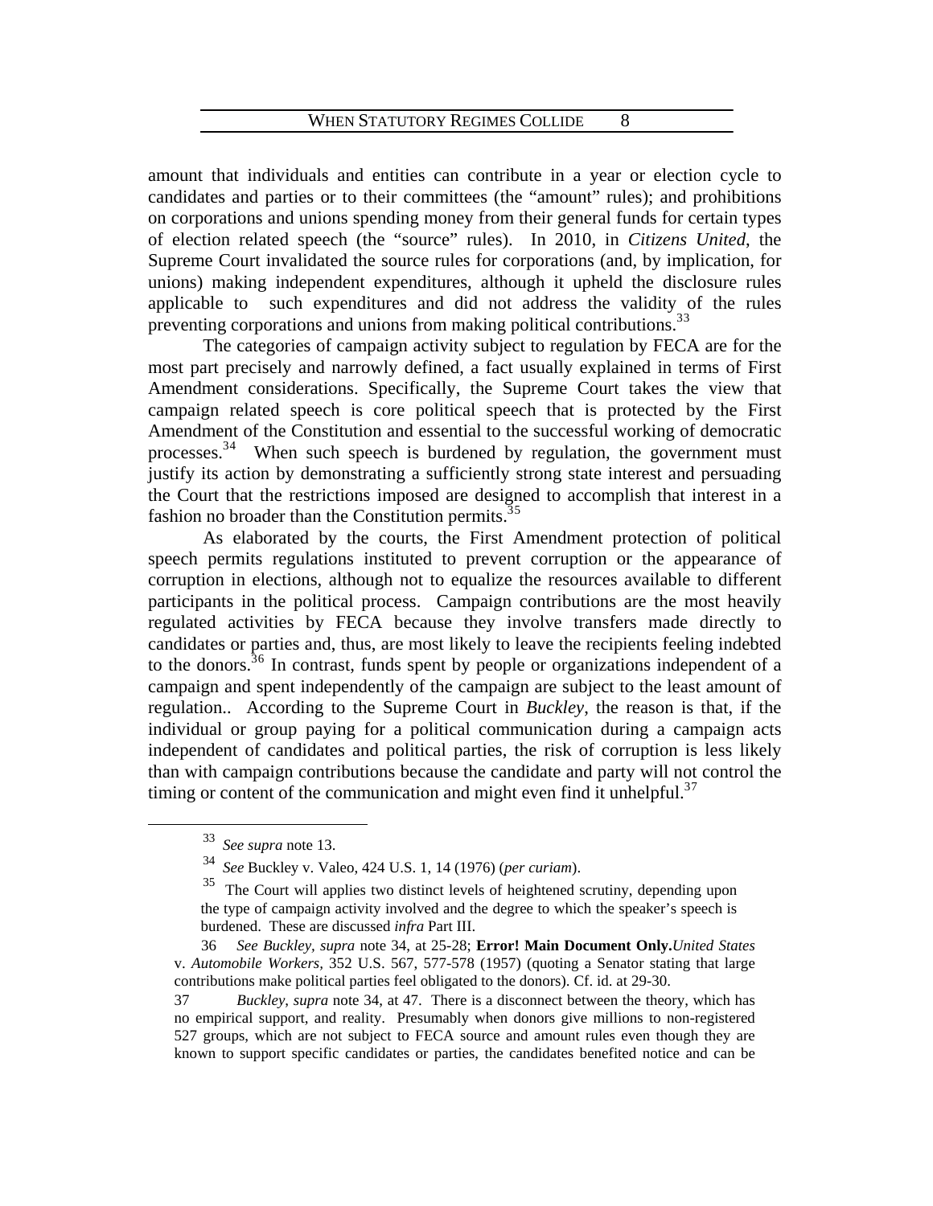amount that individuals and entities can contribute in a year or election cycle to candidates and parties or to their committees (the "amount" rules); and prohibitions on corporations and unions spending money from their general funds for certain types of election related speech (the "source" rules). In 2010, in *Citizens United*, the Supreme Court invalidated the source rules for corporations (and, by implication, for unions) making independent expenditures, although it upheld the disclosure rules applicable to such expenditures and did not address the validity of the rules preventing corporations and unions from making political contributions.[33]

The categories of campaign activity subject to regulation by FECA are for the most part precisely and narrowly defined, a fact usually explained in terms of First Amendment considerations. Specifically, the Supreme Court takes the view that campaign related speech is core political speech that is protected by the First Amendment of the Constitution and essential to the successful working of democratic processes.[34] When such speech is burdened by regulation, the government must justify its action by demonstrating a sufficiently strong state interest and persuading the Court that the restrictions imposed are designed to accomplish that interest in a fashion no broader than the Constitution permits.[35]

As elaborated by the courts, the First Amendment protection of political speech permits regulations instituted to prevent corruption or the appearance of corruption in elections, although not to equalize the resources available to different participants in the political process. Campaign contributions are the most heavily regulated activities by FECA because they involve transfers made directly to candidates or parties and, thus, are most likely to leave the recipients feeling indebted to the donors.[36] In contrast, funds spent by people or organizations independent of a campaign and spent independently of the campaign are subject to the least amount of regulation.. According to the Supreme Court in *Buckley*, the reason is that, if the individual or group paying for a political communication during a campaign acts independent of candidates and political parties, the risk of corruption is less likely than with campaign contributions because the candidate and party will not control the timing or content of the communication and might even find it unhelpful.[37]

---

[33] *See supra* note 13.

[34] *See* Buckley v. Valeo, 424 U.S. 1, 14 (1976) (*per curiam*).

[35] The Court will applies two distinct levels of heightened scrutiny, depending upon the type of campaign activity involved and the degree to which the speaker's speech is burdened. These are discussed *infra* Part III.

[36] *See Buckley, supra* note 34, at 25-28; **Error! Main Document Only.***United States* v. *Automobile Workers*, 352 U.S. 567, 577-578 (1957) (quoting a Senator stating that large contributions make political parties feel obligated to the donors). Cf. id. at 29-30.

[37] *Buckley*, *supra* note 34, at 47. There is a disconnect between the theory, which has no empirical support, and reality. Presumably when donors give millions to non-registered 527 groups, which are not subject to FECA source and amount rules even though they are known to support specific candidates or parties, the candidates benefited notice and can be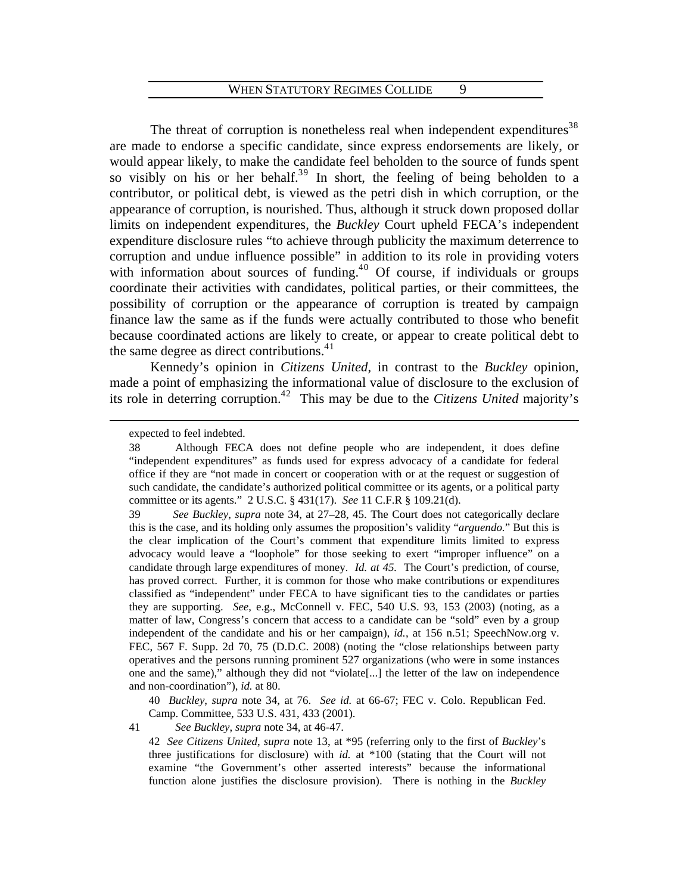The threat of corruption is nonetheless real when independent expenditures[38] are made to endorse a specific candidate, since express endorsements are likely, or would appear likely, to make the candidate feel beholden to the source of funds spent so visibly on his or her behalf.[39] In short, the feeling of being beholden to a contributor, or political debt, is viewed as the petri dish in which corruption, or the appearance of corruption, is nourished. Thus, although it struck down proposed dollar limits on independent expenditures, the *Buckley* Court upheld FECA's independent expenditure disclosure rules "to achieve through publicity the maximum deterrence to corruption and undue influence possible" in addition to its role in providing voters with information about sources of funding.[40] Of course, if individuals or groups coordinate their activities with candidates, political parties, or their committees, the possibility of corruption or the appearance of corruption is treated by campaign finance law the same as if the funds were actually contributed to those who benefit because coordinated actions are likely to create, or appear to create political debt to the same degree as direct contributions.[41]

Kennedy's opinion in *Citizens United*, in contrast to the *Buckley* opinion, made a point of emphasizing the informational value of disclosure to the exclusion of its role in deterring corruption.[42] This may be due to the *Citizens United* majority's

---

expected to feel indebted.

38 Although FECA does not define people who are independent, it does define "independent expenditures" as funds used for express advocacy of a candidate for federal office if they are "not made in concert or cooperation with or at the request or suggestion of such candidate, the candidate's authorized political committee or its agents, or a political party committee or its agents." 2 U.S.C. § 431(17). *See* 11 C.F.R § 109.21(d).

39 *See Buckley*, *supra* note 34, at 27–28, 45. The Court does not categorically declare this is the case, and its holding only assumes the proposition's validity "*arguendo*." But this is the clear implication of the Court's comment that expenditure limits limited to express advocacy would leave a "loophole" for those seeking to exert "improper influence" on a candidate through large expenditures of money. *Id. at 45.* The Court's prediction, of course, has proved correct. Further, it is common for those who make contributions or expenditures classified as "independent" under FECA to have significant ties to the candidates or parties they are supporting. *See*, e.g., McConnell v. FEC, 540 U.S. 93, 153 (2003) (noting, as a matter of law, Congress's concern that access to a candidate can be "sold" even by a group independent of the candidate and his or her campaign), *id.*, at 156 n.51; SpeechNow.org v. FEC, 567 F. Supp. 2d 70, 75 (D.D.C. 2008) (noting the "close relationships between party operatives and the persons running prominent 527 organizations (who were in some instances one and the same)," although they did not "violate[...] the letter of the law on independence and non-coordination"), *id.* at 80.

40 *Buckley*, *supra* note 34, at 76. *See id.* at 66-67; FEC v. Colo. Republican Fed. Camp. Committee, 533 U.S. 431, 433 (2001).

41 *See Buckley*, *supra* note 34, at 46-47.

42 *See Citizens United*, *supra* note 13, at *95 (referring only to the first of *Buckley*'s three justifications for disclosure) with *id.* at *100 (stating that the Court will not examine "the Government's other asserted interests" because the informational function alone justifies the disclosure provision). There is nothing in the *Buckley*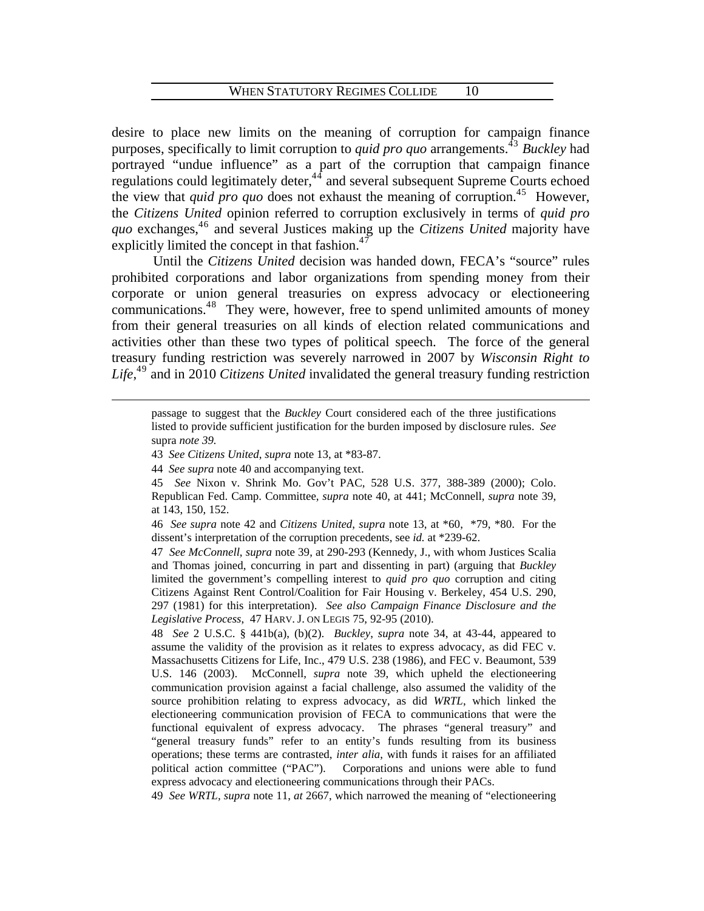desire to place new limits on the meaning of corruption for campaign finance purposes, specifically to limit corruption to *quid pro quo* arrangements.[43] *Buckley* had portrayed "undue influence" as a part of the corruption that campaign finance regulations could legitimately deter,[44] and several subsequent Supreme Courts echoed the view that *quid pro quo* does not exhaust the meaning of corruption.[45] However, the *Citizens United* opinion referred to corruption exclusively in terms of *quid pro quo* exchanges,[46] and several Justices making up the *Citizens United* majority have explicitly limited the concept in that fashion.[47]

Until the *Citizens United* decision was handed down, FECA's "source" rules prohibited corporations and labor organizations from spending money from their corporate or union general treasuries on express advocacy or electioneering communications.[48] They were, however, free to spend unlimited amounts of money from their general treasuries on all kinds of election related communications and activities other than these two types of political speech. The force of the general treasury funding restriction was severely narrowed in 2007 by *Wisconsin Right to Life*,[49] and in 2010 *Citizens United* invalidated the general treasury funding restriction

---

passage to suggest that the *Buckley* Court considered each of the three justifications listed to provide sufficient justification for the burden imposed by disclosure rules. *See* supra *note 39.*

43 *See Citizens United*, *supra* note 13, at *83-87.

44 *See supra* note 40 and accompanying text.

45 *See* Nixon v. Shrink Mo. Gov't PAC, 528 U.S. 377, 388-389 (2000); Colo. Republican Fed. Camp. Committee, *supra* note 40, at 441; McConnell, *supra* note 39, at 143, 150, 152.

46 *See supra* note 42 and *Citizens United*, *supra* note 13, at *60, *79, *80. For the dissent's interpretation of the corruption precedents, see *id.* at *239-62.

47 *See McConnell*, *supra* note 39, at 290-293 (Kennedy, J., with whom Justices Scalia and Thomas joined, concurring in part and dissenting in part) (arguing that *Buckley* limited the government's compelling interest to *quid pro quo* corruption and citing Citizens Against Rent Control/Coalition for Fair Housing v. Berkeley, 454 U.S. 290, 297 (1981) for this interpretation). *See also Campaign Finance Disclosure and the Legislative Process*, 47 HARV. J. ON LEGIS 75, 92-95 (2010).

48 *See* 2 U.S.C. § 441b(a), (b)(2). *Buckley*, *supra* note 34, at 43-44, appeared to assume the validity of the provision as it relates to express advocacy, as did FEC v. Massachusetts Citizens for Life, Inc., 479 U.S. 238 (1986), and FEC v. Beaumont, 539 U.S. 146 (2003). McConnell, *supra* note 39, which upheld the electioneering communication provision against a facial challenge, also assumed the validity of the source prohibition relating to express advocacy, as did *WRTL*, which linked the electioneering communication provision of FECA to communications that were the functional equivalent of express advocacy. The phrases "general treasury" and "general treasury funds" refer to an entity's funds resulting from its business operations; these terms are contrasted, *inter alia*, with funds it raises for an affiliated political action committee ("PAC"). Corporations and unions were able to fund express advocacy and electioneering communications through their PACs.

49 *See WRTL*, *supra* note 11, *at* 2667, which narrowed the meaning of "electioneering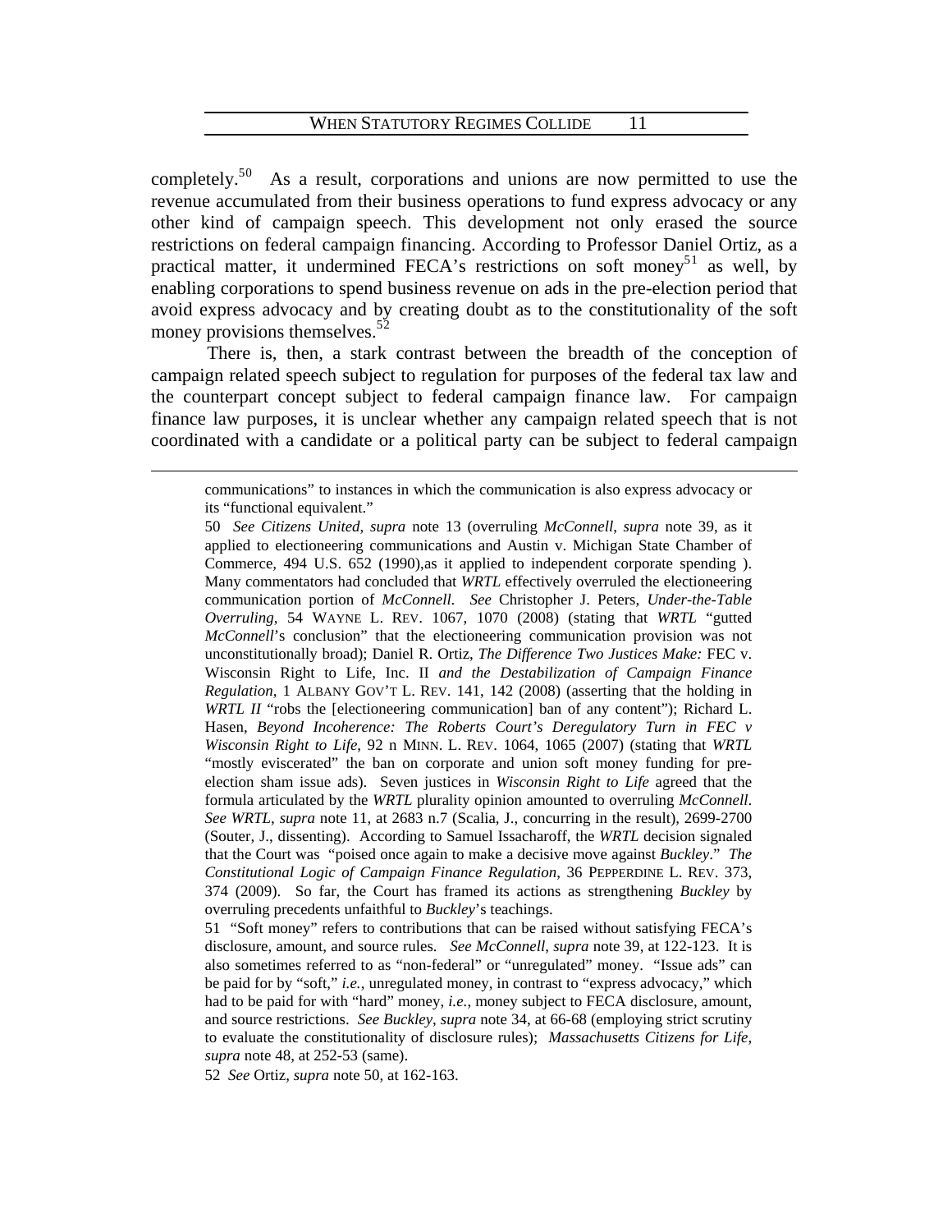completely.[50] As a result, corporations and unions are now permitted to use the revenue accumulated from their business operations to fund express advocacy or any other kind of campaign speech. This development not only erased the source restrictions on federal campaign financing. According to Professor Daniel Ortiz, as a practical matter, it undermined FECA's restrictions on soft money[51] as well, by enabling corporations to spend business revenue on ads in the pre-election period that avoid express advocacy and by creating doubt as to the constitutionality of the soft money provisions themselves.[52]

There is, then, a stark contrast between the breadth of the conception of campaign related speech subject to regulation for purposes of the federal tax law and the counterpart concept subject to federal campaign finance law. For campaign finance law purposes, it is unclear whether any campaign related speech that is not coordinated with a candidate or a political party can be subject to federal campaign

---

communications" to instances in which the communication is also express advocacy or its "functional equivalent."

50 *See Citizens United*, *supra* note 13 (overruling *McConnell*, *supra* note 39, as it applied to electioneering communications and Austin v. Michigan State Chamber of Commerce, 494 U.S. 652 (1990),as it applied to independent corporate spending ). Many commentators had concluded that *WRTL* effectively overruled the electioneering communication portion of *McConnell*. *See* Christopher J. Peters, *Under-the-Table Overruling*, 54 WAYNE L. REV. 1067, 1070 (2008) (stating that *WRTL* "gutted *McConnell*'s conclusion" that the electioneering communication provision was not unconstitutionally broad); Daniel R. Ortiz, *The Difference Two Justices Make:* FEC v. Wisconsin Right to Life, Inc. II *and the Destabilization of Campaign Finance Regulation*, 1 ALBANY GOV'T L. REV. 141, 142 (2008) (asserting that the holding in *WRTL II* "robs the [electioneering communication] ban of any content"); Richard L. Hasen, *Beyond Incoherence: The Roberts Court's Deregulatory Turn in FEC v Wisconsin Right to Life*, 92 n MINN. L. REV. 1064, 1065 (2007) (stating that *WRTL* "mostly eviscerated" the ban on corporate and union soft money funding for pre-election sham issue ads). Seven justices in *Wisconsin Right to Life* agreed that the formula articulated by the *WRTL* plurality opinion amounted to overruling *McConnell*. *See WRTL*, *supra* note 11, at 2683 n.7 (Scalia, J., concurring in the result), 2699-2700 (Souter, J., dissenting). According to Samuel Issacharoff, the *WRTL* decision signaled that the Court was "poised once again to make a decisive move against *Buckley*." *The Constitutional Logic of Campaign Finance Regulation*, 36 PEPPERDINE L. REV. 373, 374 (2009). So far, the Court has framed its actions as strengthening *Buckley* by overruling precedents unfaithful to *Buckley*'s teachings.

51 "Soft money" refers to contributions that can be raised without satisfying FECA's disclosure, amount, and source rules. *See McConnell, supra* note 39, at 122-123. It is also sometimes referred to as "non-federal" or "unregulated" money. "Issue ads" can be paid for by "soft," *i.e.*, unregulated money, in contrast to "express advocacy," which had to be paid for with "hard" money, *i.e.*, money subject to FECA disclosure, amount, and source restrictions. *See Buckley*, *supra* note 34, at 66-68 (employing strict scrutiny to evaluate the constitutionality of disclosure rules); *Massachusetts Citizens for Life*, *supra* note 48, at 252-53 (same).

52 *See* Ortiz, *supra* note 50, at 162-163.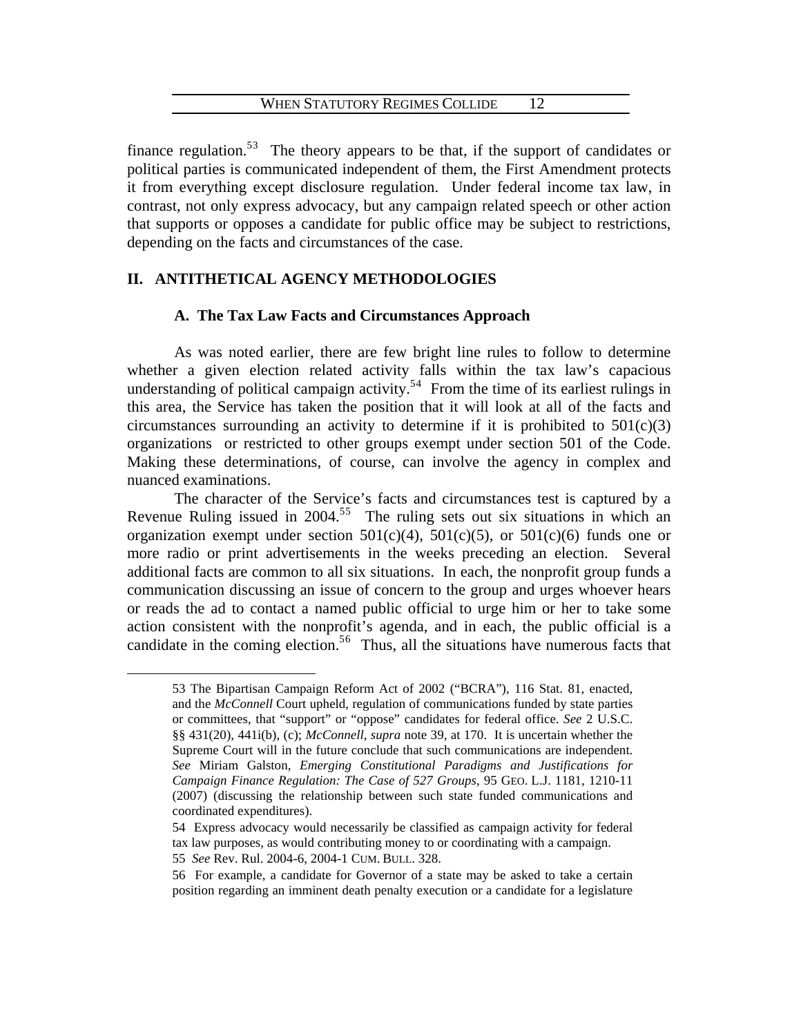finance regulation.[53] The theory appears to be that, if the support of candidates or political parties is communicated independent of them, the First Amendment protects it from everything except disclosure regulation. Under federal income tax law, in contrast, not only express advocacy, but any campaign related speech or other action that supports or opposes a candidate for public office may be subject to restrictions, depending on the facts and circumstances of the case.

## II. ANTITHETICAL AGENCY METHODOLOGIES

### A. The Tax Law Facts and Circumstances Approach

As was noted earlier, there are few bright line rules to follow to determine whether a given election related activity falls within the tax law's capacious understanding of political campaign activity.[54] From the time of its earliest rulings in this area, the Service has taken the position that it will look at all of the facts and circumstances surrounding an activity to determine if it is prohibited to 501(c)(3) organizations or restricted to other groups exempt under section 501 of the Code. Making these determinations, of course, can involve the agency in complex and nuanced examinations.

The character of the Service's facts and circumstances test is captured by a Revenue Ruling issued in 2004.[55] The ruling sets out six situations in which an organization exempt under section 501(c)(4), 501(c)(5), or 501(c)(6) funds one or more radio or print advertisements in the weeks preceding an election. Several additional facts are common to all six situations. In each, the nonprofit group funds a communication discussing an issue of concern to the group and urges whoever hears or reads the ad to contact a named public official to urge him or her to take some action consistent with the nonprofit's agenda, and in each, the public official is a candidate in the coming election.[56] Thus, all the situations have numerous facts that

---

53 The Bipartisan Campaign Reform Act of 2002 ("BCRA"), 116 Stat. 81, enacted, and the *McConnell* Court upheld, regulation of communications funded by state parties or committees, that "support" or "oppose" candidates for federal office. *See* 2 U.S.C. §§ 431(20), 441i(b), (c); *McConnell*, *supra* note 39, at 170. It is uncertain whether the Supreme Court will in the future conclude that such communications are independent. *See* Miriam Galston, *Emerging Constitutional Paradigms and Justifications for Campaign Finance Regulation: The Case of 527 Groups*, 95 GEO. L.J. 1181, 1210-11 (2007) (discussing the relationship between such state funded communications and coordinated expenditures).

54 Express advocacy would necessarily be classified as campaign activity for federal tax law purposes, as would contributing money to or coordinating with a campaign.

55 *See* Rev. Rul. 2004-6, 2004-1 CUM. BULL. 328.

56 For example, a candidate for Governor of a state may be asked to take a certain position regarding an imminent death penalty execution or a candidate for a legislature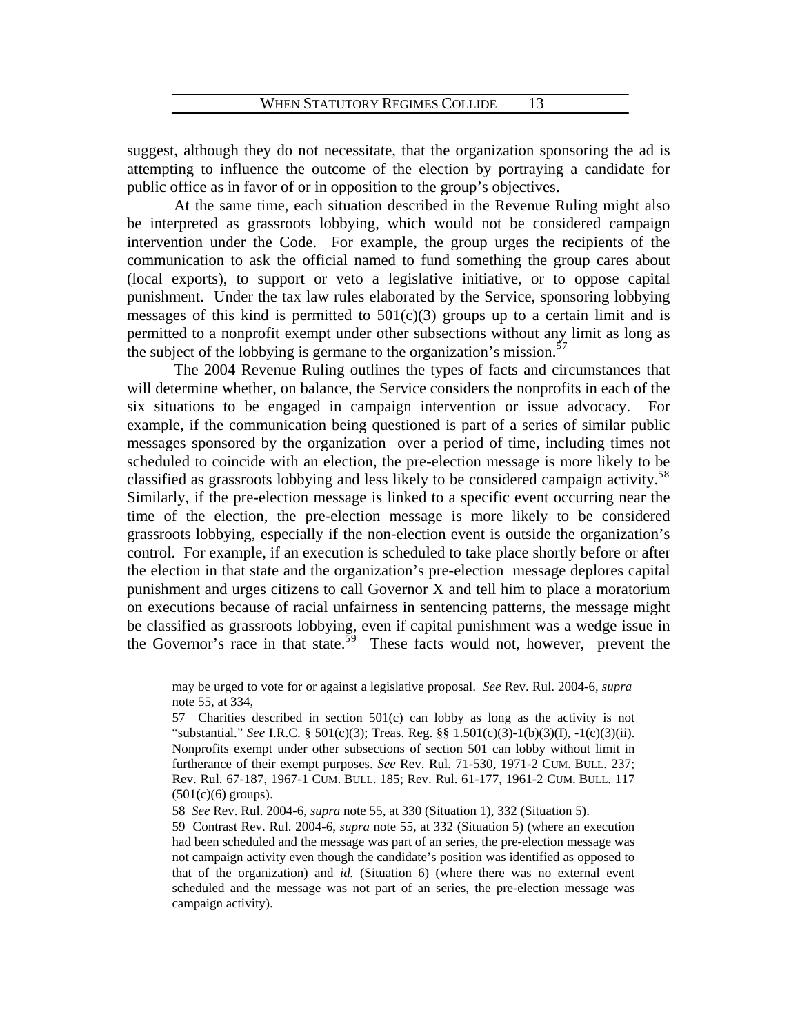suggest, although they do not necessitate, that the organization sponsoring the ad is attempting to influence the outcome of the election by portraying a candidate for public office as in favor of or in opposition to the group's objectives.

At the same time, each situation described in the Revenue Ruling might also be interpreted as grassroots lobbying, which would not be considered campaign intervention under the Code. For example, the group urges the recipients of the communication to ask the official named to fund something the group cares about (local exports), to support or veto a legislative initiative, or to oppose capital punishment. Under the tax law rules elaborated by the Service, sponsoring lobbying messages of this kind is permitted to 501(c)(3) groups up to a certain limit and is permitted to a nonprofit exempt under other subsections without any limit as long as the subject of the lobbying is germane to the organization's mission.[57]

The 2004 Revenue Ruling outlines the types of facts and circumstances that will determine whether, on balance, the Service considers the nonprofits in each of the six situations to be engaged in campaign intervention or issue advocacy. For example, if the communication being questioned is part of a series of similar public messages sponsored by the organization over a period of time, including times not scheduled to coincide with an election, the pre-election message is more likely to be classified as grassroots lobbying and less likely to be considered campaign activity.[58] Similarly, if the pre-election message is linked to a specific event occurring near the time of the election, the pre-election message is more likely to be considered grassroots lobbying, especially if the non-election event is outside the organization's control. For example, if an execution is scheduled to take place shortly before or after the election in that state and the organization's pre-election message deplores capital punishment and urges citizens to call Governor X and tell him to place a moratorium on executions because of racial unfairness in sentencing patterns, the message might be classified as grassroots lobbying, even if capital punishment was a wedge issue in the Governor's race in that state.[59] These facts would not, however, prevent the

---

may be urged to vote for or against a legislative proposal. *See* Rev. Rul. 2004-6, *supra* note 55, at 334,

57 Charities described in section 501(c) can lobby as long as the activity is not "substantial." *See* I.R.C. § 501(c)(3); Treas. Reg. §§ 1.501(c)(3)-1(b)(3)(I), -1(c)(3)(ii). Nonprofits exempt under other subsections of section 501 can lobby without limit in furtherance of their exempt purposes. *See* Rev. Rul. 71-530, 1971-2 CUM. BULL. 237; Rev. Rul. 67-187, 1967-1 CUM. BULL. 185; Rev. Rul. 61-177, 1961-2 CUM. BULL. 117 (501(c)(6) groups).

58 *See* Rev. Rul. 2004-6, *supra* note 55, at 330 (Situation 1), 332 (Situation 5).

59 Contrast Rev. Rul. 2004-6, *supra* note 55, at 332 (Situation 5) (where an execution had been scheduled and the message was part of an series, the pre-election message was not campaign activity even though the candidate's position was identified as opposed to that of the organization) and *id.* (Situation 6) (where there was no external event scheduled and the message was not part of an series, the pre-election message was campaign activity).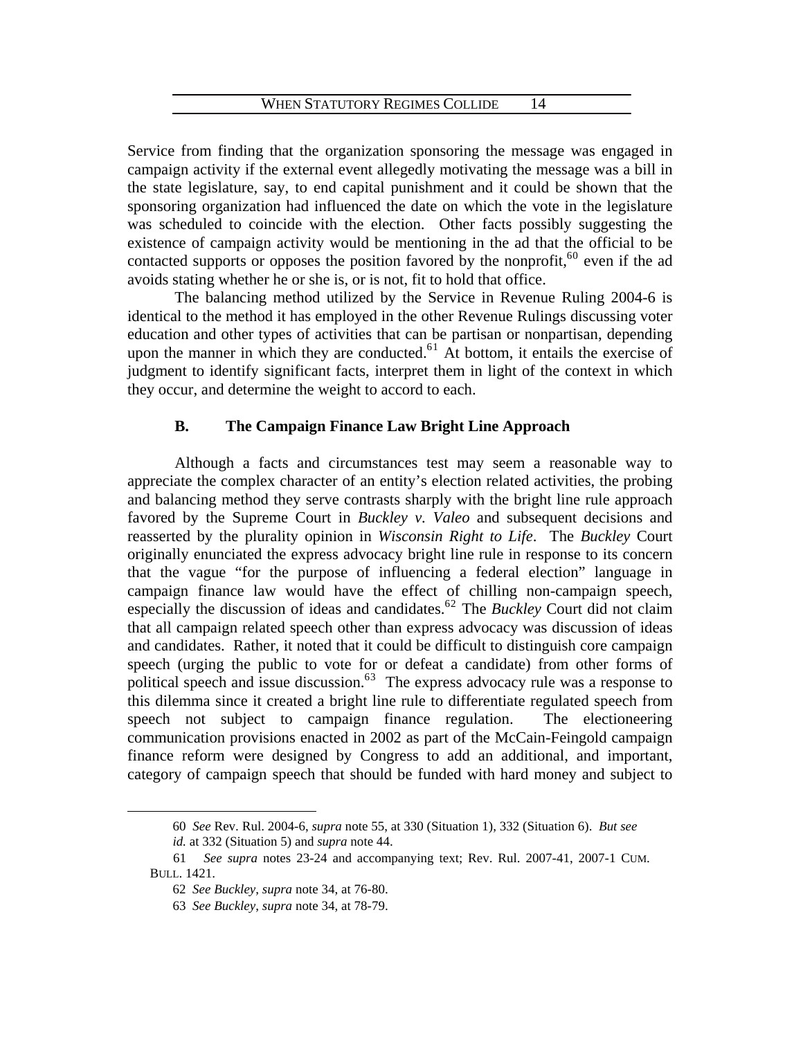Service from finding that the organization sponsoring the message was engaged in campaign activity if the external event allegedly motivating the message was a bill in the state legislature, say, to end capital punishment and it could be shown that the sponsoring organization had influenced the date on which the vote in the legislature was scheduled to coincide with the election. Other facts possibly suggesting the existence of campaign activity would be mentioning in the ad that the official to be contacted supports or opposes the position favored by the nonprofit,[60] even if the ad avoids stating whether he or she is, or is not, fit to hold that office.

The balancing method utilized by the Service in Revenue Ruling 2004-6 is identical to the method it has employed in the other Revenue Rulings discussing voter education and other types of activities that can be partisan or nonpartisan, depending upon the manner in which they are conducted.[61] At bottom, it entails the exercise of judgment to identify significant facts, interpret them in light of the context in which they occur, and determine the weight to accord to each.

### B. The Campaign Finance Law Bright Line Approach

Although a facts and circumstances test may seem a reasonable way to appreciate the complex character of an entity's election related activities, the probing and balancing method they serve contrasts sharply with the bright line rule approach favored by the Supreme Court in *Buckley v. Valeo* and subsequent decisions and reasserted by the plurality opinion in *Wisconsin Right to Life*. The *Buckley* Court originally enunciated the express advocacy bright line rule in response to its concern that the vague "for the purpose of influencing a federal election" language in campaign finance law would have the effect of chilling non-campaign speech, especially the discussion of ideas and candidates.[62] The *Buckley* Court did not claim that all campaign related speech other than express advocacy was discussion of ideas and candidates. Rather, it noted that it could be difficult to distinguish core campaign speech (urging the public to vote for or defeat a candidate) from other forms of political speech and issue discussion.[63] The express advocacy rule was a response to this dilemma since it created a bright line rule to differentiate regulated speech from speech not subject to campaign finance regulation. The electioneering communication provisions enacted in 2002 as part of the McCain-Feingold campaign finance reform were designed by Congress to add an additional, and important, category of campaign speech that should be funded with hard money and subject to

---

60 *See* Rev. Rul. 2004-6, *supra* note 55, at 330 (Situation 1), 332 (Situation 6). *But see id.* at 332 (Situation 5) and *supra* note 44.

61 *See supra* notes 23-24 and accompanying text; Rev. Rul. 2007-41, 2007-1 CUM. BULL. 1421.

62 *See Buckley*, *supra* note 34, at 76-80.

63 *See Buckley*, *supra* note 34, at 78-79.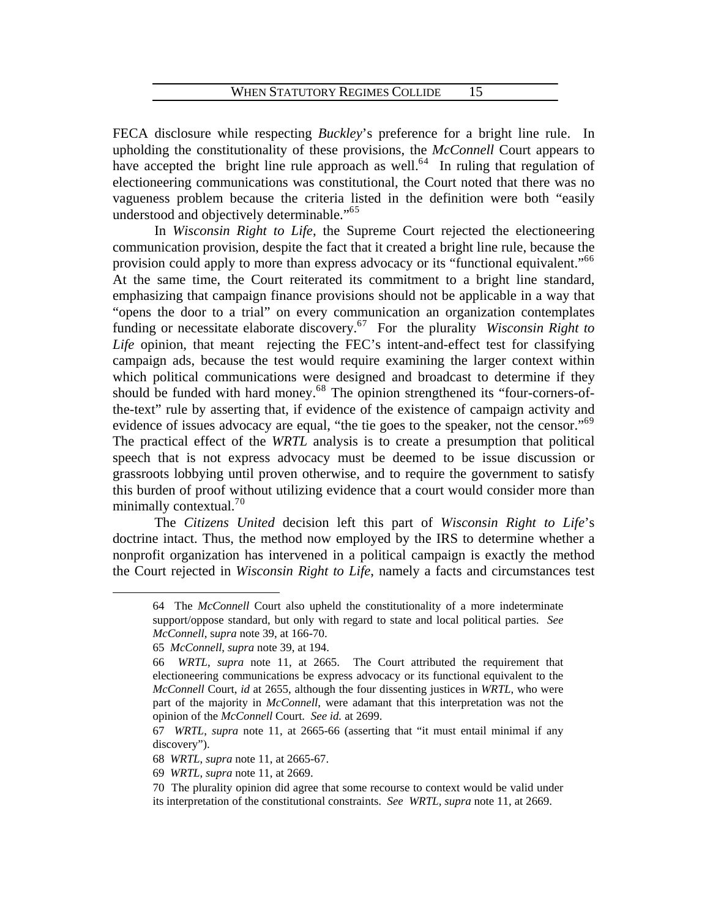FECA disclosure while respecting *Buckley*'s preference for a bright line rule. In upholding the constitutionality of these provisions, the *McConnell* Court appears to have accepted the bright line rule approach as well.[64] In ruling that regulation of electioneering communications was constitutional, the Court noted that there was no vagueness problem because the criteria listed in the definition were both "easily understood and objectively determinable."[65]

In *Wisconsin Right to Life*, the Supreme Court rejected the electioneering communication provision, despite the fact that it created a bright line rule, because the provision could apply to more than express advocacy or its "functional equivalent."[66] At the same time, the Court reiterated its commitment to a bright line standard, emphasizing that campaign finance provisions should not be applicable in a way that "opens the door to a trial" on every communication an organization contemplates funding or necessitate elaborate discovery.[67] For the plurality *Wisconsin Right to Life* opinion, that meant rejecting the FEC's intent-and-effect test for classifying campaign ads, because the test would require examining the larger context within which political communications were designed and broadcast to determine if they should be funded with hard money.[68] The opinion strengthened its "four-corners-of-the-text" rule by asserting that, if evidence of the existence of campaign activity and evidence of issues advocacy are equal, "the tie goes to the speaker, not the censor."[69] The practical effect of the *WRTL* analysis is to create a presumption that political speech that is not express advocacy must be deemed to be issue discussion or grassroots lobbying until proven otherwise, and to require the government to satisfy this burden of proof without utilizing evidence that a court would consider more than minimally contextual.[70]

The *Citizens United* decision left this part of *Wisconsin Right to Life*'s doctrine intact. Thus, the method now employed by the IRS to determine whether a nonprofit organization has intervened in a political campaign is exactly the method the Court rejected in *Wisconsin Right to Life*, namely a facts and circumstances test

---

64 The *McConnell* Court also upheld the constitutionality of a more indeterminate support/oppose standard, but only with regard to state and local political parties. *See McConnell*, *supra* note 39, at 166-70.

65 *McConnell*, *supra* note 39, at 194.

66 *WRTL*, *supra* note 11, at 2665. The Court attributed the requirement that electioneering communications be express advocacy or its functional equivalent to the *McConnell* Court, *id* at 2655, although the four dissenting justices in *WRTL*, who were part of the majority in *McConnell*, were adamant that this interpretation was not the opinion of the *McConnell* Court. *See id.* at 2699.

67 *WRTL*, *supra* note 11, at 2665-66 (asserting that "it must entail minimal if any discovery").

68 *WRTL*, *supra* note 11, at 2665-67.

69 *WRTL*, *supra* note 11, at 2669.

70 The plurality opinion did agree that some recourse to context would be valid under its interpretation of the constitutional constraints. *See WRTL*, *supra* note 11, at 2669.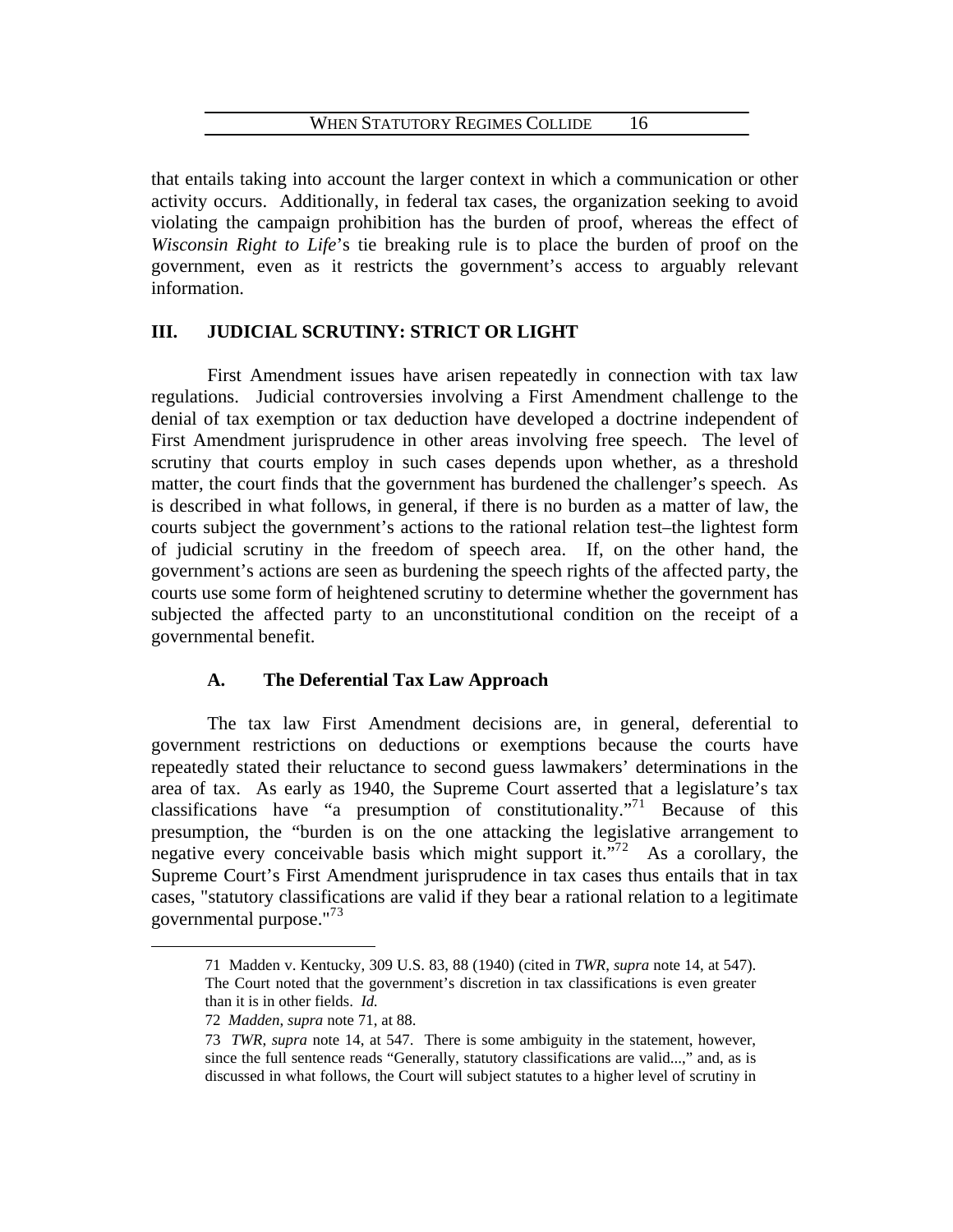that entails taking into account the larger context in which a communication or other activity occurs. Additionally, in federal tax cases, the organization seeking to avoid violating the campaign prohibition has the burden of proof, whereas the effect of *Wisconsin Right to Life*'s tie breaking rule is to place the burden of proof on the government, even as it restricts the government's access to arguably relevant information.

## III. JUDICIAL SCRUTINY: STRICT OR LIGHT

First Amendment issues have arisen repeatedly in connection with tax law regulations. Judicial controversies involving a First Amendment challenge to the denial of tax exemption or tax deduction have developed a doctrine independent of First Amendment jurisprudence in other areas involving free speech. The level of scrutiny that courts employ in such cases depends upon whether, as a threshold matter, the court finds that the government has burdened the challenger's speech. As is described in what follows, in general, if there is no burden as a matter of law, the courts subject the government's actions to the rational relation test–the lightest form of judicial scrutiny in the freedom of speech area. If, on the other hand, the government's actions are seen as burdening the speech rights of the affected party, the courts use some form of heightened scrutiny to determine whether the government has subjected the affected party to an unconstitutional condition on the receipt of a governmental benefit.

### A. The Deferential Tax Law Approach

The tax law First Amendment decisions are, in general, deferential to government restrictions on deductions or exemptions because the courts have repeatedly stated their reluctance to second guess lawmakers' determinations in the area of tax. As early as 1940, the Supreme Court asserted that a legislature's tax classifications have "a presumption of constitutionality."[71] Because of this presumption, the "burden is on the one attacking the legislative arrangement to negative every conceivable basis which might support it."[72] As a corollary, the Supreme Court's First Amendment jurisprudence in tax cases thus entails that in tax cases, "statutory classifications are valid if they bear a rational relation to a legitimate governmental purpose."[73]

---

71 Madden v. Kentucky, 309 U.S. 83, 88 (1940) (cited in *TWR*, *supra* note 14, at 547). The Court noted that the government's discretion in tax classifications is even greater than it is in other fields. *Id.*

72 *Madden*, *supra* note 71, at 88.

73 *TWR*, *supra* note 14, at 547. There is some ambiguity in the statement, however, since the full sentence reads "Generally, statutory classifications are valid...," and, as is discussed in what follows, the Court will subject statutes to a higher level of scrutiny in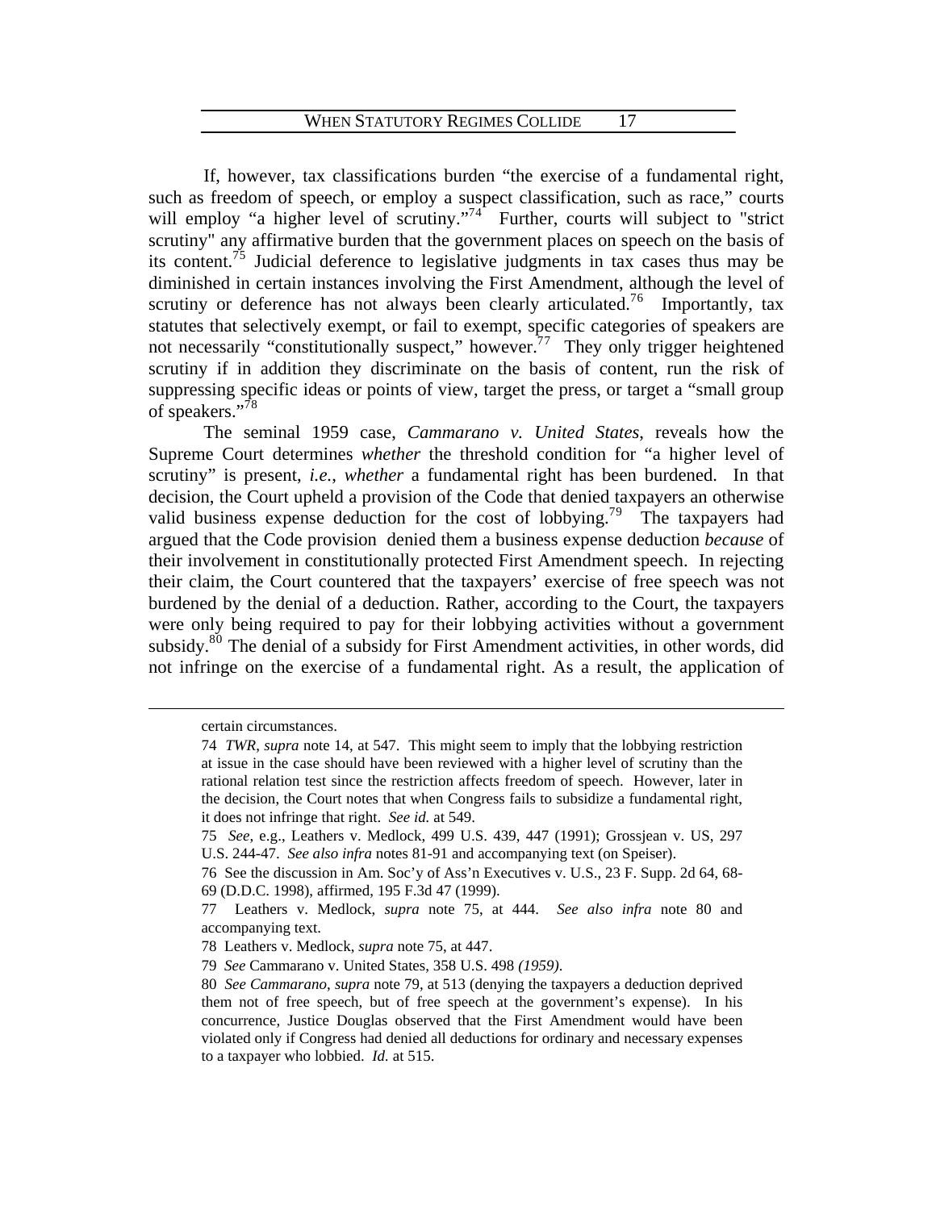If, however, tax classifications burden "the exercise of a fundamental right, such as freedom of speech, or employ a suspect classification, such as race," courts will employ "a higher level of scrutiny."[74] Further, courts will subject to "strict scrutiny" any affirmative burden that the government places on speech on the basis of its content.[75] Judicial deference to legislative judgments in tax cases thus may be diminished in certain instances involving the First Amendment, although the level of scrutiny or deference has not always been clearly articulated.[76] Importantly, tax statutes that selectively exempt, or fail to exempt, specific categories of speakers are not necessarily "constitutionally suspect," however.[77] They only trigger heightened scrutiny if in addition they discriminate on the basis of content, run the risk of suppressing specific ideas or points of view, target the press, or target a "small group of speakers."[78]

The seminal 1959 case, *Cammarano v. United States*, reveals how the Supreme Court determines *whether* the threshold condition for "a higher level of scrutiny" is present, *i.e.*, *whether* a fundamental right has been burdened. In that decision, the Court upheld a provision of the Code that denied taxpayers an otherwise valid business expense deduction for the cost of lobbying.[79] The taxpayers had argued that the Code provision denied them a business expense deduction *because* of their involvement in constitutionally protected First Amendment speech. In rejecting their claim, the Court countered that the taxpayers' exercise of free speech was not burdened by the denial of a deduction. Rather, according to the Court, the taxpayers were only being required to pay for their lobbying activities without a government subsidy.[80] The denial of a subsidy for First Amendment activities, in other words, did not infringe on the exercise of a fundamental right. As a result, the application of

---

certain circumstances.

74 *TWR*, *supra* note 14, at 547. This might seem to imply that the lobbying restriction at issue in the case should have been reviewed with a higher level of scrutiny than the rational relation test since the restriction affects freedom of speech. However, later in the decision, the Court notes that when Congress fails to subsidize a fundamental right, it does not infringe that right. *See id.* at 549.

75 *See*, e.g., Leathers v. Medlock, 499 U.S. 439, 447 (1991); Grossjean v. US, 297 U.S. 244-47. *See also infra* notes 81-91 and accompanying text (on Speiser).

76 See the discussion in Am. Soc'y of Ass'n Executives v. U.S., 23 F. Supp. 2d 64, 68-69 (D.D.C. 1998), affirmed, 195 F.3d 47 (1999).

77 Leathers v. Medlock, *supra* note 75, at 444. *See also infra* note 80 and accompanying text.

78 Leathers v. Medlock, *supra* note 75, at 447.

79 *See* Cammarano v. United States, 358 U.S. 498 *(1959)*.

80 *See Cammarano*, *supra* note 79, at 513 (denying the taxpayers a deduction deprived them not of free speech, but of free speech at the government's expense). In his concurrence, Justice Douglas observed that the First Amendment would have been violated only if Congress had denied all deductions for ordinary and necessary expenses to a taxpayer who lobbied. *Id.* at 515.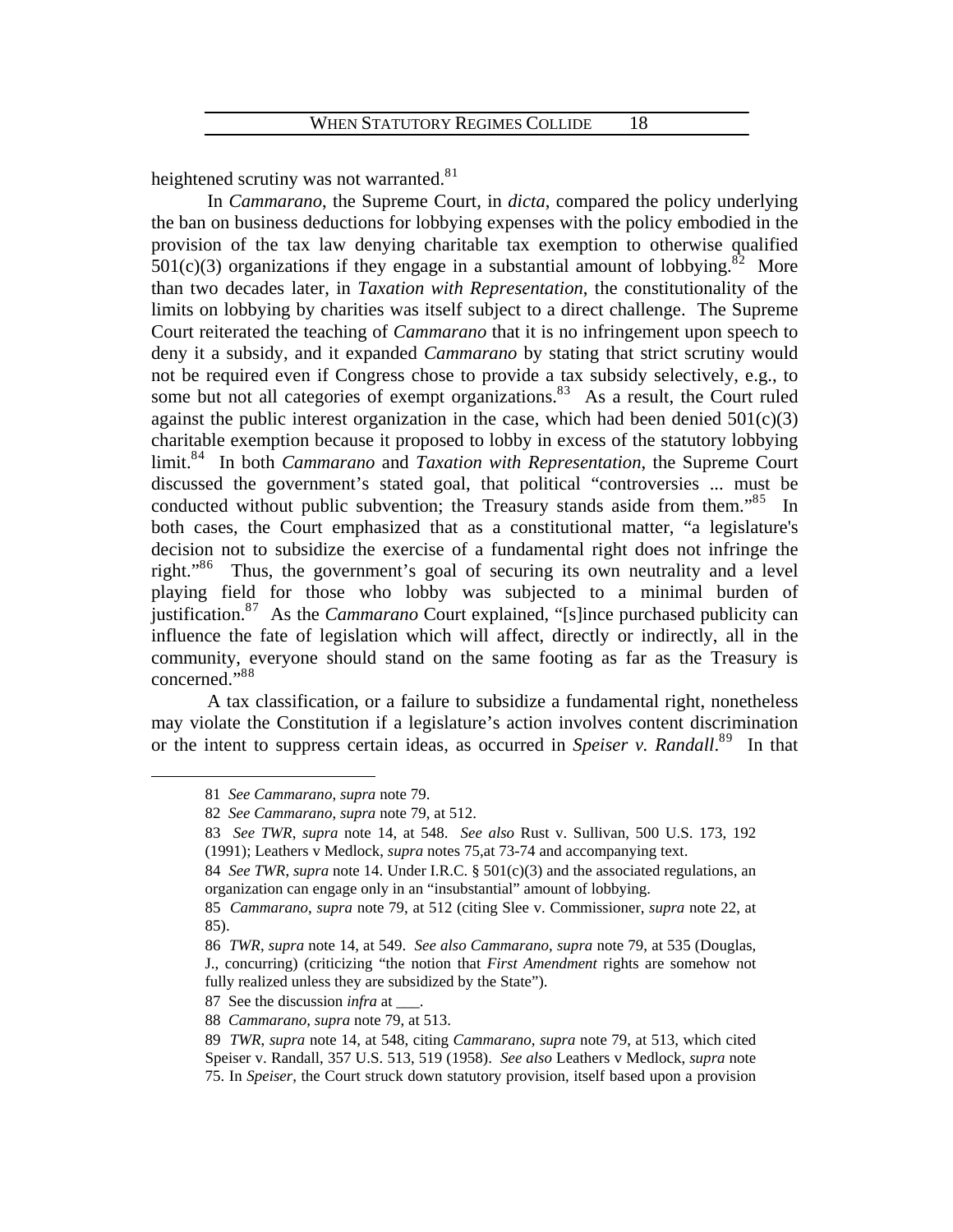heightened scrutiny was not warranted.[81]

In *Cammarano*, the Supreme Court, in *dicta*, compared the policy underlying the ban on business deductions for lobbying expenses with the policy embodied in the provision of the tax law denying charitable tax exemption to otherwise qualified 501(c)(3) organizations if they engage in a substantial amount of lobbying.[82] More than two decades later, in *Taxation with Representation*, the constitutionality of the limits on lobbying by charities was itself subject to a direct challenge. The Supreme Court reiterated the teaching of *Cammarano* that it is no infringement upon speech to deny it a subsidy, and it expanded *Cammarano* by stating that strict scrutiny would not be required even if Congress chose to provide a tax subsidy selectively, e.g., to some but not all categories of exempt organizations.[83] As a result, the Court ruled against the public interest organization in the case, which had been denied 501(c)(3) charitable exemption because it proposed to lobby in excess of the statutory lobbying limit.[84] In both *Cammarano* and *Taxation with Representation*, the Supreme Court discussed the government's stated goal, that political "controversies ... must be conducted without public subvention; the Treasury stands aside from them."[85] In both cases, the Court emphasized that as a constitutional matter, "a legislature's decision not to subsidize the exercise of a fundamental right does not infringe the right."[86] Thus, the government's goal of securing its own neutrality and a level playing field for those who lobby was subjected to a minimal burden of justification.[87] As the *Cammarano* Court explained, "[s]ince purchased publicity can influence the fate of legislation which will affect, directly or indirectly, all in the community, everyone should stand on the same footing as far as the Treasury is concerned."[88]

A tax classification, or a failure to subsidize a fundamental right, nonetheless may violate the Constitution if a legislature's action involves content discrimination or the intent to suppress certain ideas, as occurred in *Speiser v. Randall*.[89] In that

---

81 *See Cammarano*, *supra* note 79.

82 *See Cammarano*, *supra* note 79, at 512.

83 *See TWR*, *supra* note 14, at 548. *See also* Rust v. Sullivan, 500 U.S. 173, 192 (1991); Leathers v Medlock, *supra* notes 75,at 73-74 and accompanying text.

84 *See TWR*, *supra* note 14. Under I.R.C. § 501(c)(3) and the associated regulations, an organization can engage only in an "insubstantial" amount of lobbying.

85 *Cammarano*, *supra* note 79, at 512 (citing Slee v. Commissioner, *supra* note 22, at 85).

86 *TWR*, *supra* note 14, at 549. *See also Cammarano*, *supra* note 79, at 535 (Douglas, J., concurring) (criticizing "the notion that *First Amendment* rights are somehow not fully realized unless they are subsidized by the State").

87 See the discussion *infra* at ___.

88 *Cammarano*, *supra* note 79, at 513.

89 *TWR*, *supra* note 14, at 548, citing *Cammarano*, *supra* note 79, at 513, which cited Speiser v. Randall, 357 U.S. 513, 519 (1958). *See also* Leathers v Medlock, *supra* note 75. In *Speiser*, the Court struck down statutory provision, itself based upon a provision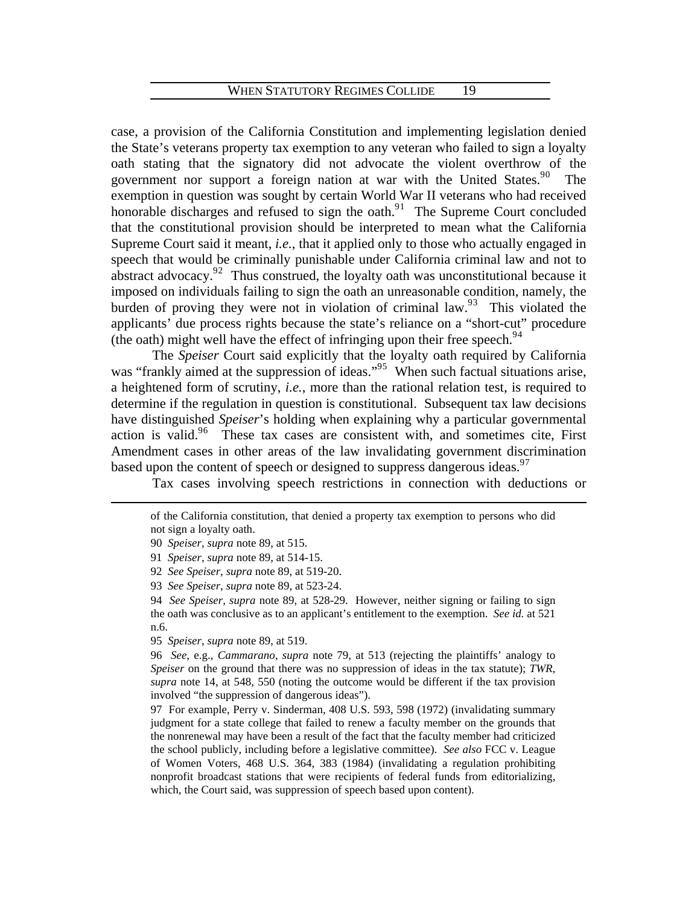case, a provision of the California Constitution and implementing legislation denied the State's veterans property tax exemption to any veteran who failed to sign a loyalty oath stating that the signatory did not advocate the violent overthrow of the government nor support a foreign nation at war with the United States.[90] The exemption in question was sought by certain World War II veterans who had received honorable discharges and refused to sign the oath.[91] The Supreme Court concluded that the constitutional provision should be interpreted to mean what the California Supreme Court said it meant, *i.e.*, that it applied only to those who actually engaged in speech that would be criminally punishable under California criminal law and not to abstract advocacy.[92] Thus construed, the loyalty oath was unconstitutional because it imposed on individuals failing to sign the oath an unreasonable condition, namely, the burden of proving they were not in violation of criminal law.[93] This violated the applicants' due process rights because the state's reliance on a "short-cut" procedure (the oath) might well have the effect of infringing upon their free speech.[94]

The *Speiser* Court said explicitly that the loyalty oath required by California was "frankly aimed at the suppression of ideas."[95] When such factual situations arise, a heightened form of scrutiny, *i.e.*, more than the rational relation test, is required to determine if the regulation in question is constitutional. Subsequent tax law decisions have distinguished *Speiser*'s holding when explaining why a particular governmental action is valid.[96] These tax cases are consistent with, and sometimes cite, First Amendment cases in other areas of the law invalidating government discrimination based upon the content of speech or designed to suppress dangerous ideas.[97]

Tax cases involving speech restrictions in connection with deductions or

---

of the California constitution, that denied a property tax exemption to persons who did not sign a loyalty oath.

90 *Speiser*, *supra* note 89, at 515.

91 *Speiser*, *supra* note 89, at 514-15.

92 *See Speiser*, *supra* note 89, at 519-20.

93 *See Speiser*, *supra* note 89, at 523-24.

94 *See Speiser*, *supra* note 89, at 528-29. However, neither signing or failing to sign the oath was conclusive as to an applicant's entitlement to the exemption. *See id.* at 521 n.6.

95 *Speiser*, *supra* note 89, at 519.

96 *See*, e.g., *Cammarano*, *supra* note 79, at 513 (rejecting the plaintiffs' analogy to *Speiser* on the ground that there was no suppression of ideas in the tax statute); *TWR*, *supra* note 14, at 548, 550 (noting the outcome would be different if the tax provision involved "the suppression of dangerous ideas").

97 For example, Perry v. Sinderman, 408 U.S. 593, 598 (1972) (invalidating summary judgment for a state college that failed to renew a faculty member on the grounds that the nonrenewal may have been a result of the fact that the faculty member had criticized the school publicly, including before a legislative committee). *See also* FCC v. League of Women Voters, 468 U.S. 364, 383 (1984) (invalidating a regulation prohibiting nonprofit broadcast stations that were recipients of federal funds from editorializing, which, the Court said, was suppression of speech based upon content).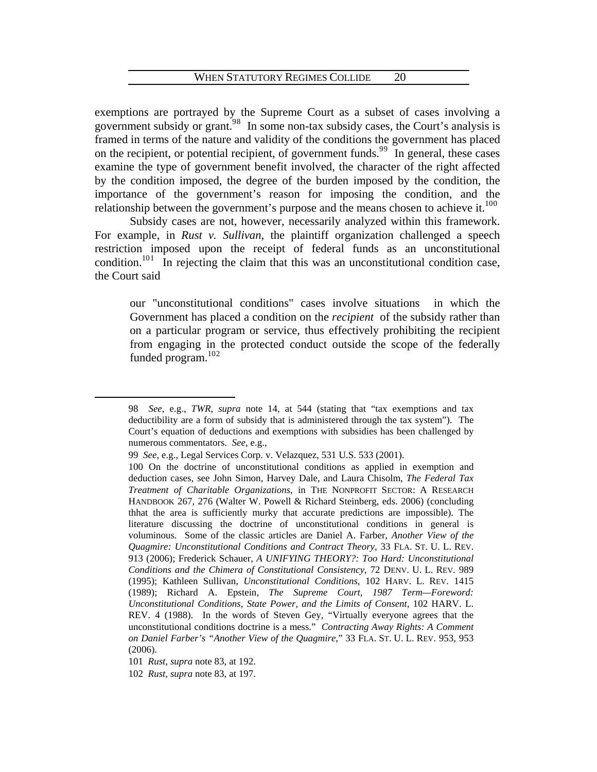exemptions are portrayed by the Supreme Court as a subset of cases involving a government subsidy or grant.[98] In some non-tax subsidy cases, the Court's analysis is framed in terms of the nature and validity of the conditions the government has placed on the recipient, or potential recipient, of government funds.[99] In general, these cases examine the type of government benefit involved, the character of the right affected by the condition imposed, the degree of the burden imposed by the condition, the importance of the government's reason for imposing the condition, and the relationship between the government's purpose and the means chosen to achieve it.[100]

Subsidy cases are not, however, necessarily analyzed within this framework. For example, in *Rust v. Sullivan*, the plaintiff organization challenged a speech restriction imposed upon the receipt of federal funds as an unconstitutional condition.[101] In rejecting the claim that this was an unconstitutional condition case, the Court said

> our "unconstitutional conditions" cases involve situations in which the Government has placed a condition on the *recipient* of the subsidy rather than on a particular program or service, thus effectively prohibiting the recipient from engaging in the protected conduct outside the scope of the federally funded program.[102]

---

98 *See*, e.g., *TWR*, *supra* note 14, at 544 (stating that "tax exemptions and tax deductibility are a form of subsidy that is administered through the tax system"). The Court's equation of deductions and exemptions with subsidies has been challenged by numerous commentators. *See*, e.g.,

99 *See*, e.g., Legal Services Corp. v. Velazquez, 531 U.S. 533 (2001).

100 On the doctrine of unconstitutional conditions as applied in exemption and deduction cases, see John Simon, Harvey Dale, and Laura Chisolm, *The Federal Tax Treatment of Charitable Organizations*, in THE NONPROFIT SECTOR: A RESEARCH HANDBOOK 267, 276 (Walter W. Powell & Richard Steinberg, eds. 2006) (concluding thhat the area is sufficiently murky that accurate predictions are impossible). The literature discussing the doctrine of unconstitutional conditions in general is voluminous. Some of the classic articles are Daniel A. Farber, *Another View of the Quagmire: Unconstitutional Conditions and Contract Theory*, 33 FLA. ST. U. L. REV. 913 (2006); Frederick Schauer, *A UNIFYING THEORY?: Too Hard: Unconstitutional Conditions and the Chimera of Constitutional Consistency*, 72 DENV. U. L. REV. 989 (1995); Kathleen Sullivan, *Unconstitutional Conditions*, 102 HARV. L. REV. 1415 (1989); Richard A. Epstein, *The Supreme Court, 1987 Term—Foreword: Unconstitutional Conditions, State Power, and the Limits of Consent*, 102 HARV. L. REV. 4 (1988). In the words of Steven Gey, "Virtually everyone agrees that the unconstitutional conditions doctrine is a mess." *Contracting Away Rights: A Comment on Daniel Farber's "Another View of the Quagmire*," 33 FLA. ST. U. L. REV. 953, 953 (2006).

101 *Rust*, *supra* note 83, at 192.

102 *Rust*, *supra* note 83, at 197.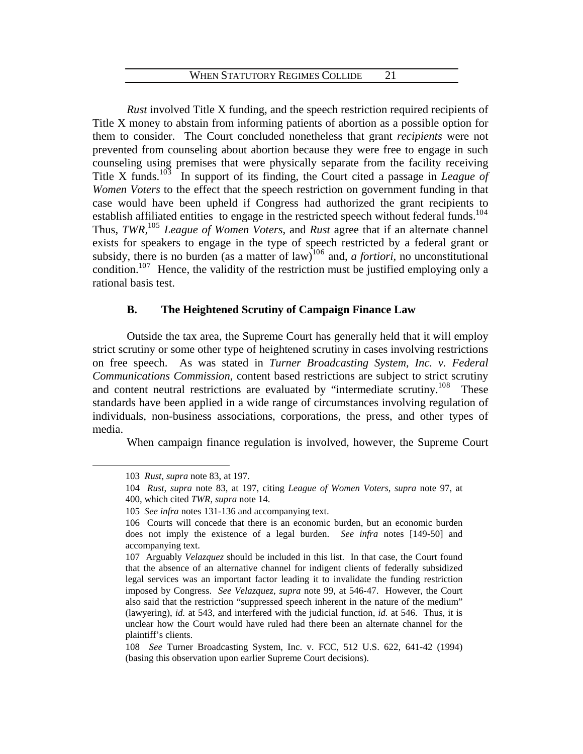*Rust* involved Title X funding, and the speech restriction required recipients of Title X money to abstain from informing patients of abortion as a possible option for them to consider. The Court concluded nonetheless that grant *recipients* were not prevented from counseling about abortion because they were free to engage in such counseling using premises that were physically separate from the facility receiving Title X funds.[103] In support of its finding, the Court cited a passage in *League of Women Voters* to the effect that the speech restriction on government funding in that case would have been upheld if Congress had authorized the grant recipients to establish affiliated entities to engage in the restricted speech without federal funds.[104] Thus, *TWR*,[105] *League of Women Voters*, and *Rust* agree that if an alternate channel exists for speakers to engage in the type of speech restricted by a federal grant or subsidy, there is no burden (as a matter of law)[106] and, *a fortiori*, no unconstitutional condition.[107] Hence, the validity of the restriction must be justified employing only a rational basis test.

### B. The Heightened Scrutiny of Campaign Finance Law

Outside the tax area, the Supreme Court has generally held that it will employ strict scrutiny or some other type of heightened scrutiny in cases involving restrictions on free speech. As was stated in *Turner Broadcasting System, Inc. v. Federal Communications Commission*, content based restrictions are subject to strict scrutiny and content neutral restrictions are evaluated by "intermediate scrutiny.[108] These standards have been applied in a wide range of circumstances involving regulation of individuals, non-business associations, corporations, the press, and other types of media.

When campaign finance regulation is involved, however, the Supreme Court

---

103 *Rust*, *supra* note 83, at 197.

104 *Rust*, *supra* note 83, at 197, citing *League of Women Voters*, *supra* note 97, at 400, which cited *TWR*, *supra* note 14.

105 *See infra* notes 131-136 and accompanying text.

106 Courts will concede that there is an economic burden, but an economic burden does not imply the existence of a legal burden. *See infra* notes [149-50] and accompanying text.

107 Arguably *Velazquez* should be included in this list. In that case, the Court found that the absence of an alternative channel for indigent clients of federally subsidized legal services was an important factor leading it to invalidate the funding restriction imposed by Congress. *See Velazquez*, *supra* note 99, at 546-47. However, the Court also said that the restriction "suppressed speech inherent in the nature of the medium" (lawyering), *id.* at 543, and interfered with the judicial function, *id.* at 546. Thus, it is unclear how the Court would have ruled had there been an alternate channel for the plaintiff's clients.

108 *See* Turner Broadcasting System, Inc. v. FCC, 512 U.S. 622, 641-42 (1994) (basing this observation upon earlier Supreme Court decisions).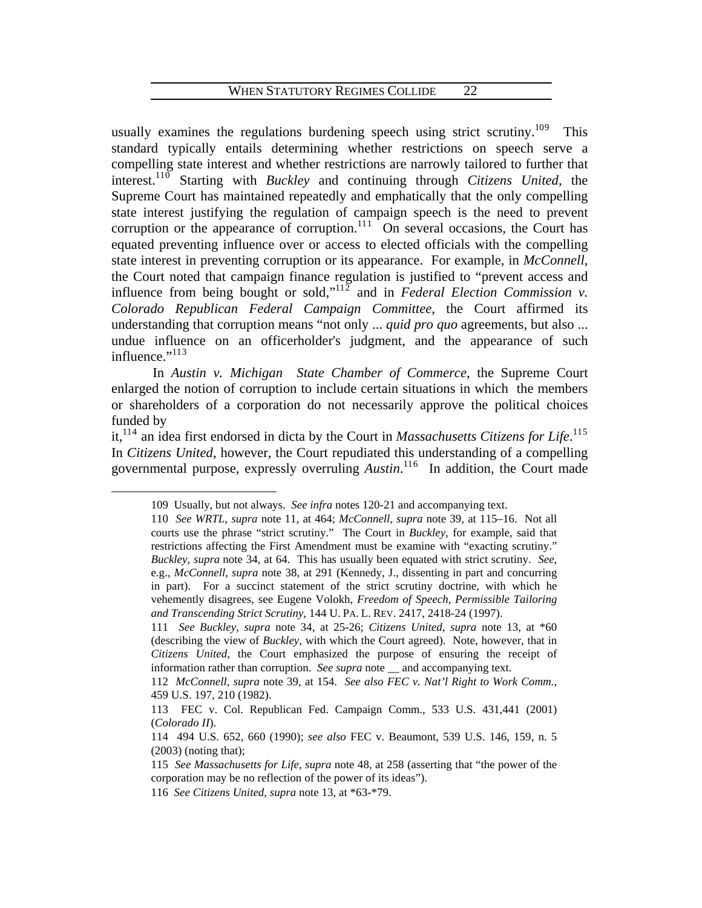usually examines the regulations burdening speech using strict scrutiny.[109] This standard typically entails determining whether restrictions on speech serve a compelling state interest and whether restrictions are narrowly tailored to further that interest.[110] Starting with *Buckley* and continuing through *Citizens United*, the Supreme Court has maintained repeatedly and emphatically that the only compelling state interest justifying the regulation of campaign speech is the need to prevent corruption or the appearance of corruption.[111] On several occasions, the Court has equated preventing influence over or access to elected officials with the compelling state interest in preventing corruption or its appearance. For example, in *McConnell*, the Court noted that campaign finance regulation is justified to "prevent access and influence from being bought or sold,"[112] and in *Federal Election Commission v. Colorado Republican Federal Campaign Committee*, the Court affirmed its understanding that corruption means "not only ... *quid pro quo* agreements, but also ... undue influence on an officerholder's judgment, and the appearance of such influence."[113]

In *Austin v. Michigan State Chamber of Commerce*, the Supreme Court enlarged the notion of corruption to include certain situations in which the members or shareholders of a corporation do not necessarily approve the political choices funded by it,[114] an idea first endorsed in dicta by the Court in *Massachusetts Citizens for Life*.[115] In *Citizens United*, however, the Court repudiated this understanding of a compelling governmental purpose, expressly overruling *Austin*.[116] In addition, the Court made

---

109 Usually, but not always. *See infra* notes 120-21 and accompanying text.

110 *See WRTL*, *supra* note 11, at 464; *McConnell*, *supra* note 39, at 115–16. Not all courts use the phrase "strict scrutiny." The Court in *Buckley*, for example, said that restrictions affecting the First Amendment must be examine with "exacting scrutiny." *Buckley*, *supra* note 34, at 64. This has usually been equated with strict scrutiny. *See*, e.g., *McConnell*, *supra* note 38, at 291 (Kennedy, J., dissenting in part and concurring in part). For a succinct statement of the strict scrutiny doctrine, with which he vehemently disagrees, see Eugene Volokh, *Freedom of Speech, Permissible Tailoring and Transcending Strict Scrutiny*, 144 U. PA. L. REV. 2417, 2418-24 (1997).

111 *See Buckley*, *supra* note 34, at 25-26; *Citizens United*, *supra* note 13, at \*60 (describing the view of *Buckley*, with which the Court agreed). Note, however, that in *Citizens United*, the Court emphasized the purpose of ensuring the receipt of information rather than corruption. *See supra* note __ and accompanying text.

112 *McConnell*, *supra* note 39, at 154. *See also FEC v. Nat'l Right to Work Comm.*, 459 U.S. 197, 210 (1982).

113 FEC v. Col. Republican Fed. Campaign Comm., 533 U.S. 431,441 (2001) (*Colorado II*).

114 494 U.S. 652, 660 (1990); *see also* FEC v. Beaumont, 539 U.S. 146, 159, n. 5 (2003) (noting that);

115 *See Massachusetts for Life*, *supra* note 48, at 258 (asserting that "the power of the corporation may be no reflection of the power of its ideas").

116 *See Citizens United*, *supra* note 13, at \*63-\*79.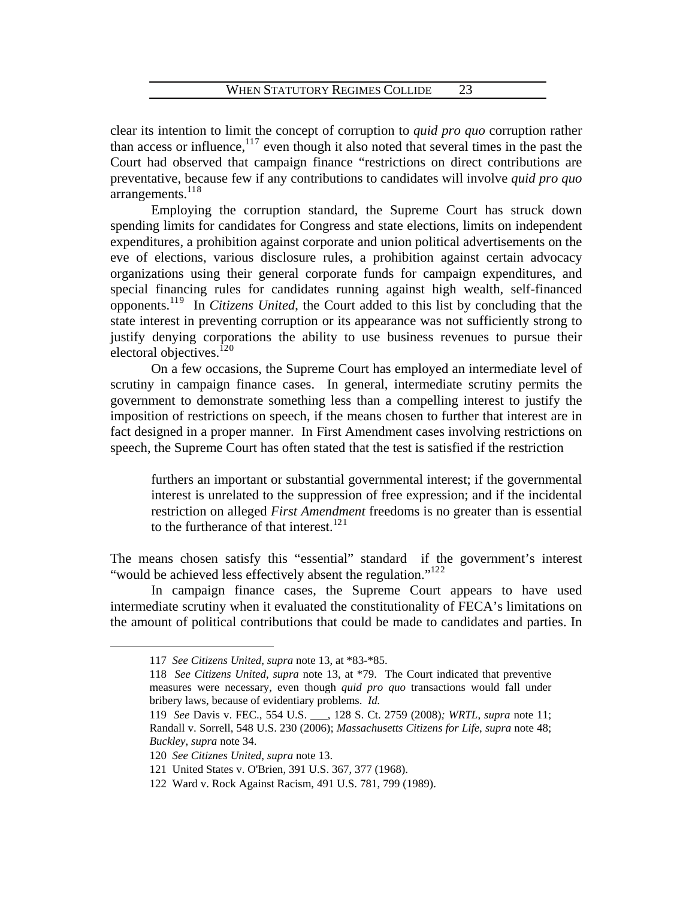clear its intention to limit the concept of corruption to *quid pro quo* corruption rather than access or influence,[117] even though it also noted that several times in the past the Court had observed that campaign finance "restrictions on direct contributions are preventative, because few if any contributions to candidates will involve *quid pro quo* arrangements.[118]

Employing the corruption standard, the Supreme Court has struck down spending limits for candidates for Congress and state elections, limits on independent expenditures, a prohibition against corporate and union political advertisements on the eve of elections, various disclosure rules, a prohibition against certain advocacy organizations using their general corporate funds for campaign expenditures, and special financing rules for candidates running against high wealth, self-financed opponents.[119] In *Citizens United*, the Court added to this list by concluding that the state interest in preventing corruption or its appearance was not sufficiently strong to justify denying corporations the ability to use business revenues to pursue their electoral objectives.[120]

On a few occasions, the Supreme Court has employed an intermediate level of scrutiny in campaign finance cases. In general, intermediate scrutiny permits the government to demonstrate something less than a compelling interest to justify the imposition of restrictions on speech, if the means chosen to further that interest are in fact designed in a proper manner. In First Amendment cases involving restrictions on speech, the Supreme Court has often stated that the test is satisfied if the restriction

> furthers an important or substantial governmental interest; if the governmental interest is unrelated to the suppression of free expression; and if the incidental restriction on alleged *First Amendment* freedoms is no greater than is essential to the furtherance of that interest.[121]

The means chosen satisfy this "essential" standard if the government's interest "would be achieved less effectively absent the regulation."[122]

In campaign finance cases, the Supreme Court appears to have used intermediate scrutiny when it evaluated the constitutionality of FECA's limitations on the amount of political contributions that could be made to candidates and parties. In

---

117 *See Citizens United*, *supra* note 13, at \*83-\*85.

118 *See Citizens United*, *supra* note 13, at \*79. The Court indicated that preventive measures were necessary, even though *quid pro quo* transactions would fall under bribery laws, because of evidentiary problems. *Id.*

119 *See* Davis v. FEC., 554 U.S. \_\_\_, 128 S. Ct. 2759 (2008)*; WRTL*, *supra* note 11; Randall v. Sorrell, 548 U.S. 230 (2006); *Massachusetts Citizens for Life*, *supra* note 48; *Buckley*, *supra* note 34.

120 *See Citiznes United*, *supra* note 13.

121 United States v. O'Brien, 391 U.S. 367, 377 (1968).

122 Ward v. Rock Against Racism, 491 U.S. 781, 799 (1989).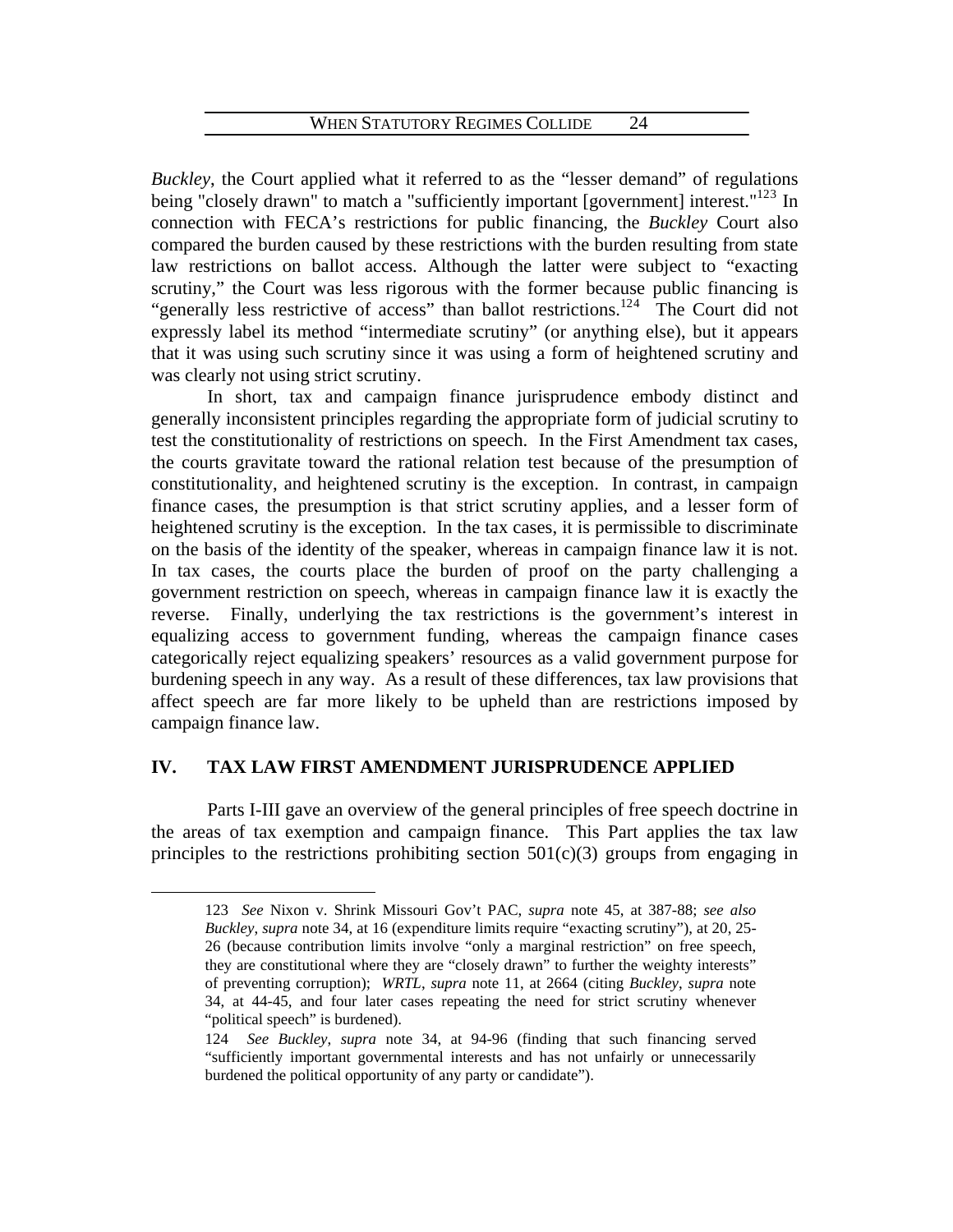*Buckley*, the Court applied what it referred to as the "lesser demand" of regulations being "closely drawn" to match a "sufficiently important [government] interest."[123] In connection with FECA's restrictions for public financing, the *Buckley* Court also compared the burden caused by these restrictions with the burden resulting from state law restrictions on ballot access. Although the latter were subject to "exacting scrutiny," the Court was less rigorous with the former because public financing is "generally less restrictive of access" than ballot restrictions.[124] The Court did not expressly label its method "intermediate scrutiny" (or anything else), but it appears that it was using such scrutiny since it was using a form of heightened scrutiny and was clearly not using strict scrutiny.

In short, tax and campaign finance jurisprudence embody distinct and generally inconsistent principles regarding the appropriate form of judicial scrutiny to test the constitutionality of restrictions on speech. In the First Amendment tax cases, the courts gravitate toward the rational relation test because of the presumption of constitutionality, and heightened scrutiny is the exception. In contrast, in campaign finance cases, the presumption is that strict scrutiny applies, and a lesser form of heightened scrutiny is the exception. In the tax cases, it is permissible to discriminate on the basis of the identity of the speaker, whereas in campaign finance law it is not. In tax cases, the courts place the burden of proof on the party challenging a government restriction on speech, whereas in campaign finance law it is exactly the reverse. Finally, underlying the tax restrictions is the government's interest in equalizing access to government funding, whereas the campaign finance cases categorically reject equalizing speakers' resources as a valid government purpose for burdening speech in any way. As a result of these differences, tax law provisions that affect speech are far more likely to be upheld than are restrictions imposed by campaign finance law.

## IV. TAX LAW FIRST AMENDMENT JURISPRUDENCE APPLIED

Parts I-III gave an overview of the general principles of free speech doctrine in the areas of tax exemption and campaign finance. This Part applies the tax law principles to the restrictions prohibiting section 501(c)(3) groups from engaging in

---

123 *See* Nixon v. Shrink Missouri Gov't PAC, *supra* note 45, at 387-88; *see also Buckley*, *supra* note 34, at 16 (expenditure limits require "exacting scrutiny"), at 20, 25-26 (because contribution limits involve "only a marginal restriction" on free speech, they are constitutional where they are "closely drawn" to further the weighty interests" of preventing corruption); *WRTL*, *supra* note 11, at 2664 (citing *Buckley*, *supra* note 34, at 44-45, and four later cases repeating the need for strict scrutiny whenever "political speech" is burdened).

124 *See Buckley*, *supra* note 34, at 94-96 (finding that such financing served "sufficiently important governmental interests and has not unfairly or unnecessarily burdened the political opportunity of any party or candidate").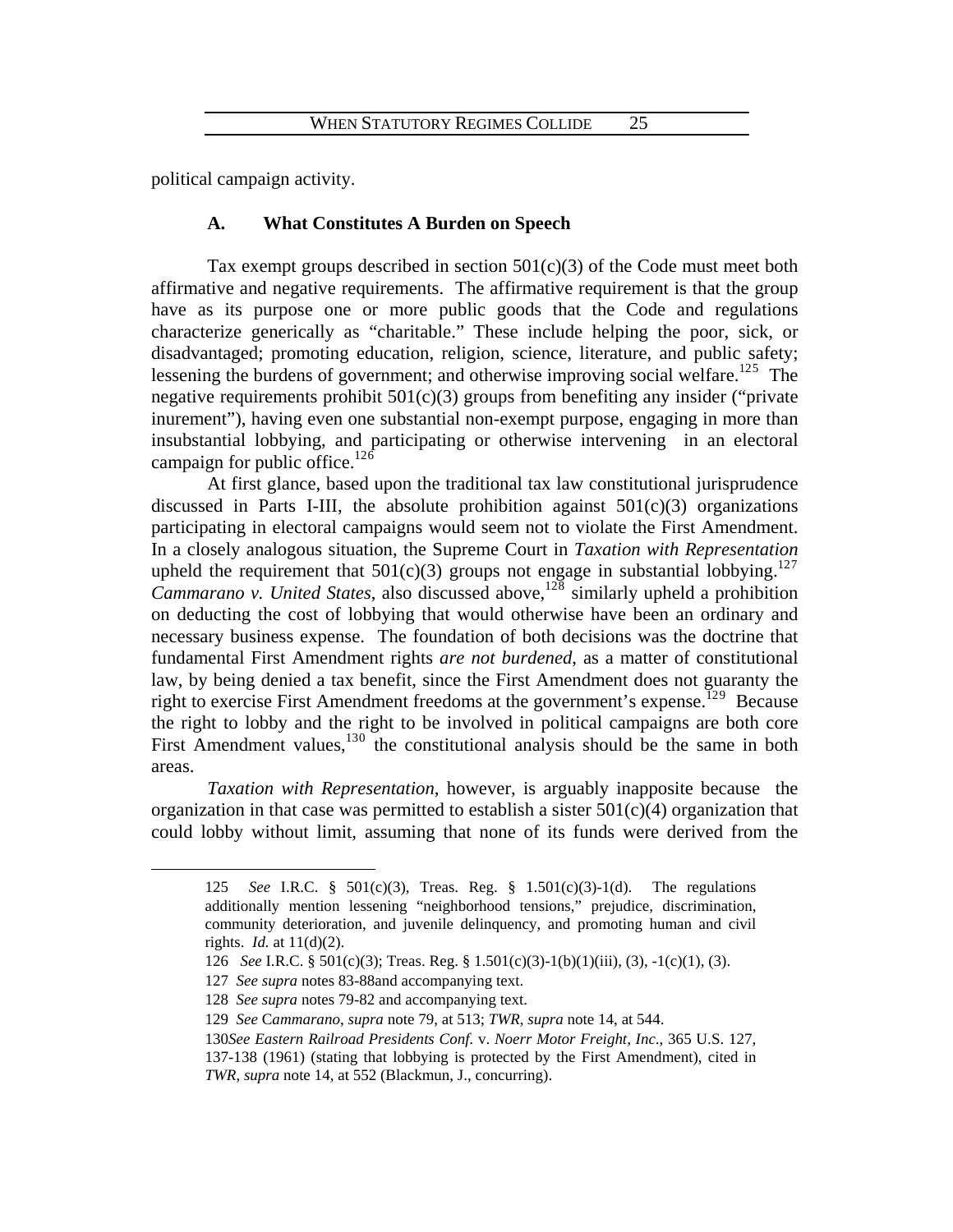political campaign activity.

### A. What Constitutes A Burden on Speech

Tax exempt groups described in section 501(c)(3) of the Code must meet both affirmative and negative requirements. The affirmative requirement is that the group have as its purpose one or more public goods that the Code and regulations characterize generically as "charitable." These include helping the poor, sick, or disadvantaged; promoting education, religion, science, literature, and public safety; lessening the burdens of government; and otherwise improving social welfare.[125] The negative requirements prohibit 501(c)(3) groups from benefiting any insider ("private inurement"), having even one substantial non-exempt purpose, engaging in more than insubstantial lobbying, and participating or otherwise intervening in an electoral campaign for public office.[126]

At first glance, based upon the traditional tax law constitutional jurisprudence discussed in Parts I-III, the absolute prohibition against 501(c)(3) organizations participating in electoral campaigns would seem not to violate the First Amendment. In a closely analogous situation, the Supreme Court in *Taxation with Representation* upheld the requirement that 501(c)(3) groups not engage in substantial lobbying.[127] *Cammarano v. United States*, also discussed above,[128] similarly upheld a prohibition on deducting the cost of lobbying that would otherwise have been an ordinary and necessary business expense. The foundation of both decisions was the doctrine that fundamental First Amendment rights *are not burdened*, as a matter of constitutional law, by being denied a tax benefit, since the First Amendment does not guaranty the right to exercise First Amendment freedoms at the government's expense.[129] Because the right to lobby and the right to be involved in political campaigns are both core First Amendment values,[130] the constitutional analysis should be the same in both areas.

*Taxation with Representation*, however, is arguably inapposite because the organization in that case was permitted to establish a sister 501(c)(4) organization that could lobby without limit, assuming that none of its funds were derived from the

---

125 *See* I.R.C. § 501(c)(3), Treas. Reg. § 1.501(c)(3)-1(d). The regulations additionally mention lessening "neighborhood tensions," prejudice, discrimination, community deterioration, and juvenile delinquency, and promoting human and civil rights. *Id.* at 11(d)(2).

126 *See* I.R.C. § 501(c)(3); Treas. Reg. § 1.501(c)(3)-1(b)(1)(iii), (3), -1(c)(1), (3).

127 *See supra* notes 83-88and accompanying text.

128 *See supra* notes 79-82 and accompanying text.

129 *See* C*ammarano*, *supra* note 79, at 513; *TWR*, *supra* note 14, at 544.

130*See Eastern Railroad Presidents Conf.* v. *Noerr Motor Freight, Inc.*, 365 U.S. 127, 137-138 (1961) (stating that lobbying is protected by the First Amendment), cited in *TWR, supra* note 14, at 552 (Blackmun, J., concurring).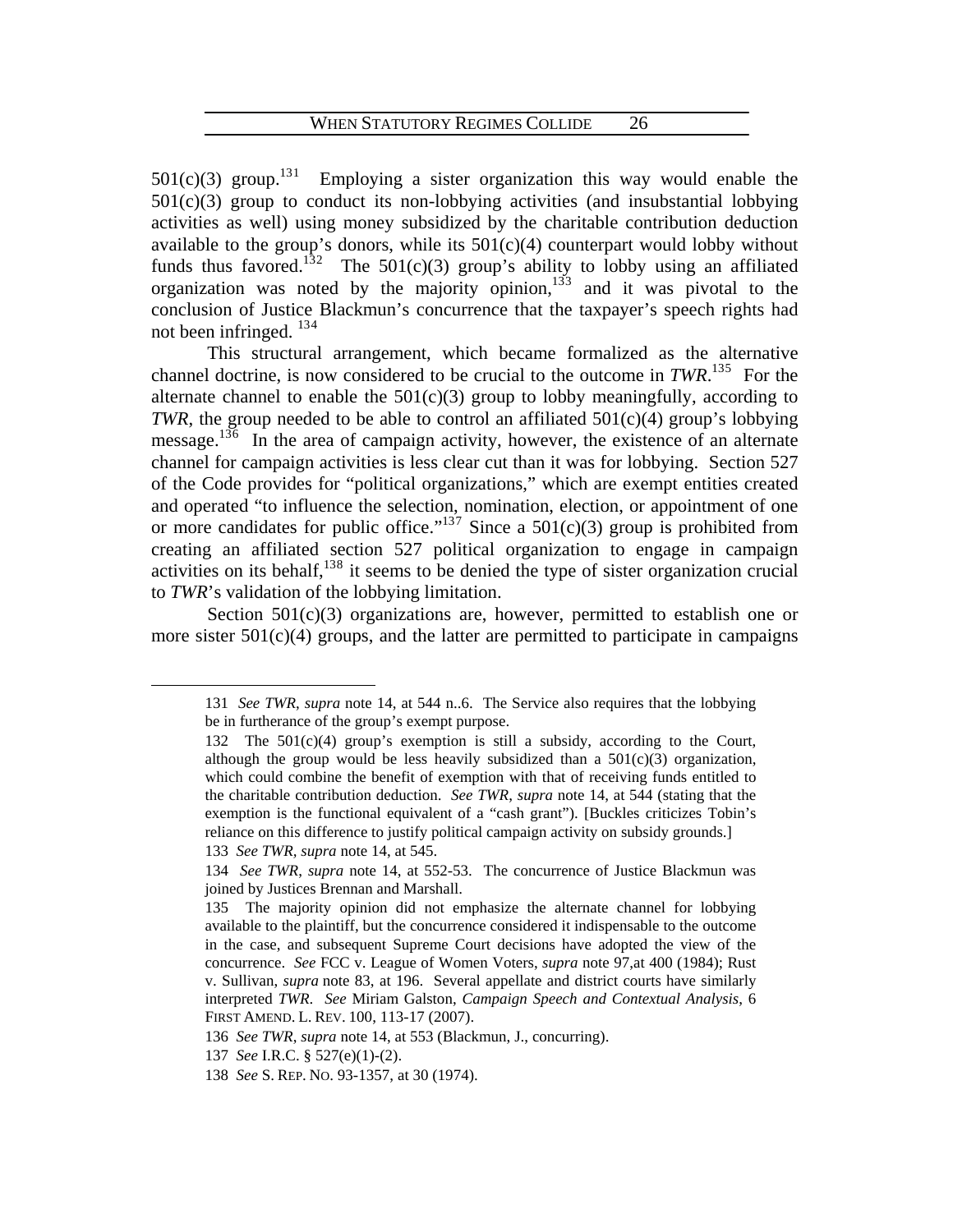501(c)(3) group.[131] Employing a sister organization this way would enable the 501(c)(3) group to conduct its non-lobbying activities (and insubstantial lobbying activities as well) using money subsidized by the charitable contribution deduction available to the group's donors, while its 501(c)(4) counterpart would lobby without funds thus favored.[132] The 501(c)(3) group's ability to lobby using an affiliated organization was noted by the majority opinion,[133] and it was pivotal to the conclusion of Justice Blackmun's concurrence that the taxpayer's speech rights had not been infringed. [134]

This structural arrangement, which became formalized as the alternative channel doctrine, is now considered to be crucial to the outcome in *TWR*.[135] For the alternate channel to enable the 501(c)(3) group to lobby meaningfully, according to *TWR*, the group needed to be able to control an affiliated 501(c)(4) group's lobbying message.[136] In the area of campaign activity, however, the existence of an alternate channel for campaign activities is less clear cut than it was for lobbying. Section 527 of the Code provides for "political organizations," which are exempt entities created and operated "to influence the selection, nomination, election, or appointment of one or more candidates for public office."[137] Since a 501(c)(3) group is prohibited from creating an affiliated section 527 political organization to engage in campaign activities on its behalf,[138] it seems to be denied the type of sister organization crucial to *TWR*'s validation of the lobbying limitation.

Section 501(c)(3) organizations are, however, permitted to establish one or more sister 501(c)(4) groups, and the latter are permitted to participate in campaigns

---

131 *See TWR*, *supra* note 14, at 544 n..6. The Service also requires that the lobbying be in furtherance of the group's exempt purpose.

132 The 501(c)(4) group's exemption is still a subsidy, according to the Court, although the group would be less heavily subsidized than a 501(c)(3) organization, which could combine the benefit of exemption with that of receiving funds entitled to the charitable contribution deduction. *See TWR*, *supra* note 14, at 544 (stating that the exemption is the functional equivalent of a "cash grant"). [Buckles criticizes Tobin's reliance on this difference to justify political campaign activity on subsidy grounds.]

133 *See TWR*, *supra* note 14, at 545.

134 *See TWR*, *supra* note 14, at 552-53. The concurrence of Justice Blackmun was joined by Justices Brennan and Marshall.

135 The majority opinion did not emphasize the alternate channel for lobbying available to the plaintiff, but the concurrence considered it indispensable to the outcome in the case, and subsequent Supreme Court decisions have adopted the view of the concurrence. *See* FCC v. League of Women Voters, *supra* note 97,at 400 (1984); Rust v. Sullivan, *supra* note 83, at 196. Several appellate and district courts have similarly interpreted *TWR*. *See* Miriam Galston, *Campaign Speech and Contextual Analysis*, 6 FIRST AMEND. L. REV. 100, 113-17 (2007).

136 *See TWR*, *supra* note 14, at 553 (Blackmun, J., concurring).

137 *See* I.R.C. § 527(e)(1)-(2).

138 *See* S. REP. NO. 93-1357, at 30 (1974).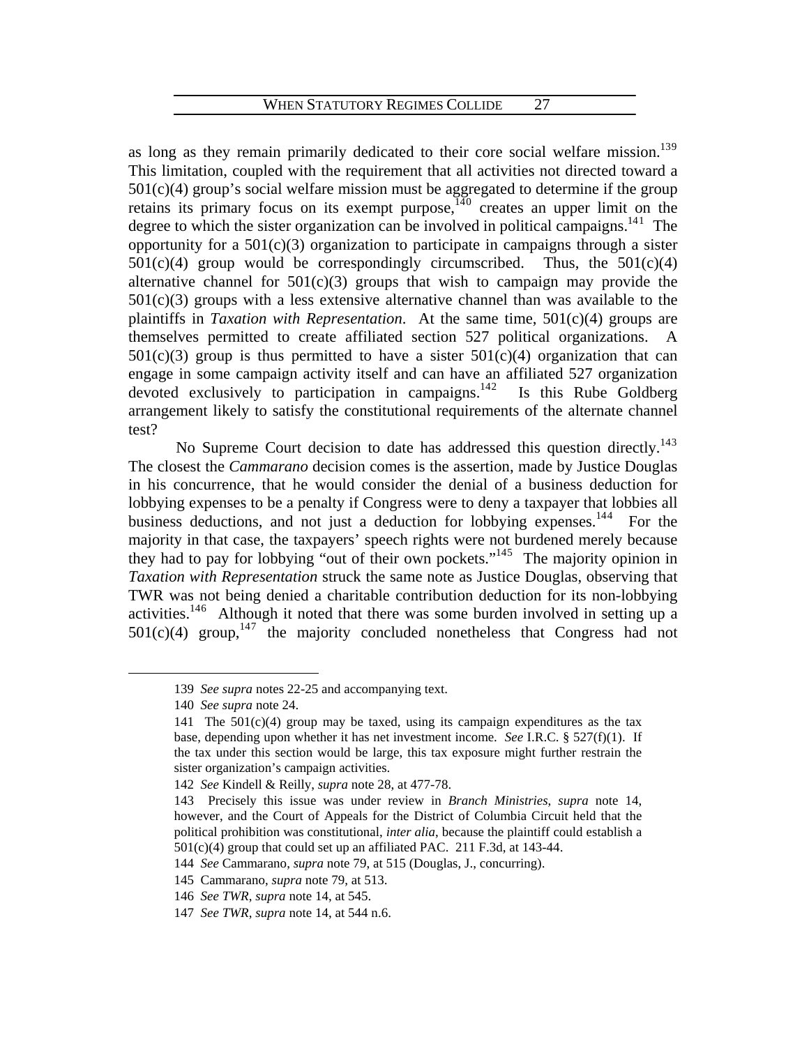as long as they remain primarily dedicated to their core social welfare mission.[139] This limitation, coupled with the requirement that all activities not directed toward a 501(c)(4) group's social welfare mission must be aggregated to determine if the group retains its primary focus on its exempt purpose,[140] creates an upper limit on the degree to which the sister organization can be involved in political campaigns.[141] The opportunity for a 501(c)(3) organization to participate in campaigns through a sister 501(c)(4) group would be correspondingly circumscribed. Thus, the 501(c)(4) alternative channel for 501(c)(3) groups that wish to campaign may provide the 501(c)(3) groups with a less extensive alternative channel than was available to the plaintiffs in *Taxation with Representation*. At the same time, 501(c)(4) groups are themselves permitted to create affiliated section 527 political organizations. A 501(c)(3) group is thus permitted to have a sister 501(c)(4) organization that can engage in some campaign activity itself and can have an affiliated 527 organization devoted exclusively to participation in campaigns.[142] Is this Rube Goldberg arrangement likely to satisfy the constitutional requirements of the alternate channel test?

No Supreme Court decision to date has addressed this question directly.[143] The closest the *Cammarano* decision comes is the assertion, made by Justice Douglas in his concurrence, that he would consider the denial of a business deduction for lobbying expenses to be a penalty if Congress were to deny a taxpayer that lobbies all business deductions, and not just a deduction for lobbying expenses.[144] For the majority in that case, the taxpayers' speech rights were not burdened merely because they had to pay for lobbying "out of their own pockets."[145] The majority opinion in *Taxation with Representation* struck the same note as Justice Douglas, observing that TWR was not being denied a charitable contribution deduction for its non-lobbying activities.[146] Although it noted that there was some burden involved in setting up a 501(c)(4) group,[147] the majority concluded nonetheless that Congress had not

---

139 *See supra* notes 22-25 and accompanying text.

140 *See supra* note 24.

141 The 501(c)(4) group may be taxed, using its campaign expenditures as the tax base, depending upon whether it has net investment income. *See* I.R.C. § 527(f)(1). If the tax under this section would be large, this tax exposure might further restrain the sister organization's campaign activities.

142 *See* Kindell & Reilly, *supra* note 28, at 477-78.

143 Precisely this issue was under review in *Branch Ministries*, *supra* note 14, however, and the Court of Appeals for the District of Columbia Circuit held that the political prohibition was constitutional, *inter alia*, because the plaintiff could establish a 501(c)(4) group that could set up an affiliated PAC. 211 F.3d, at 143-44.

144 *See* Cammarano, *supra* note 79, at 515 (Douglas, J., concurring).

145 Cammarano, *supra* note 79, at 513.

146 *See TWR*, *supra* note 14, at 545.

147 *See TWR*, *supra* note 14, at 544 n.6.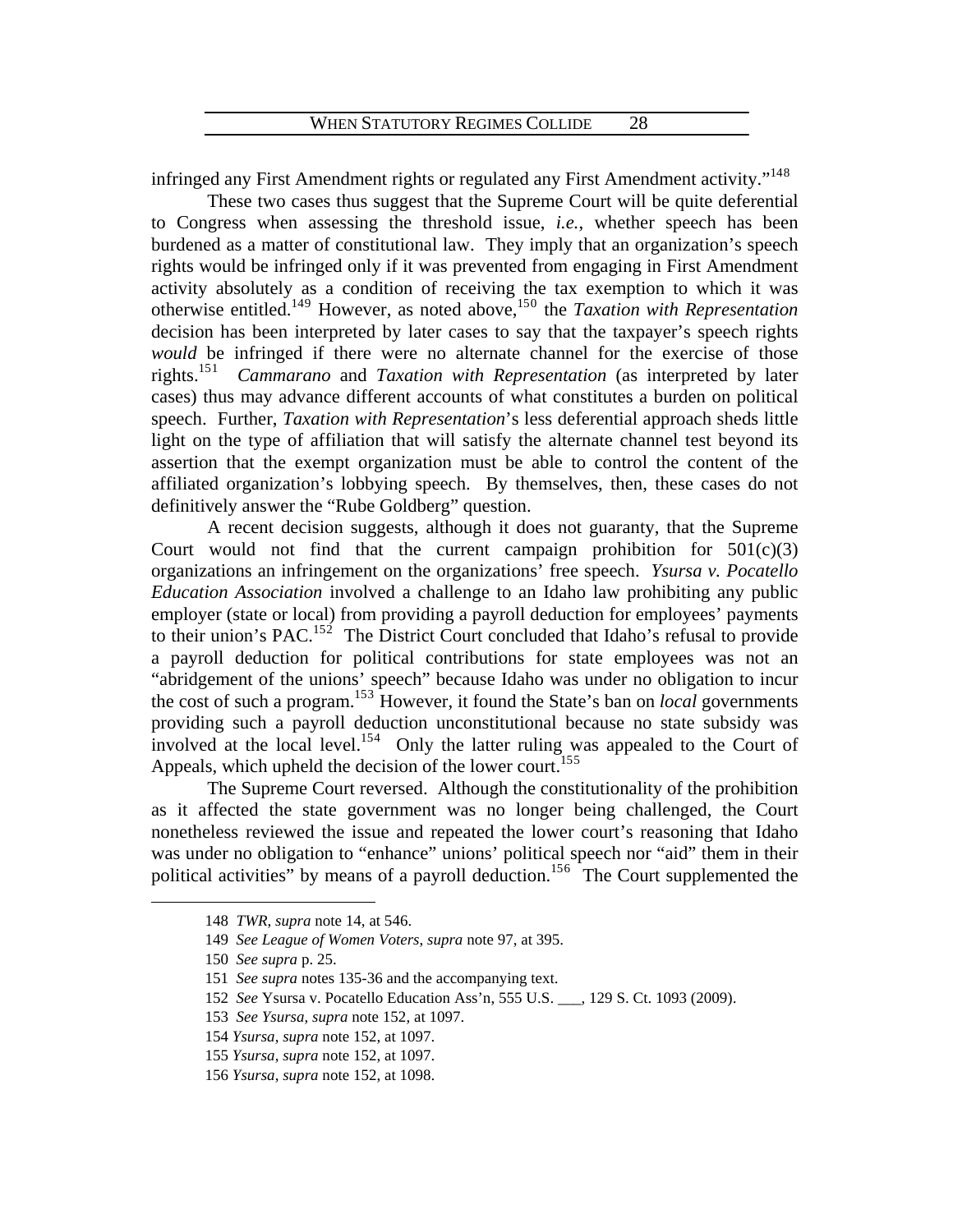infringed any First Amendment rights or regulated any First Amendment activity."[148]

These two cases thus suggest that the Supreme Court will be quite deferential to Congress when assessing the threshold issue, *i.e.*, whether speech has been burdened as a matter of constitutional law. They imply that an organization's speech rights would be infringed only if it was prevented from engaging in First Amendment activity absolutely as a condition of receiving the tax exemption to which it was otherwise entitled.[149] However, as noted above,[150] the *Taxation with Representation* decision has been interpreted by later cases to say that the taxpayer's speech rights *would* be infringed if there were no alternate channel for the exercise of those rights.[151] *Cammarano* and *Taxation with Representation* (as interpreted by later cases) thus may advance different accounts of what constitutes a burden on political speech. Further, *Taxation with Representation*'s less deferential approach sheds little light on the type of affiliation that will satisfy the alternate channel test beyond its assertion that the exempt organization must be able to control the content of the affiliated organization's lobbying speech. By themselves, then, these cases do not definitively answer the "Rube Goldberg" question.

A recent decision suggests, although it does not guaranty, that the Supreme Court would not find that the current campaign prohibition for 501(c)(3) organizations an infringement on the organizations' free speech. *Ysursa v. Pocatello Education Association* involved a challenge to an Idaho law prohibiting any public employer (state or local) from providing a payroll deduction for employees' payments to their union's PAC.[152] The District Court concluded that Idaho's refusal to provide a payroll deduction for political contributions for state employees was not an "abridgement of the unions' speech" because Idaho was under no obligation to incur the cost of such a program.[153] However, it found the State's ban on *local* governments providing such a payroll deduction unconstitutional because no state subsidy was involved at the local level.[154] Only the latter ruling was appealed to the Court of Appeals, which upheld the decision of the lower court.[155]

The Supreme Court reversed. Although the constitutionality of the prohibition as it affected the state government was no longer being challenged, the Court nonetheless reviewed the issue and repeated the lower court's reasoning that Idaho was under no obligation to "enhance" unions' political speech nor "aid" them in their political activities" by means of a payroll deduction.[156] The Court supplemented the

---

148 *TWR*, *supra* note 14, at 546.

149 *See League of Women Voters*, *supra* note 97, at 395.

150 *See supra* p. 25.

151 *See supra* notes 135-36 and the accompanying text.

152 *See* Ysursa v. Pocatello Education Ass'n, 555 U.S. ___, 129 S. Ct. 1093 (2009).

153 *See Ysursa*, *supra* note 152, at 1097.

154 *Ysursa*, *supra* note 152, at 1097.

155 *Ysursa*, *supra* note 152, at 1097.

156 *Ysursa*, *supra* note 152, at 1098.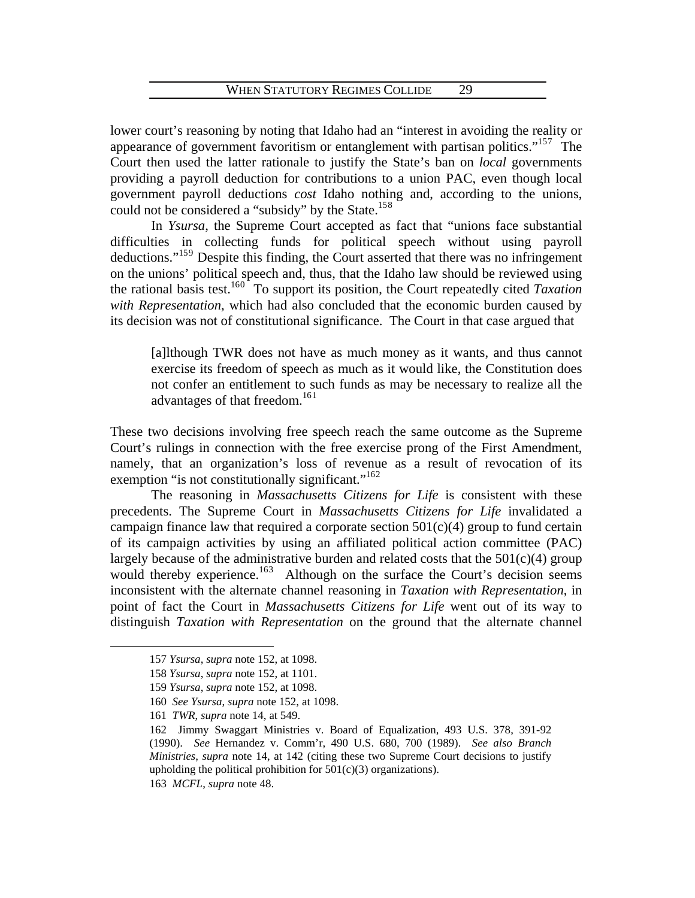lower court's reasoning by noting that Idaho had an "interest in avoiding the reality or appearance of government favoritism or entanglement with partisan politics."[157] The Court then used the latter rationale to justify the State's ban on *local* governments providing a payroll deduction for contributions to a union PAC, even though local government payroll deductions *cost* Idaho nothing and, according to the unions, could not be considered a "subsidy" by the State.[158]

In *Ysursa*, the Supreme Court accepted as fact that "unions face substantial difficulties in collecting funds for political speech without using payroll deductions."[159] Despite this finding, the Court asserted that there was no infringement on the unions' political speech and, thus, that the Idaho law should be reviewed using the rational basis test.[160] To support its position, the Court repeatedly cited *Taxation with Representation*, which had also concluded that the economic burden caused by its decision was not of constitutional significance. The Court in that case argued that

> [a]lthough TWR does not have as much money as it wants, and thus cannot exercise its freedom of speech as much as it would like, the Constitution does not confer an entitlement to such funds as may be necessary to realize all the advantages of that freedom.[161]

These two decisions involving free speech reach the same outcome as the Supreme Court's rulings in connection with the free exercise prong of the First Amendment, namely, that an organization's loss of revenue as a result of revocation of its exemption "is not constitutionally significant."[162]

The reasoning in *Massachusetts Citizens for Life* is consistent with these precedents. The Supreme Court in *Massachusetts Citizens for Life* invalidated a campaign finance law that required a corporate section 501(c)(4) group to fund certain of its campaign activities by using an affiliated political action committee (PAC) largely because of the administrative burden and related costs that the 501(c)(4) group would thereby experience.[163] Although on the surface the Court's decision seems inconsistent with the alternate channel reasoning in *Taxation with Representation*, in point of fact the Court in *Massachusetts Citizens for Life* went out of its way to distinguish *Taxation with Representation* on the ground that the alternate channel

---

157 *Ysursa*, *supra* note 152, at 1098.

158 *Ysursa*, *supra* note 152, at 1101.

159 *Ysursa*, *supra* note 152, at 1098.

160 *See Ysursa*, *supra* note 152, at 1098.

161 *TWR*, *supra* note 14, at 549.

162 Jimmy Swaggart Ministries v. Board of Equalization, 493 U.S. 378, 391-92 (1990). *See* Hernandez v. Comm'r, 490 U.S. 680, 700 (1989). *See also Branch Ministries*, *supra* note 14, at 142 (citing these two Supreme Court decisions to justify upholding the political prohibition for 501(c)(3) organizations).

163 *MCFL*, *supra* note 48.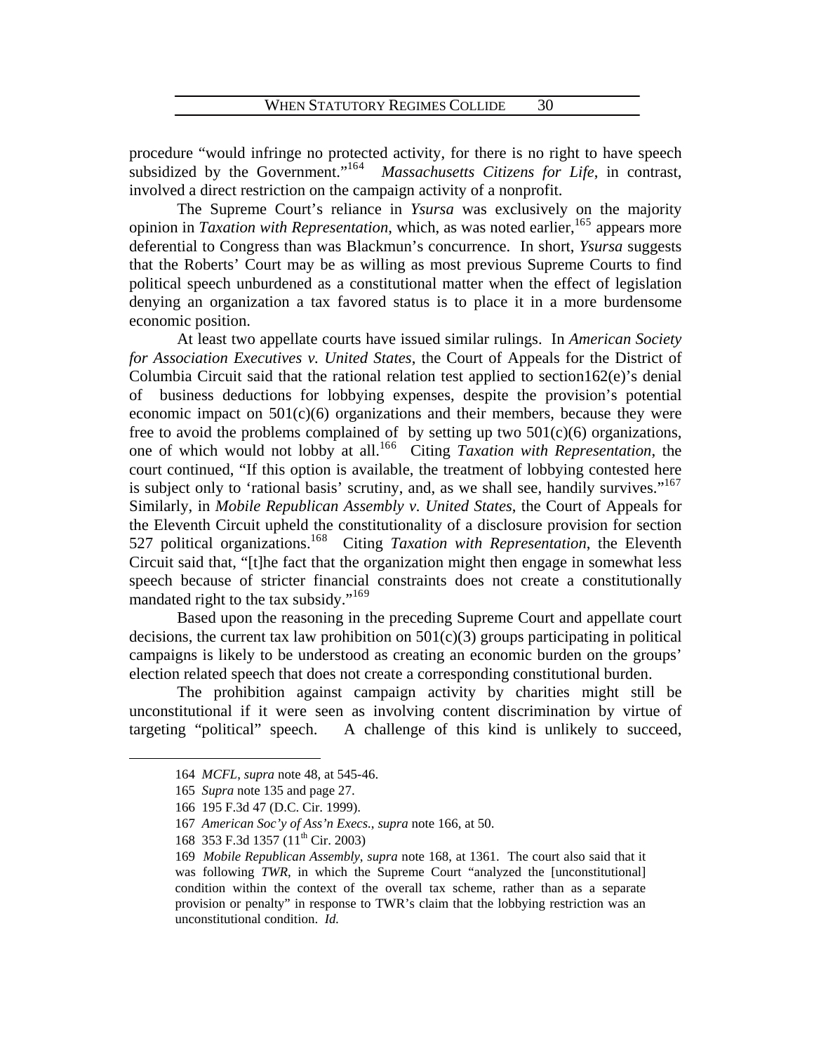procedure "would infringe no protected activity, for there is no right to have speech subsidized by the Government."[164] *Massachusetts Citizens for Life*, in contrast, involved a direct restriction on the campaign activity of a nonprofit.

The Supreme Court's reliance in *Ysursa* was exclusively on the majority opinion in *Taxation with Representation*, which, as was noted earlier,[165] appears more deferential to Congress than was Blackmun's concurrence. In short, *Ysursa* suggests that the Roberts' Court may be as willing as most previous Supreme Courts to find political speech unburdened as a constitutional matter when the effect of legislation denying an organization a tax favored status is to place it in a more burdensome economic position.

At least two appellate courts have issued similar rulings. In *American Society for Association Executives v. United States*, the Court of Appeals for the District of Columbia Circuit said that the rational relation test applied to section162(e)'s denial of business deductions for lobbying expenses, despite the provision's potential economic impact on 501(c)(6) organizations and their members, because they were free to avoid the problems complained of by setting up two 501(c)(6) organizations, one of which would not lobby at all.[166] Citing *Taxation with Representation*, the court continued, "If this option is available, the treatment of lobbying contested here is subject only to 'rational basis' scrutiny, and, as we shall see, handily survives."[167] Similarly, in *Mobile Republican Assembly v. United States*, the Court of Appeals for the Eleventh Circuit upheld the constitutionality of a disclosure provision for section 527 political organizations.[168] Citing *Taxation with Representation*, the Eleventh Circuit said that, "[t]he fact that the organization might then engage in somewhat less speech because of stricter financial constraints does not create a constitutionally mandated right to the tax subsidy."[169]

Based upon the reasoning in the preceding Supreme Court and appellate court decisions, the current tax law prohibition on 501(c)(3) groups participating in political campaigns is likely to be understood as creating an economic burden on the groups' election related speech that does not create a corresponding constitutional burden.

The prohibition against campaign activity by charities might still be unconstitutional if it were seen as involving content discrimination by virtue of targeting "political" speech. A challenge of this kind is unlikely to succeed,

---

164 *MCFL*, *supra* note 48, at 545-46.

165 *Supra* note 135 and page 27.

166 195 F.3d 47 (D.C. Cir. 1999).

167 *American Soc'y of Ass'n Execs.*, *supra* note 166, at 50.

168 353 F.3d 1357 (11th Cir. 2003)

169 *Mobile Republican Assembly*, *supra* note 168, at 1361. The court also said that it was following *TWR*, in which the Supreme Court "analyzed the [unconstitutional] condition within the context of the overall tax scheme, rather than as a separate provision or penalty" in response to TWR's claim that the lobbying restriction was an unconstitutional condition. *Id.*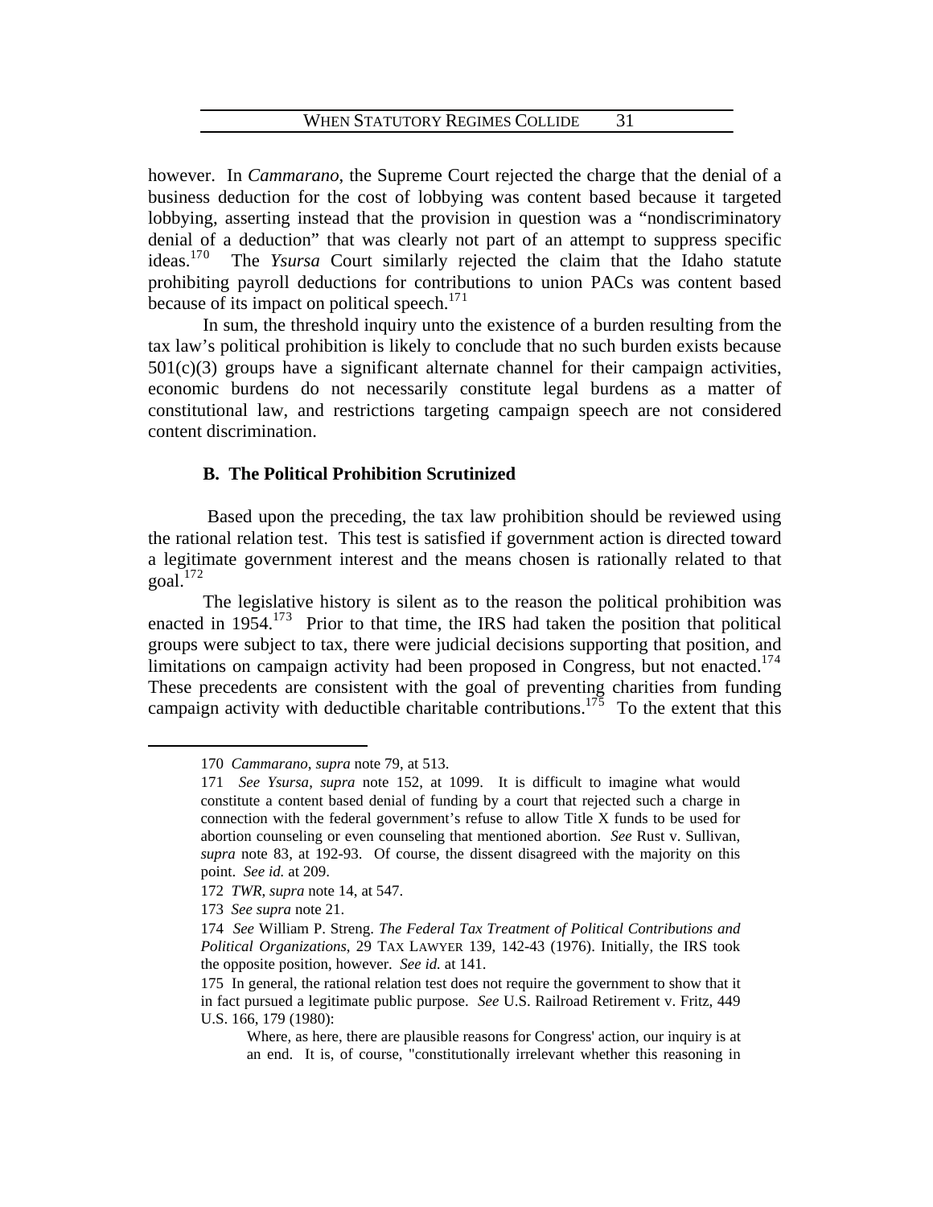however. In *Cammarano*, the Supreme Court rejected the charge that the denial of a business deduction for the cost of lobbying was content based because it targeted lobbying, asserting instead that the provision in question was a "nondiscriminatory denial of a deduction" that was clearly not part of an attempt to suppress specific ideas.[170] The *Ysursa* Court similarly rejected the claim that the Idaho statute prohibiting payroll deductions for contributions to union PACs was content based because of its impact on political speech.[171]

In sum, the threshold inquiry unto the existence of a burden resulting from the tax law's political prohibition is likely to conclude that no such burden exists because 501(c)(3) groups have a significant alternate channel for their campaign activities, economic burdens do not necessarily constitute legal burdens as a matter of constitutional law, and restrictions targeting campaign speech are not considered content discrimination.

### B. The Political Prohibition Scrutinized

Based upon the preceding, the tax law prohibition should be reviewed using the rational relation test. This test is satisfied if government action is directed toward a legitimate government interest and the means chosen is rationally related to that goal.[172]

The legislative history is silent as to the reason the political prohibition was enacted in 1954.[173] Prior to that time, the IRS had taken the position that political groups were subject to tax, there were judicial decisions supporting that position, and limitations on campaign activity had been proposed in Congress, but not enacted.[174] These precedents are consistent with the goal of preventing charities from funding campaign activity with deductible charitable contributions.[175] To the extent that this

---

170 *Cammarano*, *supra* note 79, at 513.

171 *See Ysursa*, *supra* note 152, at 1099. It is difficult to imagine what would constitute a content based denial of funding by a court that rejected such a charge in connection with the federal government's refuse to allow Title X funds to be used for abortion counseling or even counseling that mentioned abortion. *See* Rust v. Sullivan, *supra* note 83, at 192-93. Of course, the dissent disagreed with the majority on this point. *See id.* at 209.

172 *TWR*, *supra* note 14, at 547.

173 *See supra* note 21.

174 *See* William P. Streng. *The Federal Tax Treatment of Political Contributions and Political Organizations*, 29 TAX LAWYER 139, 142-43 (1976). Initially, the IRS took the opposite position, however. *See id.* at 141.

175 In general, the rational relation test does not require the government to show that it in fact pursued a legitimate public purpose. *See* U.S. Railroad Retirement v. Fritz, 449 U.S. 166, 179 (1980):

> Where, as here, there are plausible reasons for Congress' action, our inquiry is at an end. It is, of course, "constitutionally irrelevant whether this reasoning in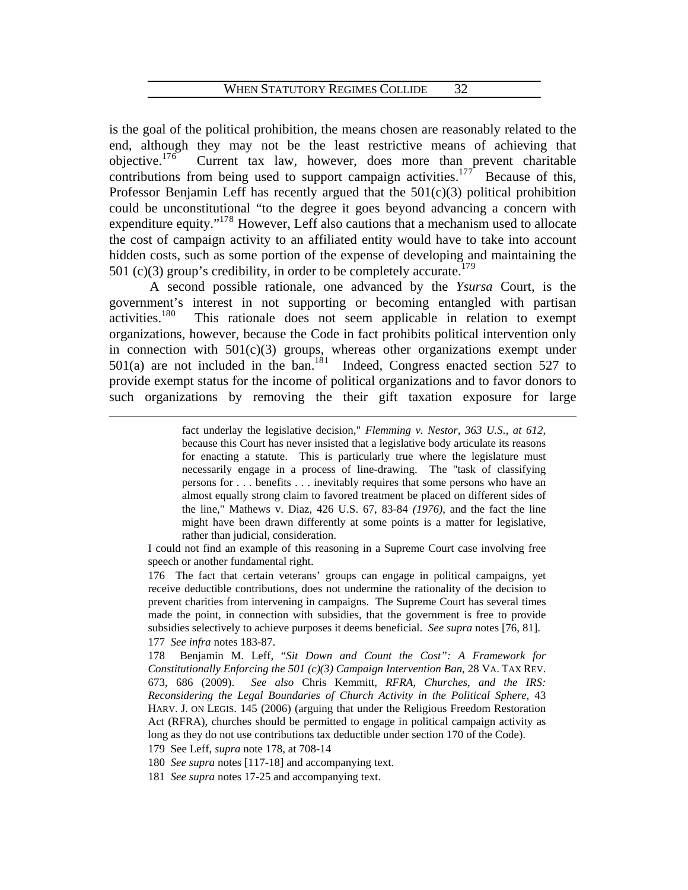is the goal of the political prohibition, the means chosen are reasonably related to the end, although they may not be the least restrictive means of achieving that objective.[176] Current tax law, however, does more than prevent charitable contributions from being used to support campaign activities.[177] Because of this, Professor Benjamin Leff has recently argued that the 501(c)(3) political prohibition could be unconstitutional "to the degree it goes beyond advancing a concern with expenditure equity."[178] However, Leff also cautions that a mechanism used to allocate the cost of campaign activity to an affiliated entity would have to take into account hidden costs, such as some portion of the expense of developing and maintaining the 501 (c)(3) group's credibility, in order to be completely accurate.[179]

A second possible rationale, one advanced by the *Ysursa* Court, is the government's interest in not supporting or becoming entangled with partisan activities.[180] This rationale does not seem applicable in relation to exempt organizations, however, because the Code in fact prohibits political intervention only in connection with 501(c)(3) groups, whereas other organizations exempt under 501(a) are not included in the ban.[181] Indeed, Congress enacted section 527 to provide exempt status for the income of political organizations and to favor donors to such organizations by removing the their gift taxation exposure for large

---

> fact underlay the legislative decision," *Flemming v. Nestor, 363 U.S., at 612*, because this Court has never insisted that a legislative body articulate its reasons for enacting a statute. This is particularly true where the legislature must necessarily engage in a process of line-drawing. The "task of classifying persons for . . . benefits . . . inevitably requires that some persons who have an almost equally strong claim to favored treatment be placed on different sides of the line," Mathews v. Diaz, 426 U.S. 67, 83-84 *(1976)*, and the fact the line might have been drawn differently at some points is a matter for legislative, rather than judicial, consideration.

I could not find an example of this reasoning in a Supreme Court case involving free speech or another fundamental right.

176 The fact that certain veterans' groups can engage in political campaigns, yet receive deductible contributions, does not undermine the rationality of the decision to prevent charities from intervening in campaigns. The Supreme Court has several times made the point, in connection with subsidies, that the government is free to provide subsidies selectively to achieve purposes it deems beneficial. *See supra* notes [76, 81].

177 *See infra* notes 183-87.

178 Benjamin M. Leff, "*Sit Down and Count the Cost": A Framework for Constitutionally Enforcing the 501 (c)(3) Campaign Intervention Ban*, 28 VA. TAX REV. 673, 686 (2009). *See also* Chris Kemmitt, *RFRA, Churches, and the IRS: Reconsidering the Legal Boundaries of Church Activity in the Political Sphere*, 43 HARV. J. ON LEGIS. 145 (2006) (arguing that under the Religious Freedom Restoration Act (RFRA), churches should be permitted to engage in political campaign activity as long as they do not use contributions tax deductible under section 170 of the Code).

179 See Leff, *supra* note 178, at 708-14

180 *See supra* notes [117-18] and accompanying text.

181 *See supra* notes 17-25 and accompanying text.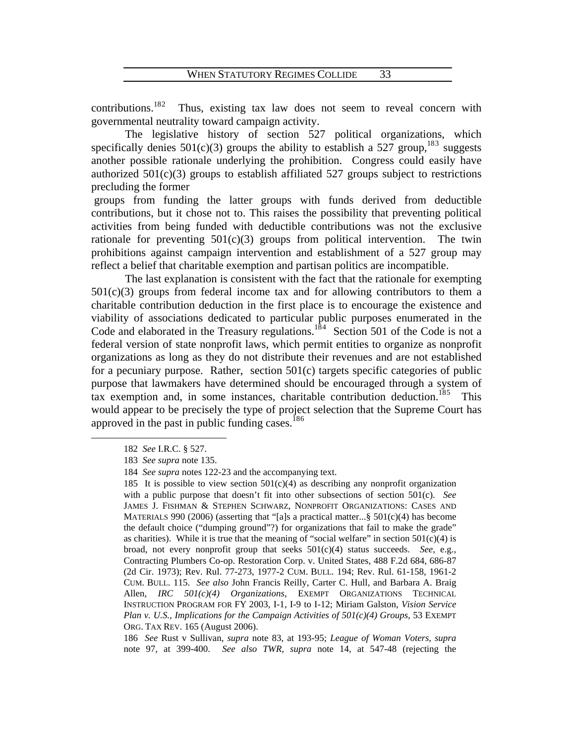contributions.[182] Thus, existing tax law does not seem to reveal concern with governmental neutrality toward campaign activity.

The legislative history of section 527 political organizations, which specifically denies 501(c)(3) groups the ability to establish a 527 group,[183] suggests another possible rationale underlying the prohibition. Congress could easily have authorized 501(c)(3) groups to establish affiliated 527 groups subject to restrictions precluding the former groups from funding the latter groups with funds derived from deductible contributions, but it chose not to. This raises the possibility that preventing political activities from being funded with deductible contributions was not the exclusive rationale for preventing 501(c)(3) groups from political intervention. The twin prohibitions against campaign intervention and establishment of a 527 group may reflect a belief that charitable exemption and partisan politics are incompatible.

The last explanation is consistent with the fact that the rationale for exempting 501(c)(3) groups from federal income tax and for allowing contributors to them a charitable contribution deduction in the first place is to encourage the existence and viability of associations dedicated to particular public purposes enumerated in the Code and elaborated in the Treasury regulations.[184] Section 501 of the Code is not a federal version of state nonprofit laws, which permit entities to organize as nonprofit organizations as long as they do not distribute their revenues and are not established for a pecuniary purpose. Rather, section 501(c) targets specific categories of public purpose that lawmakers have determined should be encouraged through a system of tax exemption and, in some instances, charitable contribution deduction.[185] This would appear to be precisely the type of project selection that the Supreme Court has approved in the past in public funding cases.[186]

---

182 *See* I.R.C. § 527.

183 *See supra* note 135.

184 *See supra* notes 122-23 and the accompanying text.

185 It is possible to view section 501(c)(4) as describing any nonprofit organization with a public purpose that doesn't fit into other subsections of section 501(c). *See* JAMES J. FISHMAN & STEPHEN SCHWARZ, NONPROFIT ORGANIZATIONS: CASES AND MATERIALS 990 (2006) (asserting that "[a]s a practical matter...§ 501(c)(4) has become the default choice ("dumping ground"?) for organizations that fail to make the grade" as charities). While it is true that the meaning of "social welfare" in section 501(c)(4) is broad, not every nonprofit group that seeks 501(c)(4) status succeeds. *See*, e.g., Contracting Plumbers Co-op. Restoration Corp. v. United States, 488 F.2d 684, 686-87 (2d Cir. 1973); Rev. Rul. 77-273, 1977-2 CUM. BULL. 194; Rev. Rul. 61-158, 1961-2 CUM. BULL. 115. *See also* John Francis Reilly, Carter C. Hull, and Barbara A. Braig Allen, *IRC 501(c)(4) Organizations*, EXEMPT ORGANIZATIONS TECHNICAL INSTRUCTION PROGRAM FOR FY 2003, I-1, I-9 to I-12; Miriam Galston, *Vision Service Plan v. U.S., Implications for the Campaign Activities of 501(c)(4) Groups*, 53 EXEMPT ORG. TAX REV. 165 (August 2006).

186 *See* Rust v Sullivan, *supra* note 83, at 193-95; *League of Woman Voters*, *supra* note 97, at 399-400. *See also TWR*, *supra* note 14, at 547-48 (rejecting the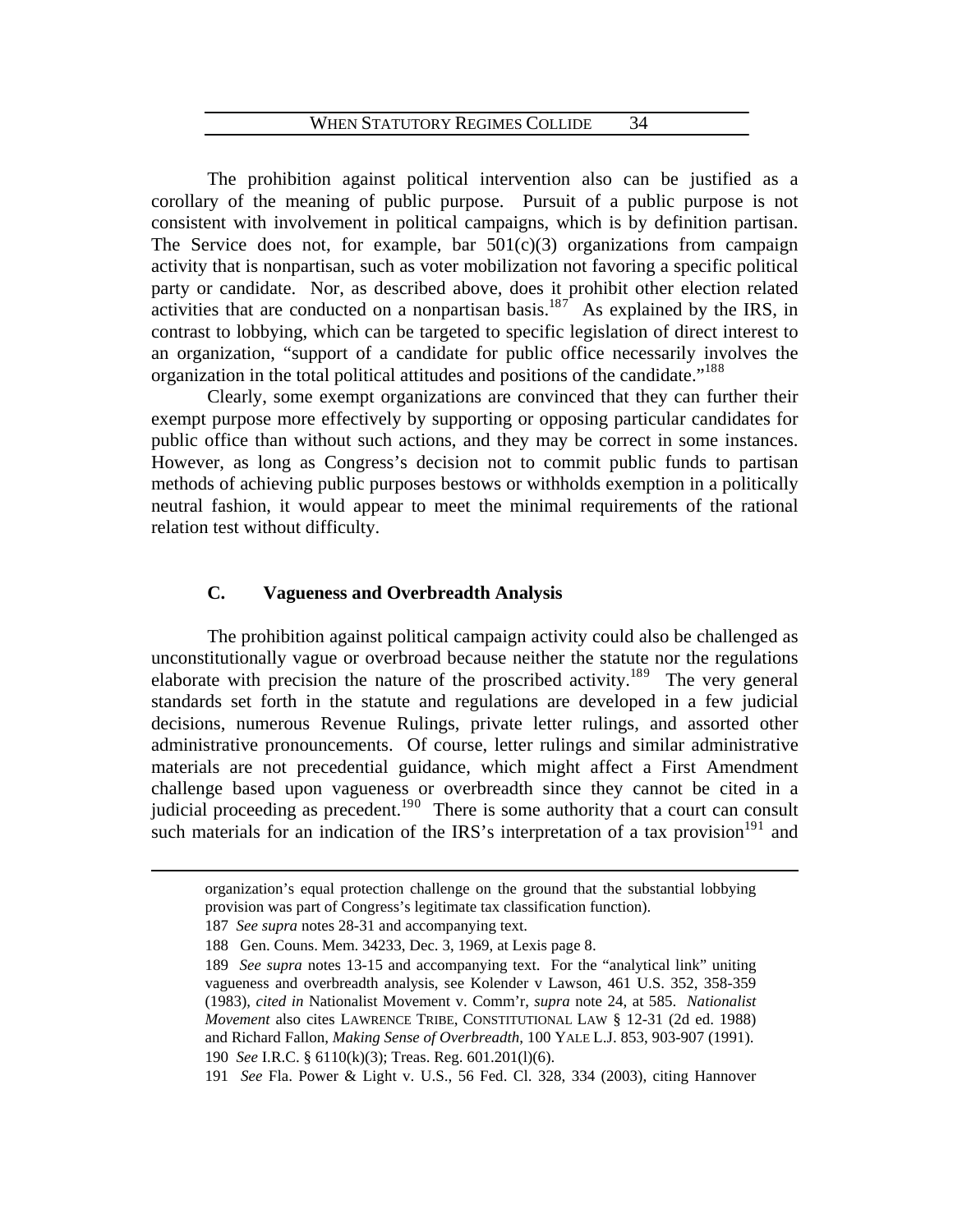The prohibition against political intervention also can be justified as a corollary of the meaning of public purpose. Pursuit of a public purpose is not consistent with involvement in political campaigns, which is by definition partisan. The Service does not, for example, bar 501(c)(3) organizations from campaign activity that is nonpartisan, such as voter mobilization not favoring a specific political party or candidate. Nor, as described above, does it prohibit other election related activities that are conducted on a nonpartisan basis.[187] As explained by the IRS, in contrast to lobbying, which can be targeted to specific legislation of direct interest to an organization, "support of a candidate for public office necessarily involves the organization in the total political attitudes and positions of the candidate."[188]

Clearly, some exempt organizations are convinced that they can further their exempt purpose more effectively by supporting or opposing particular candidates for public office than without such actions, and they may be correct in some instances. However, as long as Congress's decision not to commit public funds to partisan methods of achieving public purposes bestows or withholds exemption in a politically neutral fashion, it would appear to meet the minimal requirements of the rational relation test without difficulty.

### C. Vagueness and Overbreadth Analysis

The prohibition against political campaign activity could also be challenged as unconstitutionally vague or overbroad because neither the statute nor the regulations elaborate with precision the nature of the proscribed activity.[189] The very general standards set forth in the statute and regulations are developed in a few judicial decisions, numerous Revenue Rulings, private letter rulings, and assorted other administrative pronouncements. Of course, letter rulings and similar administrative materials are not precedential guidance, which might affect a First Amendment challenge based upon vagueness or overbreadth since they cannot be cited in a judicial proceeding as precedent.[190] There is some authority that a court can consult such materials for an indication of the IRS's interpretation of a tax provision[191] and

---

organization's equal protection challenge on the ground that the substantial lobbying provision was part of Congress's legitimate tax classification function).

187 *See supra* notes 28-31 and accompanying text.

188 Gen. Couns. Mem. 34233, Dec. 3, 1969, at Lexis page 8.

189 *See supra* notes 13-15 and accompanying text. For the "analytical link" uniting vagueness and overbreadth analysis, see Kolender v Lawson, 461 U.S. 352, 358-359 (1983), *cited in* Nationalist Movement v. Comm'r, *supra* note 24, at 585. *Nationalist Movement* also cites LAWRENCE TRIBE, CONSTITUTIONAL LAW § 12-31 (2d ed. 1988) and Richard Fallon, *Making Sense of Overbreadth*, 100 YALE L.J. 853, 903-907 (1991).

190 *See* I.R.C. § 6110(k)(3); Treas. Reg. 601.201(l)(6).

191 *See* Fla. Power & Light v. U.S., 56 Fed. Cl. 328, 334 (2003), citing Hannover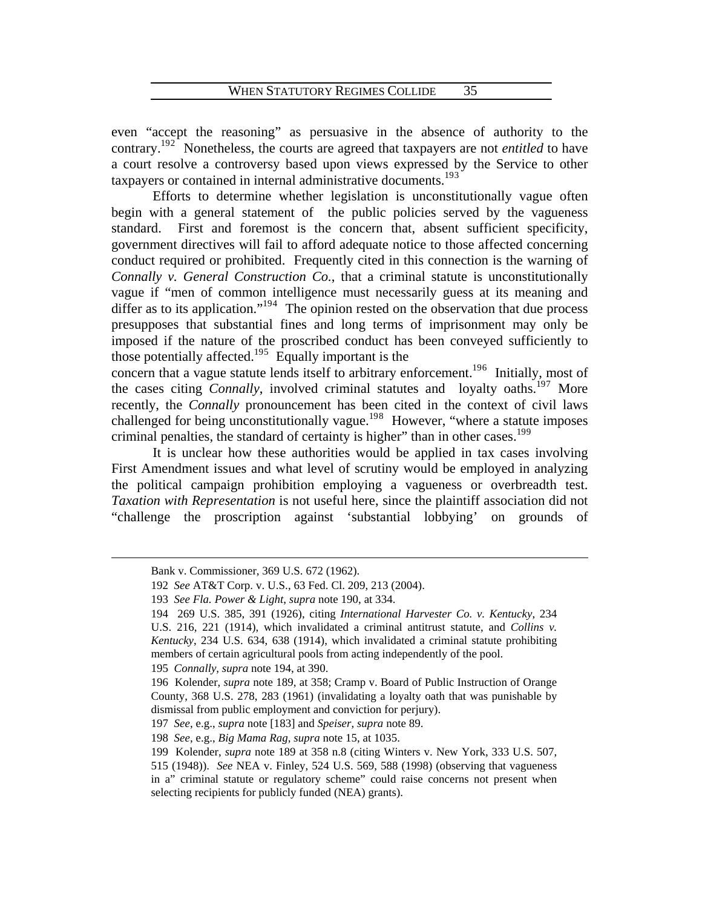even "accept the reasoning" as persuasive in the absence of authority to the contrary.[192] Nonetheless, the courts are agreed that taxpayers are not *entitled* to have a court resolve a controversy based upon views expressed by the Service to other taxpayers or contained in internal administrative documents.[193]

Efforts to determine whether legislation is unconstitutionally vague often begin with a general statement of the public policies served by the vagueness standard. First and foremost is the concern that, absent sufficient specificity, government directives will fail to afford adequate notice to those affected concerning conduct required or prohibited. Frequently cited in this connection is the warning of *Connally v. General Construction Co.*, that a criminal statute is unconstitutionally vague if "men of common intelligence must necessarily guess at its meaning and differ as to its application."[194] The opinion rested on the observation that due process presupposes that substantial fines and long terms of imprisonment may only be imposed if the nature of the proscribed conduct has been conveyed sufficiently to those potentially affected.[195] Equally important is the concern that a vague statute lends itself to arbitrary enforcement.[196] Initially, most of the cases citing *Connally*, involved criminal statutes and loyalty oaths.[197] More recently, the *Connally* pronouncement has been cited in the context of civil laws challenged for being unconstitutionally vague.[198] However, "where a statute imposes criminal penalties, the standard of certainty is higher" than in other cases.[199]

It is unclear how these authorities would be applied in tax cases involving First Amendment issues and what level of scrutiny would be employed in analyzing the political campaign prohibition employing a vagueness or overbreadth test. *Taxation with Representation* is not useful here, since the plaintiff association did not "challenge the proscription against 'substantial lobbying' on grounds of

---

Bank v. Commissioner, 369 U.S. 672 (1962).

192 *See* AT&T Corp. v. U.S., 63 Fed. Cl. 209, 213 (2004).

193 *See Fla. Power & Light*, *supra* note 190, at 334.

194 269 U.S. 385, 391 (1926), citing *International Harvester Co. v. Kentucky*, 234 U.S. 216, 221 (1914), which invalidated a criminal antitrust statute, and *Collins v. Kentucky*, 234 U.S. 634, 638 (1914), which invalidated a criminal statute prohibiting members of certain agricultural pools from acting independently of the pool.

195 *Connally*, *supra* note 194, at 390.

196 Kolender, *supra* note 189, at 358; Cramp v. Board of Public Instruction of Orange County, 368 U.S. 278, 283 (1961) (invalidating a loyalty oath that was punishable by dismissal from public employment and conviction for perjury).

197 *See*, e.g., *supra* note [183] and *Speiser*, *supra* note 89.

198 *See*, e.g., *Big Mama Rag*, *supra* note 15, at 1035.

199 Kolender, *supra* note 189 at 358 n.8 (citing Winters v. New York, 333 U.S. 507, 515 (1948)). *See* NEA v. Finley, 524 U.S. 569, 588 (1998) (observing that vagueness in a" criminal statute or regulatory scheme" could raise concerns not present when selecting recipients for publicly funded (NEA) grants).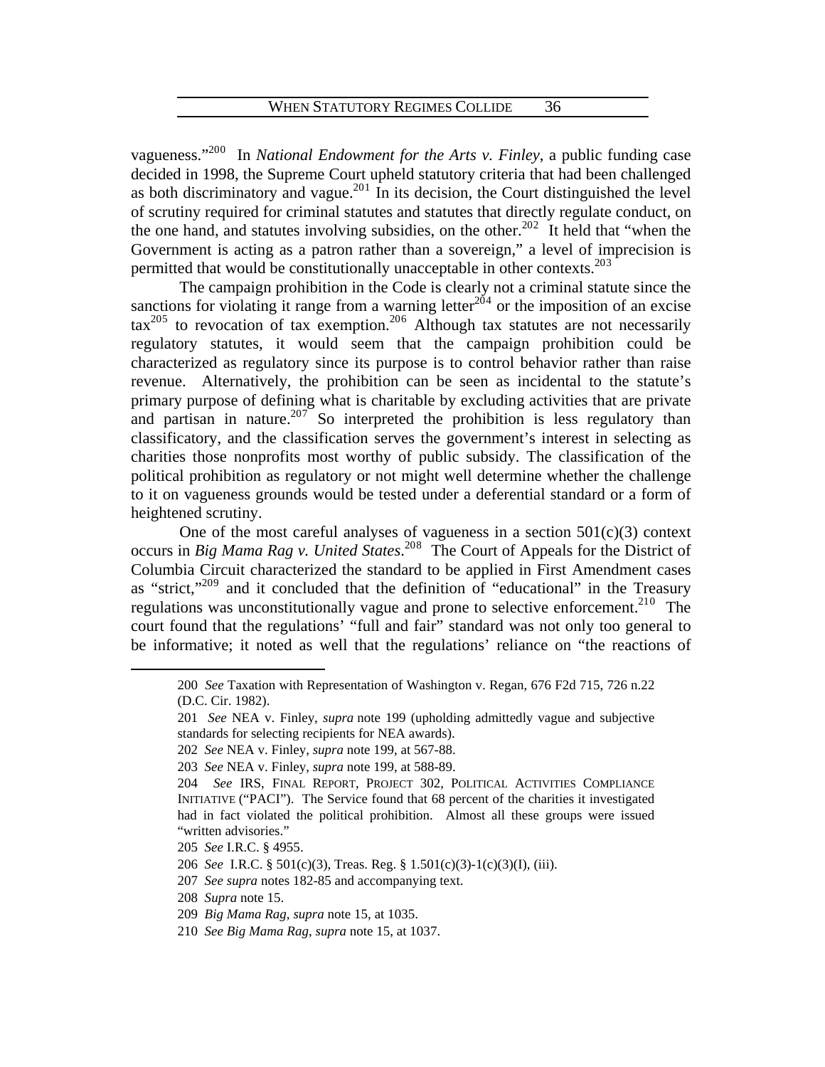vagueness."[200] In *National Endowment for the Arts v. Finley*, a public funding case decided in 1998, the Supreme Court upheld statutory criteria that had been challenged as both discriminatory and vague.[201] In its decision, the Court distinguished the level of scrutiny required for criminal statutes and statutes that directly regulate conduct, on the one hand, and statutes involving subsidies, on the other.[202] It held that "when the Government is acting as a patron rather than a sovereign," a level of imprecision is permitted that would be constitutionally unacceptable in other contexts.[203]

The campaign prohibition in the Code is clearly not a criminal statute since the sanctions for violating it range from a warning letter[204] or the imposition of an excise tax[205] to revocation of tax exemption.[206] Although tax statutes are not necessarily regulatory statutes, it would seem that the campaign prohibition could be characterized as regulatory since its purpose is to control behavior rather than raise revenue. Alternatively, the prohibition can be seen as incidental to the statute's primary purpose of defining what is charitable by excluding activities that are private and partisan in nature.[207] So interpreted the prohibition is less regulatory than classificatory, and the classification serves the government's interest in selecting as charities those nonprofits most worthy of public subsidy. The classification of the political prohibition as regulatory or not might well determine whether the challenge to it on vagueness grounds would be tested under a deferential standard or a form of heightened scrutiny.

One of the most careful analyses of vagueness in a section 501(c)(3) context occurs in *Big Mama Rag v. United States*.[208] The Court of Appeals for the District of Columbia Circuit characterized the standard to be applied in First Amendment cases as "strict,"[209] and it concluded that the definition of "educational" in the Treasury regulations was unconstitutionally vague and prone to selective enforcement.[210] The court found that the regulations' "full and fair" standard was not only too general to be informative; it noted as well that the regulations' reliance on "the reactions of

---

200 *See* Taxation with Representation of Washington v. Regan, 676 F2d 715, 726 n.22 (D.C. Cir. 1982).

201 *See* NEA v. Finley, *supra* note 199 (upholding admittedly vague and subjective standards for selecting recipients for NEA awards).

202 *See* NEA v. Finley, *supra* note 199, at 567-88.

203 *See* NEA v. Finley, *supra* note 199, at 588-89.

204 *See* IRS, FINAL REPORT, PROJECT 302, POLITICAL ACTIVITIES COMPLIANCE INITIATIVE ("PACI"). The Service found that 68 percent of the charities it investigated had in fact violated the political prohibition. Almost all these groups were issued "written advisories."

205 *See* I.R.C. § 4955.

206 *See* I.R.C. § 501(c)(3), Treas. Reg. § 1.501(c)(3)-1(c)(3)(I), (iii).

207 *See supra* notes 182-85 and accompanying text.

208 *Supra* note 15.

209 *Big Mama Rag*, *supra* note 15, at 1035.

210 *See Big Mama Rag*, *supra* note 15, at 1037.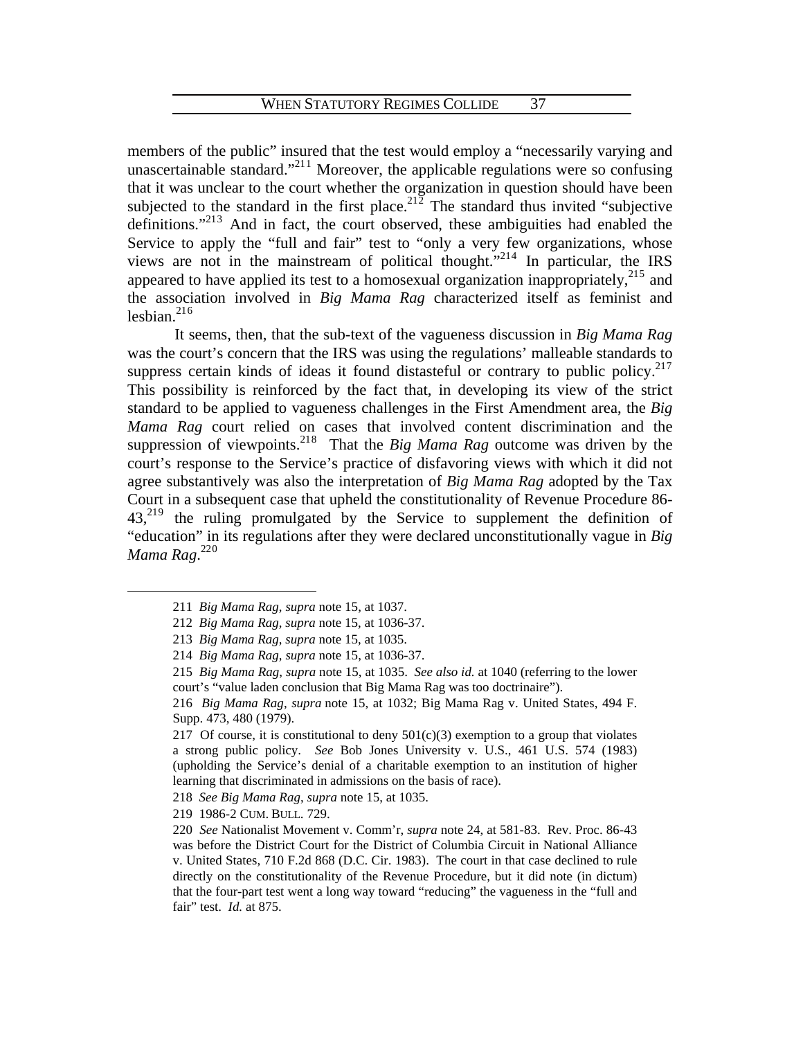members of the public" insured that the test would employ a "necessarily varying and unascertainable standard."[211] Moreover, the applicable regulations were so confusing that it was unclear to the court whether the organization in question should have been subjected to the standard in the first place.[212] The standard thus invited "subjective definitions."[213] And in fact, the court observed, these ambiguities had enabled the Service to apply the "full and fair" test to "only a very few organizations, whose views are not in the mainstream of political thought."[214] In particular, the IRS appeared to have applied its test to a homosexual organization inappropriately,[215] and the association involved in *Big Mama Rag* characterized itself as feminist and lesbian.[216]

It seems, then, that the sub-text of the vagueness discussion in *Big Mama Rag* was the court's concern that the IRS was using the regulations' malleable standards to suppress certain kinds of ideas it found distasteful or contrary to public policy.[217] This possibility is reinforced by the fact that, in developing its view of the strict standard to be applied to vagueness challenges in the First Amendment area, the *Big Mama Rag* court relied on cases that involved content discrimination and the suppression of viewpoints.[218] That the *Big Mama Rag* outcome was driven by the court's response to the Service's practice of disfavoring views with which it did not agree substantively was also the interpretation of *Big Mama Rag* adopted by the Tax Court in a subsequent case that upheld the constitutionality of Revenue Procedure 86-43,[219] the ruling promulgated by the Service to supplement the definition of "education" in its regulations after they were declared unconstitutionally vague in *Big Mama Rag*.[220]

---

211 *Big Mama Rag*, *supra* note 15, at 1037.

212 *Big Mama Rag*, *supra* note 15, at 1036-37.

213 *Big Mama Rag*, *supra* note 15, at 1035.

214 *Big Mama Rag*, *supra* note 15, at 1036-37.

215 *Big Mama Rag*, *supra* note 15, at 1035. *See also id.* at 1040 (referring to the lower court's "value laden conclusion that Big Mama Rag was too doctrinaire").

216 *Big Mama Rag*, *supra* note 15, at 1032; Big Mama Rag v. United States, 494 F. Supp. 473, 480 (1979).

217 Of course, it is constitutional to deny 501(c)(3) exemption to a group that violates a strong public policy. *See* Bob Jones University v. U.S., 461 U.S. 574 (1983) (upholding the Service's denial of a charitable exemption to an institution of higher learning that discriminated in admissions on the basis of race).

218 *See Big Mama Rag*, *supra* note 15, at 1035.

219 1986-2 CUM. BULL. 729.

220 *See* Nationalist Movement v. Comm'r, *supra* note 24, at 581-83. Rev. Proc. 86-43 was before the District Court for the District of Columbia Circuit in National Alliance v. United States, 710 F.2d 868 (D.C. Cir. 1983). The court in that case declined to rule directly on the constitutionality of the Revenue Procedure, but it did note (in dictum) that the four-part test went a long way toward "reducing" the vagueness in the "full and fair" test. *Id.* at 875.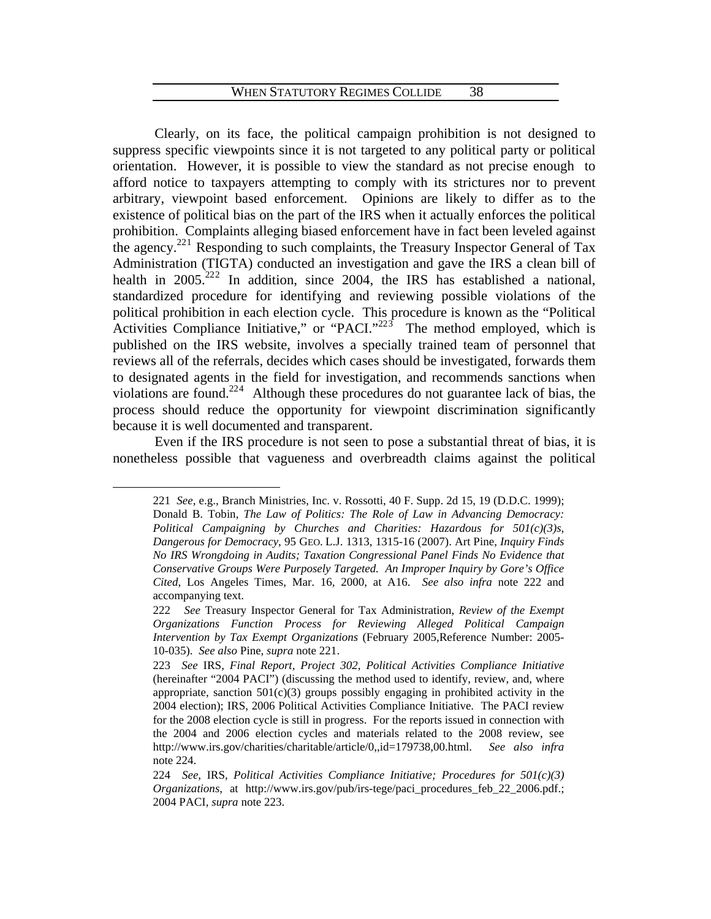Clearly, on its face, the political campaign prohibition is not designed to suppress specific viewpoints since it is not targeted to any political party or political orientation. However, it is possible to view the standard as not precise enough to afford notice to taxpayers attempting to comply with its strictures nor to prevent arbitrary, viewpoint based enforcement. Opinions are likely to differ as to the existence of political bias on the part of the IRS when it actually enforces the political prohibition. Complaints alleging biased enforcement have in fact been leveled against the agency.[221] Responding to such complaints, the Treasury Inspector General of Tax Administration (TIGTA) conducted an investigation and gave the IRS a clean bill of health in 2005.[222] In addition, since 2004, the IRS has established a national, standardized procedure for identifying and reviewing possible violations of the political prohibition in each election cycle. This procedure is known as the "Political Activities Compliance Initiative," or "PACI."[223] The method employed, which is published on the IRS website, involves a specially trained team of personnel that reviews all of the referrals, decides which cases should be investigated, forwards them to designated agents in the field for investigation, and recommends sanctions when violations are found.[224] Although these procedures do not guarantee lack of bias, the process should reduce the opportunity for viewpoint discrimination significantly because it is well documented and transparent.

Even if the IRS procedure is not seen to pose a substantial threat of bias, it is nonetheless possible that vagueness and overbreadth claims against the political

---

221 *See*, e.g., Branch Ministries, Inc. v. Rossotti, 40 F. Supp. 2d 15, 19 (D.D.C. 1999); Donald B. Tobin, *The Law of Politics: The Role of Law in Advancing Democracy: Political Campaigning by Churches and Charities: Hazardous for 501(c)(3)s, Dangerous for Democracy*, 95 GEO. L.J. 1313, 1315-16 (2007). Art Pine, *Inquiry Finds No IRS Wrongdoing in Audits; Taxation Congressional Panel Finds No Evidence that Conservative Groups Were Purposely Targeted. An Improper Inquiry by Gore's Office Cited*, Los Angeles Times, Mar. 16, 2000, at A16. *See also infra* note 222 and accompanying text.

222 *See* Treasury Inspector General for Tax Administration, *Review of the Exempt Organizations Function Process for Reviewing Alleged Political Campaign Intervention by Tax Exempt Organizations* (February 2005,Reference Number: 2005-10-035). *See also* Pine, *supra* note 221.

223 *See* IRS, *Final Report, Project 302, Political Activities Compliance Initiative* (hereinafter "2004 PACI") (discussing the method used to identify, review, and, where appropriate, sanction 501(c)(3) groups possibly engaging in prohibited activity in the 2004 election); IRS, 2006 Political Activities Compliance Initiative. The PACI review for the 2008 election cycle is still in progress. For the reports issued in connection with the 2004 and 2006 election cycles and materials related to the 2008 review, see http://www.irs.gov/charities/charitable/article/0,,id=179738,00.html. *See also infra* note 224.

224 *See*, IRS, *Political Activities Compliance Initiative; Procedures for 501(c)(3) Organizations*, at http://www.irs.gov/pub/irs-tege/paci_procedures_feb_22_2006.pdf.; 2004 PACI, *supra* note 223.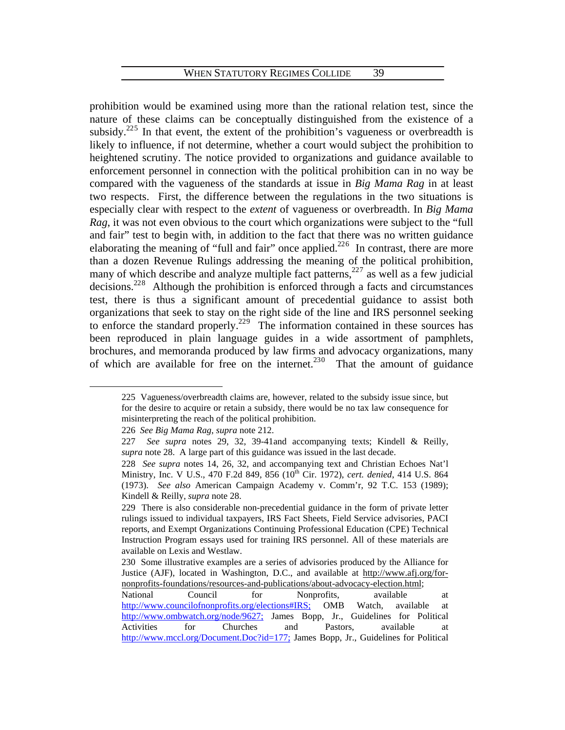prohibition would be examined using more than the rational relation test, since the nature of these claims can be conceptually distinguished from the existence of a subsidy.[225] In that event, the extent of the prohibition's vagueness or overbreadth is likely to influence, if not determine, whether a court would subject the prohibition to heightened scrutiny. The notice provided to organizations and guidance available to enforcement personnel in connection with the political prohibition can in no way be compared with the vagueness of the standards at issue in *Big Mama Rag* in at least two respects. First, the difference between the regulations in the two situations is especially clear with respect to the *extent* of vagueness or overbreadth. In *Big Mama Rag*, it was not even obvious to the court which organizations were subject to the "full and fair" test to begin with, in addition to the fact that there was no written guidance elaborating the meaning of "full and fair" once applied.[226] In contrast, there are more than a dozen Revenue Rulings addressing the meaning of the political prohibition, many of which describe and analyze multiple fact patterns,[227] as well as a few judicial decisions.[228] Although the prohibition is enforced through a facts and circumstances test, there is thus a significant amount of precedential guidance to assist both organizations that seek to stay on the right side of the line and IRS personnel seeking to enforce the standard properly.[229] The information contained in these sources has been reproduced in plain language guides in a wide assortment of pamphlets, brochures, and memoranda produced by law firms and advocacy organizations, many of which are available for free on the internet.[230] That the amount of guidance

---

225 Vagueness/overbreadth claims are, however, related to the subsidy issue since, but for the desire to acquire or retain a subsidy, there would be no tax law consequence for misinterpreting the reach of the political prohibition.

226 *See Big Mama Rag*, *supra* note 212.

227 *See supra* notes 29, 32, 39-41and accompanying texts; Kindell & Reilly, *supra* note 28. A large part of this guidance was issued in the last decade.

228 *See supra* notes 14, 26, 32, and accompanying text and Christian Echoes Nat'l Ministry, Inc. V U.S., 470 F.2d 849, 856 (10th Cir. 1972), *cert. denied*, 414 U.S. 864 (1973). *See also* American Campaign Academy v. Comm'r, 92 T.C. 153 (1989); Kindell & Reilly, *supra* note 28.

229 There is also considerable non-precedential guidance in the form of private letter rulings issued to individual taxpayers, IRS Fact Sheets, Field Service advisories, PACI reports, and Exempt Organizations Continuing Professional Education (CPE) Technical Instruction Program essays used for training IRS personnel. All of these materials are available on Lexis and Westlaw.

230 Some illustrative examples are a series of advisories produced by the Alliance for Justice (AJF), located in Washington, D.C., and available at http://www.afj.org/for-nonprofits-foundations/resources-and-publications/about-advocacy-election.html; National Council for Nonprofits, available at http://www.councilofnonprofits.org/elections#IRS; OMB Watch, available at http://www.ombwatch.org/node/9627; James Bopp, Jr., Guidelines for Political Activities for Churches and Pastors, available at http://www.mccl.org/Document.Doc?id=177; James Bopp, Jr., Guidelines for Political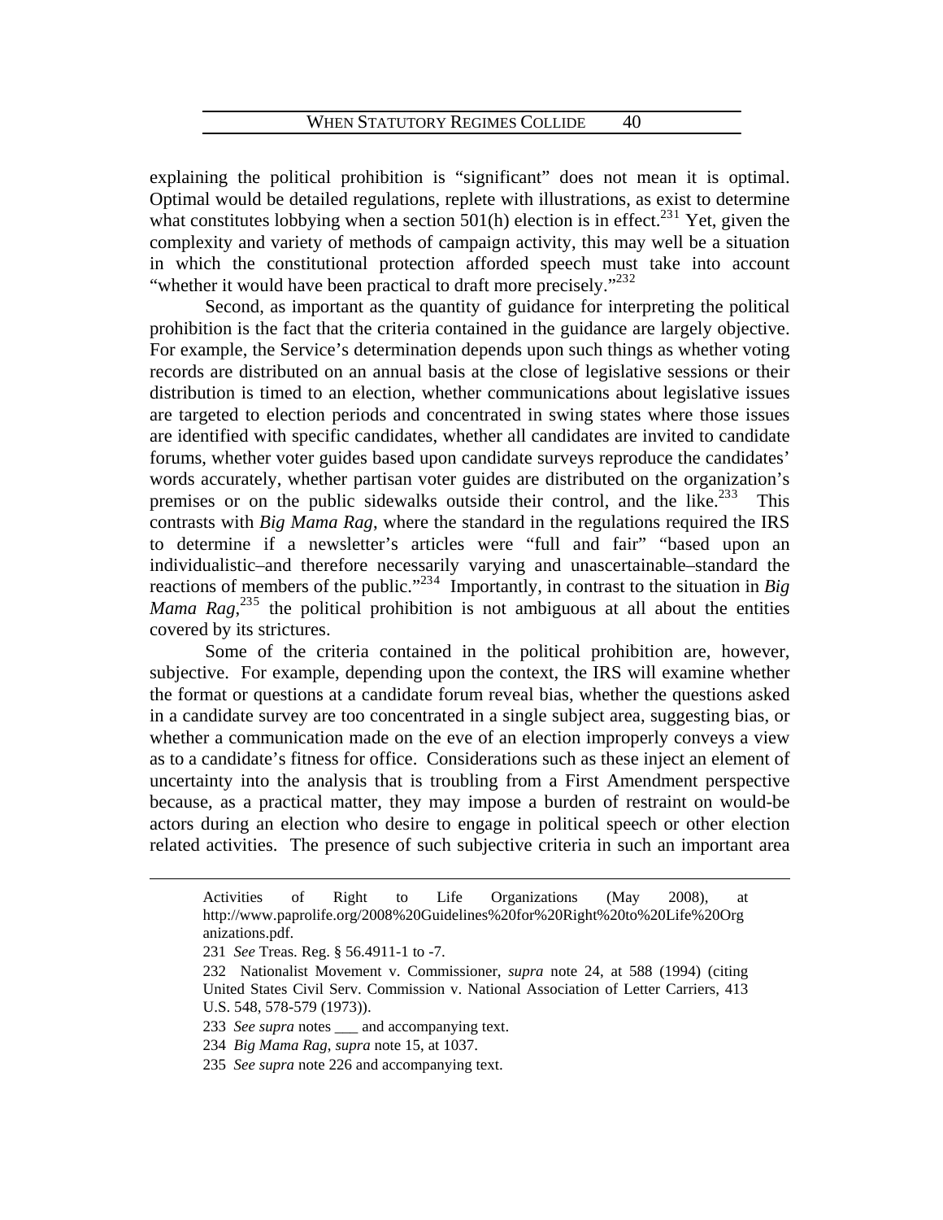explaining the political prohibition is "significant" does not mean it is optimal. Optimal would be detailed regulations, replete with illustrations, as exist to determine what constitutes lobbying when a section 501(h) election is in effect.[231] Yet, given the complexity and variety of methods of campaign activity, this may well be a situation in which the constitutional protection afforded speech must take into account "whether it would have been practical to draft more precisely."[232]

Second, as important as the quantity of guidance for interpreting the political prohibition is the fact that the criteria contained in the guidance are largely objective. For example, the Service's determination depends upon such things as whether voting records are distributed on an annual basis at the close of legislative sessions or their distribution is timed to an election, whether communications about legislative issues are targeted to election periods and concentrated in swing states where those issues are identified with specific candidates, whether all candidates are invited to candidate forums, whether voter guides based upon candidate surveys reproduce the candidates' words accurately, whether partisan voter guides are distributed on the organization's premises or on the public sidewalks outside their control, and the like.[233] This contrasts with *Big Mama Rag*, where the standard in the regulations required the IRS to determine if a newsletter's articles were "full and fair" "based upon an individualistic–and therefore necessarily varying and unascertainable–standard the reactions of members of the public."[234] Importantly, in contrast to the situation in *Big Mama Rag*,[235] the political prohibition is not ambiguous at all about the entities covered by its strictures.

Some of the criteria contained in the political prohibition are, however, subjective. For example, depending upon the context, the IRS will examine whether the format or questions at a candidate forum reveal bias, whether the questions asked in a candidate survey are too concentrated in a single subject area, suggesting bias, or whether a communication made on the eve of an election improperly conveys a view as to a candidate's fitness for office. Considerations such as these inject an element of uncertainty into the analysis that is troubling from a First Amendment perspective because, as a practical matter, they may impose a burden of restraint on would-be actors during an election who desire to engage in political speech or other election related activities. The presence of such subjective criteria in such an important area

---

Activities of Right to Life Organizations (May 2008), at http://www.paprolife.org/2008%20Guidelines%20for%20Right%20to%20Life%20Organizations.pdf.

231 *See* Treas. Reg. § 56.4911-1 to -7.

232 Nationalist Movement v. Commissioner, *supra* note 24, at 588 (1994) (citing United States Civil Serv. Commission v. National Association of Letter Carriers, 413 U.S. 548, 578-579 (1973)).

233 *See supra* notes ___ and accompanying text.

234 *Big Mama Rag*, *supra* note 15, at 1037.

235 *See supra* note 226 and accompanying text.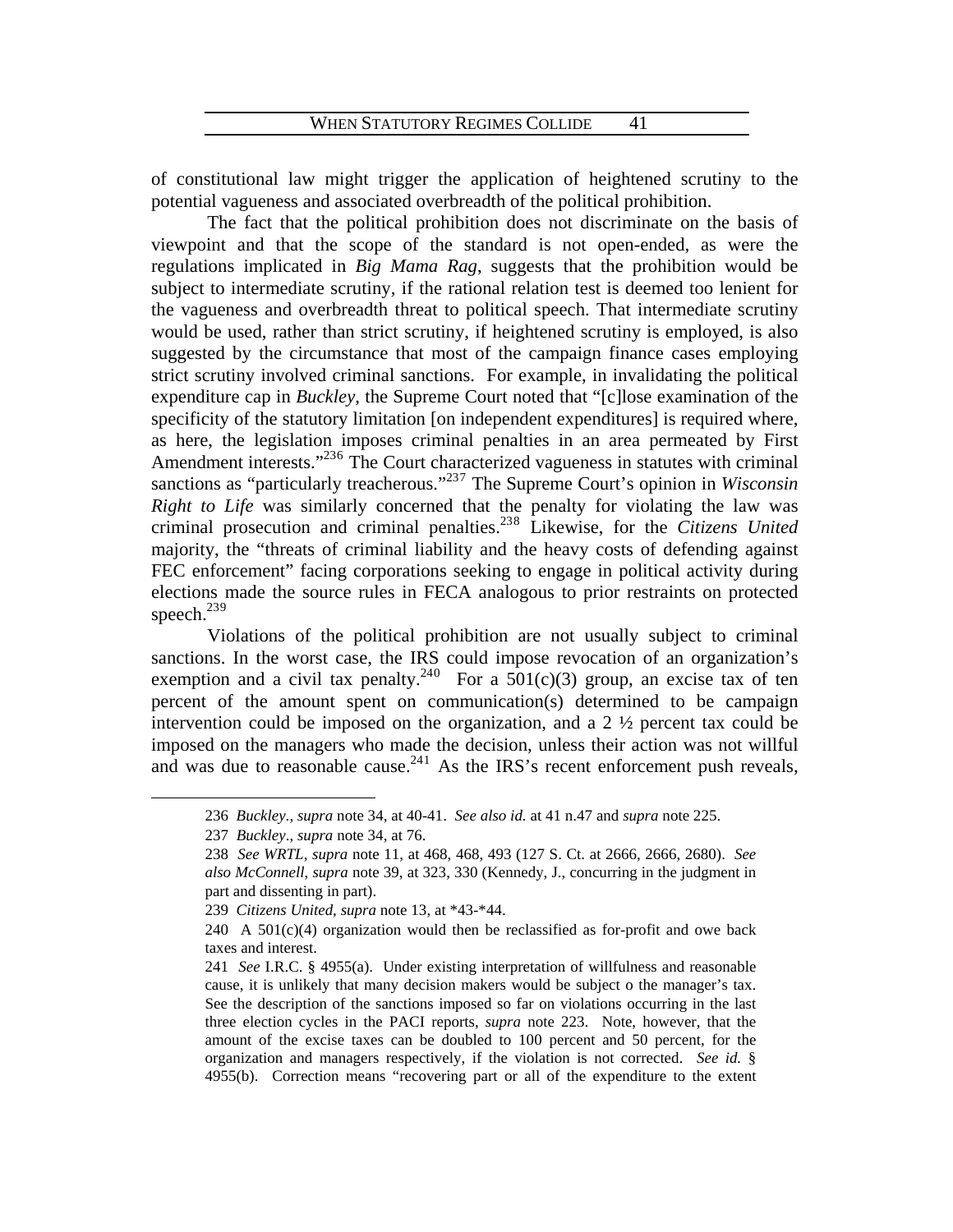of constitutional law might trigger the application of heightened scrutiny to the potential vagueness and associated overbreadth of the political prohibition.

The fact that the political prohibition does not discriminate on the basis of viewpoint and that the scope of the standard is not open-ended, as were the regulations implicated in *Big Mama Rag*, suggests that the prohibition would be subject to intermediate scrutiny, if the rational relation test is deemed too lenient for the vagueness and overbreadth threat to political speech. That intermediate scrutiny would be used, rather than strict scrutiny, if heightened scrutiny is employed, is also suggested by the circumstance that most of the campaign finance cases employing strict scrutiny involved criminal sanctions. For example, in invalidating the political expenditure cap in *Buckley*, the Supreme Court noted that "[c]lose examination of the specificity of the statutory limitation [on independent expenditures] is required where, as here, the legislation imposes criminal penalties in an area permeated by First Amendment interests."[236] The Court characterized vagueness in statutes with criminal sanctions as "particularly treacherous."[237] The Supreme Court's opinion in *Wisconsin Right to Life* was similarly concerned that the penalty for violating the law was criminal prosecution and criminal penalties.[238] Likewise, for the *Citizens United* majority, the "threats of criminal liability and the heavy costs of defending against FEC enforcement" facing corporations seeking to engage in political activity during elections made the source rules in FECA analogous to prior restraints on protected speech.[239]

Violations of the political prohibition are not usually subject to criminal sanctions. In the worst case, the IRS could impose revocation of an organization's exemption and a civil tax penalty.[240] For a 501(c)(3) group, an excise tax of ten percent of the amount spent on communication(s) determined to be campaign intervention could be imposed on the organization, and a 2 ½ percent tax could be imposed on the managers who made the decision, unless their action was not willful and was due to reasonable cause.[241] As the IRS's recent enforcement push reveals,

---

236 *Buckley.*, *supra* note 34, at 40-41. *See also id.* at 41 n.47 and *supra* note 225.

237 *Buckley*., *supra* note 34, at 76.

238 *See WRTL*, *supra* note 11, at 468, 468, 493 (127 S. Ct. at 2666, 2666, 2680). *See also McConnell*, *supra* note 39, at 323, 330 (Kennedy, J., concurring in the judgment in part and dissenting in part).

239 *Citizens United*, *supra* note 13, at *43-*44.

240 A 501(c)(4) organization would then be reclassified as for-profit and owe back taxes and interest.

241 *See* I.R.C. § 4955(a). Under existing interpretation of willfulness and reasonable cause, it is unlikely that many decision makers would be subject o the manager's tax. See the description of the sanctions imposed so far on violations occurring in the last three election cycles in the PACI reports, *supra* note 223. Note, however, that the amount of the excise taxes can be doubled to 100 percent and 50 percent, for the organization and managers respectively, if the violation is not corrected. *See id.* § 4955(b). Correction means "recovering part or all of the expenditure to the extent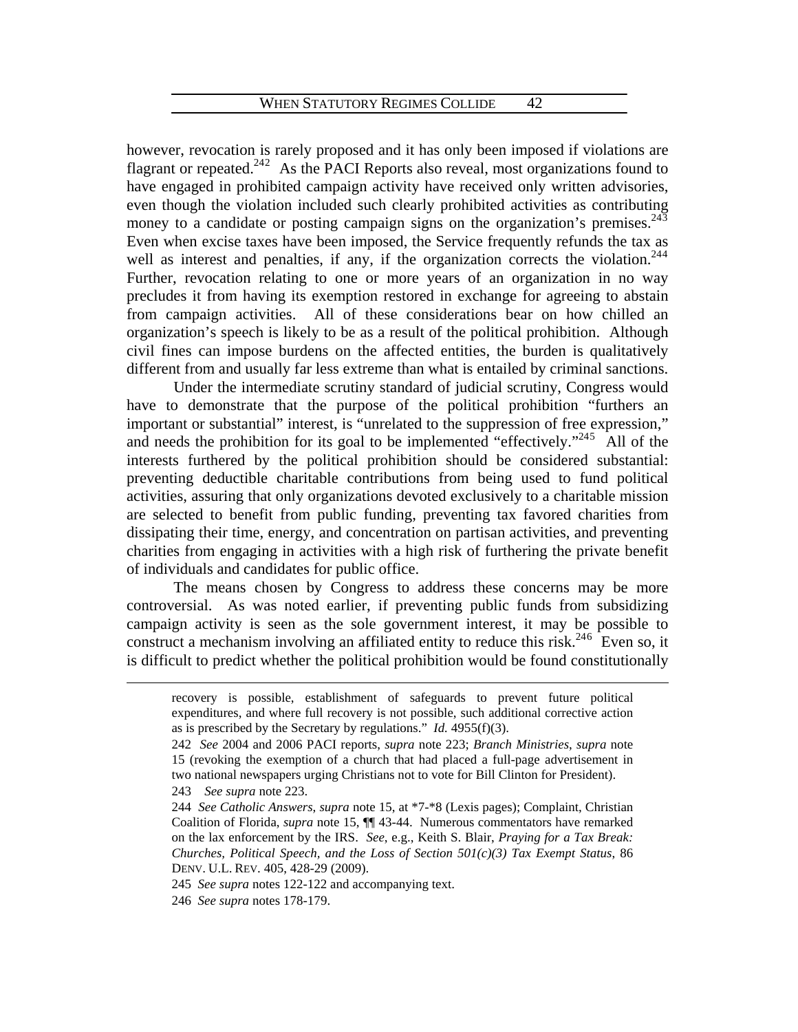however, revocation is rarely proposed and it has only been imposed if violations are flagrant or repeated.[242] As the PACI Reports also reveal, most organizations found to have engaged in prohibited campaign activity have received only written advisories, even though the violation included such clearly prohibited activities as contributing money to a candidate or posting campaign signs on the organization's premises.[243] Even when excise taxes have been imposed, the Service frequently refunds the tax as well as interest and penalties, if any, if the organization corrects the violation.[244] Further, revocation relating to one or more years of an organization in no way precludes it from having its exemption restored in exchange for agreeing to abstain from campaign activities. All of these considerations bear on how chilled an organization's speech is likely to be as a result of the political prohibition. Although civil fines can impose burdens on the affected entities, the burden is qualitatively different from and usually far less extreme than what is entailed by criminal sanctions.

Under the intermediate scrutiny standard of judicial scrutiny, Congress would have to demonstrate that the purpose of the political prohibition "furthers an important or substantial" interest, is "unrelated to the suppression of free expression," and needs the prohibition for its goal to be implemented "effectively."[245] All of the interests furthered by the political prohibition should be considered substantial: preventing deductible charitable contributions from being used to fund political activities, assuring that only organizations devoted exclusively to a charitable mission are selected to benefit from public funding, preventing tax favored charities from dissipating their time, energy, and concentration on partisan activities, and preventing charities from engaging in activities with a high risk of furthering the private benefit of individuals and candidates for public office.

The means chosen by Congress to address these concerns may be more controversial. As was noted earlier, if preventing public funds from subsidizing campaign activity is seen as the sole government interest, it may be possible to construct a mechanism involving an affiliated entity to reduce this risk.[246] Even so, it is difficult to predict whether the political prohibition would be found constitutionally

---

recovery is possible, establishment of safeguards to prevent future political expenditures, and where full recovery is not possible, such additional corrective action as is prescribed by the Secretary by regulations." *Id.* 4955(f)(3).

242 *See* 2004 and 2006 PACI reports, *supra* note 223; *Branch Ministries*, *supra* note 15 (revoking the exemption of a church that had placed a full-page advertisement in two national newspapers urging Christians not to vote for Bill Clinton for President).

243 *See supra* note 223.

244 *See Catholic Answers*, *supra* note 15, at *7-*8 (Lexis pages); Complaint, Christian Coalition of Florida, *supra* note 15, ¶¶ 43-44. Numerous commentators have remarked on the lax enforcement by the IRS. *See*, e.g., Keith S. Blair, *Praying for a Tax Break: Churches, Political Speech, and the Loss of Section 501(c)(3) Tax Exempt Status*, 86 DENV. U.L. REV. 405, 428-29 (2009).

245 *See supra* notes 122-122 and accompanying text.

246 *See supra* notes 178-179.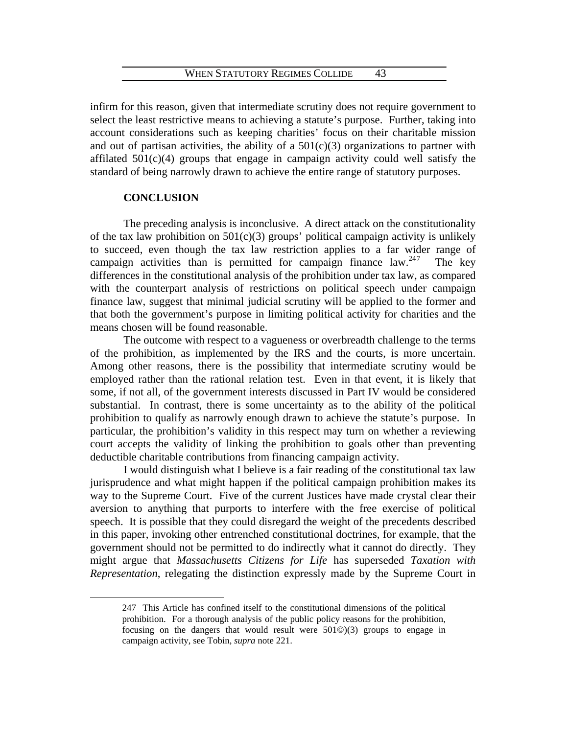infirm for this reason, given that intermediate scrutiny does not require government to select the least restrictive means to achieving a statute's purpose. Further, taking into account considerations such as keeping charities' focus on their charitable mission and out of partisan activities, the ability of a 501(c)(3) organizations to partner with affilated 501(c)(4) groups that engage in campaign activity could well satisfy the standard of being narrowly drawn to achieve the entire range of statutory purposes.

## CONCLUSION

The preceding analysis is inconclusive. A direct attack on the constitutionality of the tax law prohibition on 501(c)(3) groups' political campaign activity is unlikely to succeed, even though the tax law restriction applies to a far wider range of campaign activities than is permitted for campaign finance law.[247] The key differences in the constitutional analysis of the prohibition under tax law, as compared with the counterpart analysis of restrictions on political speech under campaign finance law, suggest that minimal judicial scrutiny will be applied to the former and that both the government's purpose in limiting political activity for charities and the means chosen will be found reasonable.

The outcome with respect to a vagueness or overbreadth challenge to the terms of the prohibition, as implemented by the IRS and the courts, is more uncertain. Among other reasons, there is the possibility that intermediate scrutiny would be employed rather than the rational relation test. Even in that event, it is likely that some, if not all, of the government interests discussed in Part IV would be considered substantial. In contrast, there is some uncertainty as to the ability of the political prohibition to qualify as narrowly enough drawn to achieve the statute's purpose. In particular, the prohibition's validity in this respect may turn on whether a reviewing court accepts the validity of linking the prohibition to goals other than preventing deductible charitable contributions from financing campaign activity.

I would distinguish what I believe is a fair reading of the constitutional tax law jurisprudence and what might happen if the political campaign prohibition makes its way to the Supreme Court. Five of the current Justices have made crystal clear their aversion to anything that purports to interfere with the free exercise of political speech. It is possible that they could disregard the weight of the precedents described in this paper, invoking other entrenched constitutional doctrines, for example, that the government should not be permitted to do indirectly what it cannot do directly. They might argue that *Massachusetts Citizens for Life* has superseded *Taxation with Representation*, relegating the distinction expressly made by the Supreme Court in

---

247 This Article has confined itself to the constitutional dimensions of the political prohibition. For a thorough analysis of the public policy reasons for the prohibition, focusing on the dangers that would result were 501©)(3) groups to engage in campaign activity, see Tobin, *supra* note 221.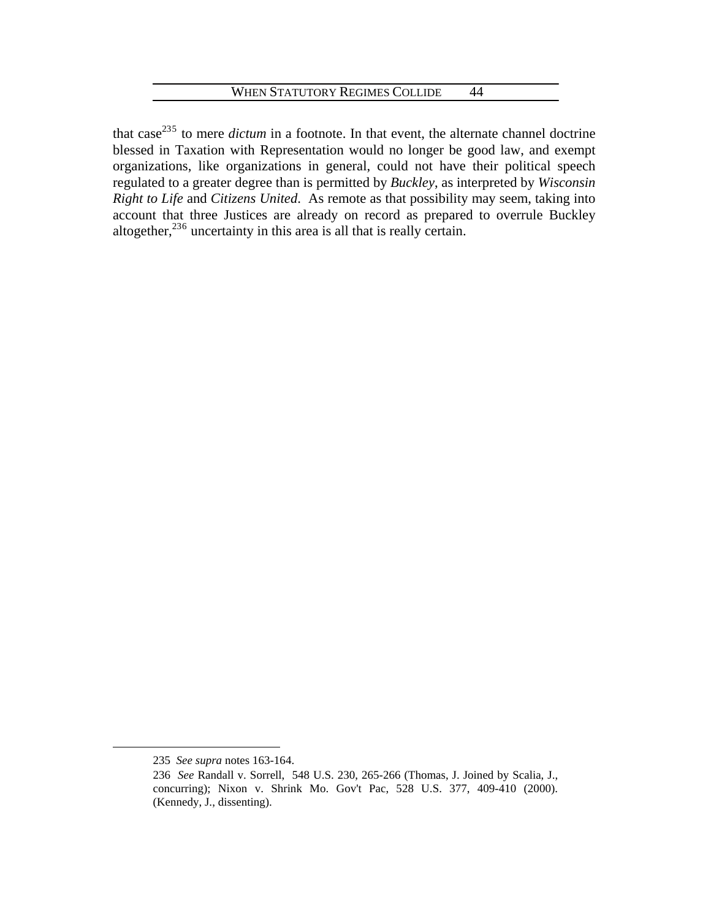that case[235] to mere *dictum* in a footnote. In that event, the alternate channel doctrine blessed in Taxation with Representation would no longer be good law, and exempt organizations, like organizations in general, could not have their political speech regulated to a greater degree than is permitted by *Buckley*, as interpreted by *Wisconsin Right to Life* and *Citizens United*. As remote as that possibility may seem, taking into account that three Justices are already on record as prepared to overrule Buckley altogether,[236] uncertainty in this area is all that is really certain.

---

235 *See supra* notes 163-164.

236 *See* Randall v. Sorrell, 548 U.S. 230, 265-266 (Thomas, J. Joined by Scalia, J., concurring); Nixon v. Shrink Mo. Gov't Pac, 528 U.S. 377, 409-410 (2000). (Kennedy, J., dissenting).